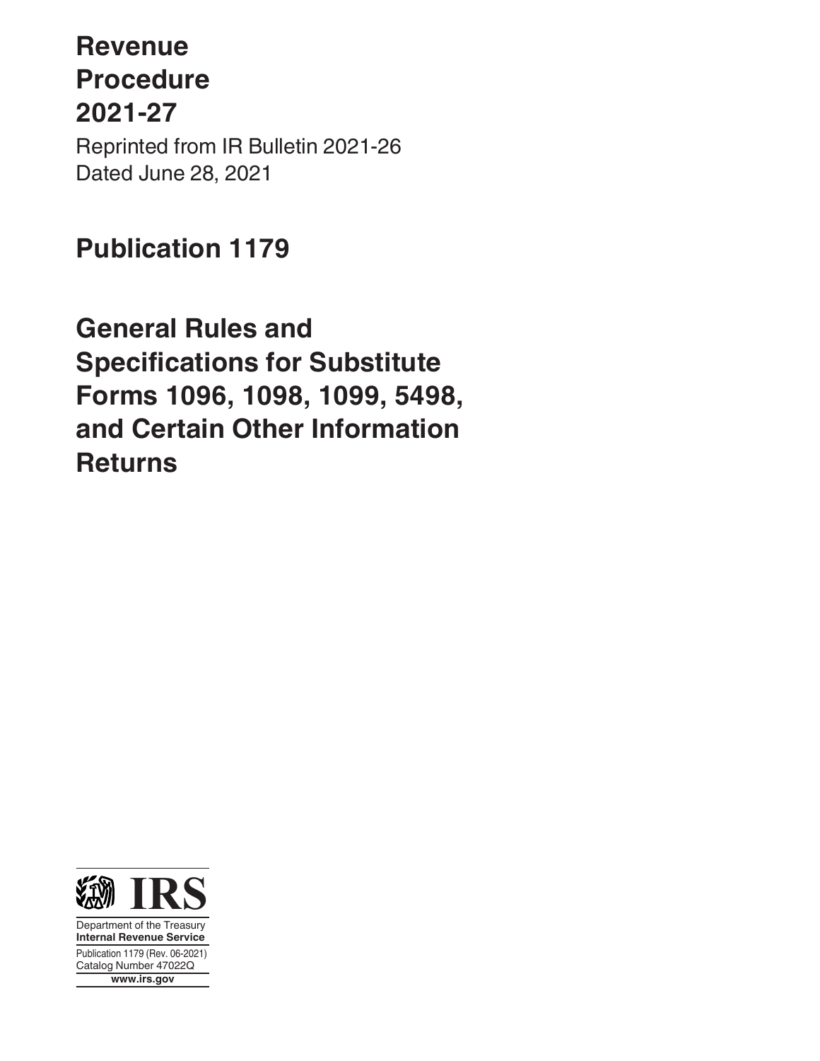# Revenue Procedure 2021-27

Reprinted from IR Bulletin 2021-26
Dated June 28, 2021

# Publication 1179

# General Rules and Specifications for Substitute Forms 1096, 1098, 1099, 5498, and Certain Other Information Returns

IRS
Department of the Treasury
**Internal Revenue Service**
Publication 1179 (Rev. 06-2021)
Catalog Number 47022Q
**www.irs.gov**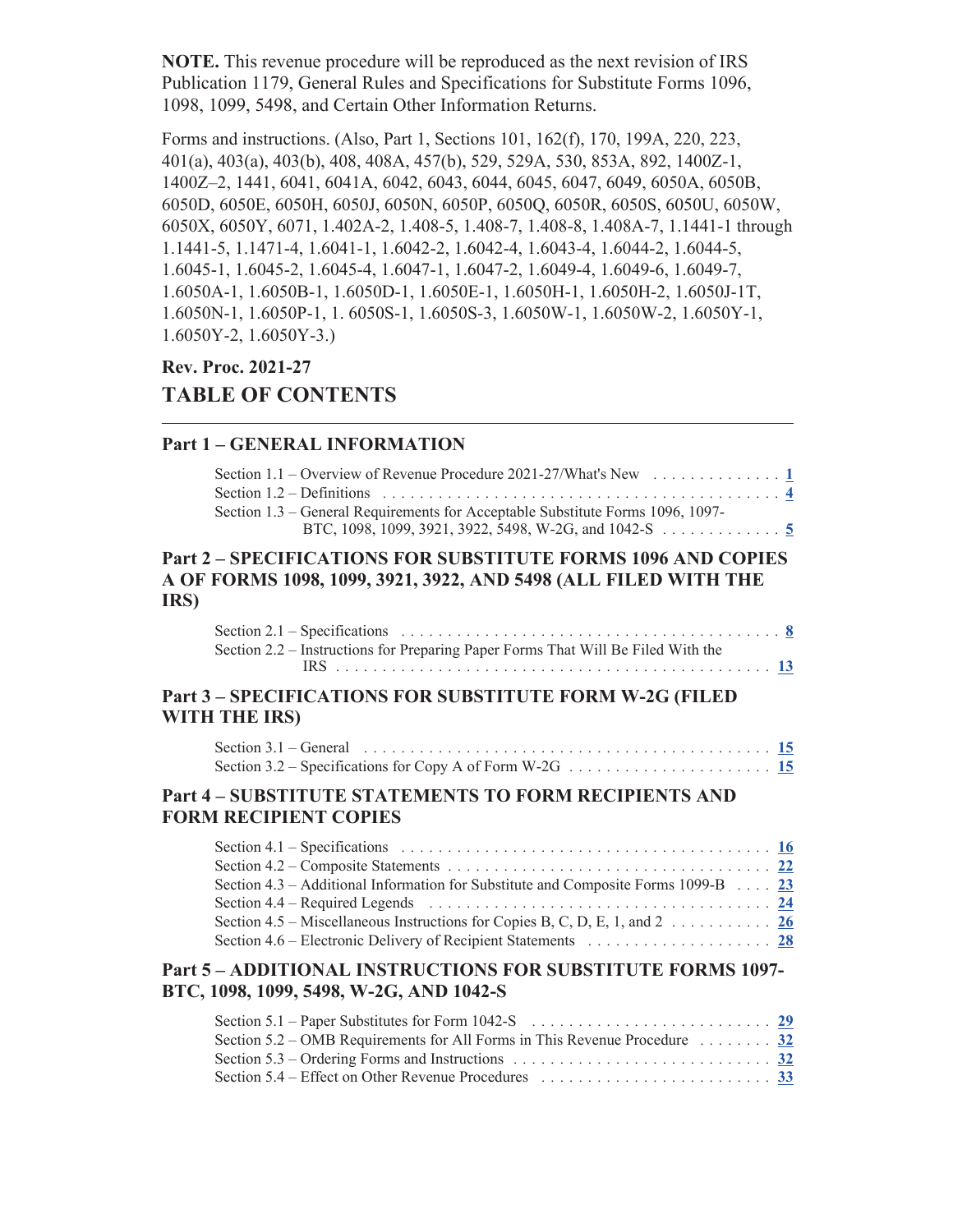**NOTE.** This revenue procedure will be reproduced as the next revision of IRS Publication 1179, General Rules and Specifications for Substitute Forms 1096, 1098, 1099, 5498, and Certain Other Information Returns.

Forms and instructions. (Also, Part 1, Sections 101, 162(f), 170, 199A, 220, 223, 401(a), 403(a), 403(b), 408, 408A, 457(b), 529, 529A, 530, 853A, 892, 1400Z-1, 1400Z–2, 1441, 6041, 6041A, 6042, 6043, 6044, 6045, 6047, 6049, 6050A, 6050B, 6050D, 6050E, 6050H, 6050J, 6050N, 6050P, 6050Q, 6050R, 6050S, 6050U, 6050W, 6050X, 6050Y, 6071, 1.402A-2, 1.408-5, 1.408-7, 1.408-8, 1.408A-7, 1.1441-1 through 1.1441-5, 1.1471-4, 1.6041-1, 1.6042-2, 1.6042-4, 1.6043-4, 1.6044-2, 1.6044-5, 1.6045-1, 1.6045-2, 1.6045-4, 1.6047-1, 1.6047-2, 1.6049-4, 1.6049-6, 1.6049-7, 1.6050A-1, 1.6050B-1, 1.6050D-1, 1.6050E-1, 1.6050H-1, 1.6050H-2, 1.6050J-1T, 1.6050N-1, 1.6050P-1, 1. 6050S-1, 1.6050S-3, 1.6050W-1, 1.6050W-2, 1.6050Y-1, 1.6050Y-2, 1.6050Y-3.)

**Rev. Proc. 2021-27**

# TABLE OF CONTENTS

## Part 1 – GENERAL INFORMATION

- Section 1.1 – Overview of Revenue Procedure 2021-27/What's New . . . . . . . . . . . . . . 1
- Section 1.2 – Definitions . . . . . . . . . . . . . . . . . . . . . . . . . . . . . . . . . . . . . . . . . . . 4
- Section 1.3 – General Requirements for Acceptable Substitute Forms 1096, 1097-BTC, 1098, 1099, 3921, 3922, 5498, W-2G, and 1042-S . . . . . . . . . . . . . 5

## Part 2 – SPECIFICATIONS FOR SUBSTITUTE FORMS 1096 AND COPIES A OF FORMS 1098, 1099, 3921, 3922, AND 5498 (ALL FILED WITH THE IRS)

- Section 2.1 – Specifications . . . . . . . . . . . . . . . . . . . . . . . . . . . . . . . . . . . . . . . . . 8
- Section 2.2 – Instructions for Preparing Paper Forms That Will Be Filed With the IRS . . . . . . . . . . . . . . . . . . . . . . . . . . . . . . . . . . . . . . . . . . . . . . . 13

## Part 3 – SPECIFICATIONS FOR SUBSTITUTE FORM W-2G (FILED WITH THE IRS)

- Section 3.1 – General . . . . . . . . . . . . . . . . . . . . . . . . . . . . . . . . . . . . . . . . . . . . . 15
- Section 3.2 – Specifications for Copy A of Form W-2G . . . . . . . . . . . . . . . . . . . . . . 15

## Part 4 – SUBSTITUTE STATEMENTS TO FORM RECIPIENTS AND FORM RECIPIENT COPIES

- Section 4.1 – Specifications . . . . . . . . . . . . . . . . . . . . . . . . . . . . . . . . . . . . . . . . . 16
- Section 4.2 – Composite Statements . . . . . . . . . . . . . . . . . . . . . . . . . . . . . . . . . . . 22
- Section 4.3 – Additional Information for Substitute and Composite Forms 1099-B . . . . 23
- Section 4.4 – Required Legends . . . . . . . . . . . . . . . . . . . . . . . . . . . . . . . . . . . . . 24
- Section 4.5 – Miscellaneous Instructions for Copies B, C, D, E, 1, and 2 . . . . . . . . . . . 26
- Section 4.6 – Electronic Delivery of Recipient Statements . . . . . . . . . . . . . . . . . . . . 28

## Part 5 – ADDITIONAL INSTRUCTIONS FOR SUBSTITUTE FORMS 1097-BTC, 1098, 1099, 5498, W-2G, AND 1042-S

- Section 5.1 – Paper Substitutes for Form 1042-S . . . . . . . . . . . . . . . . . . . . . . . . . . 29
- Section 5.2 – OMB Requirements for All Forms in This Revenue Procedure . . . . . . . . 32
- Section 5.3 – Ordering Forms and Instructions . . . . . . . . . . . . . . . . . . . . . . . . . . . . 32
- Section 5.4 – Effect on Other Revenue Procedures . . . . . . . . . . . . . . . . . . . . . . . . . 33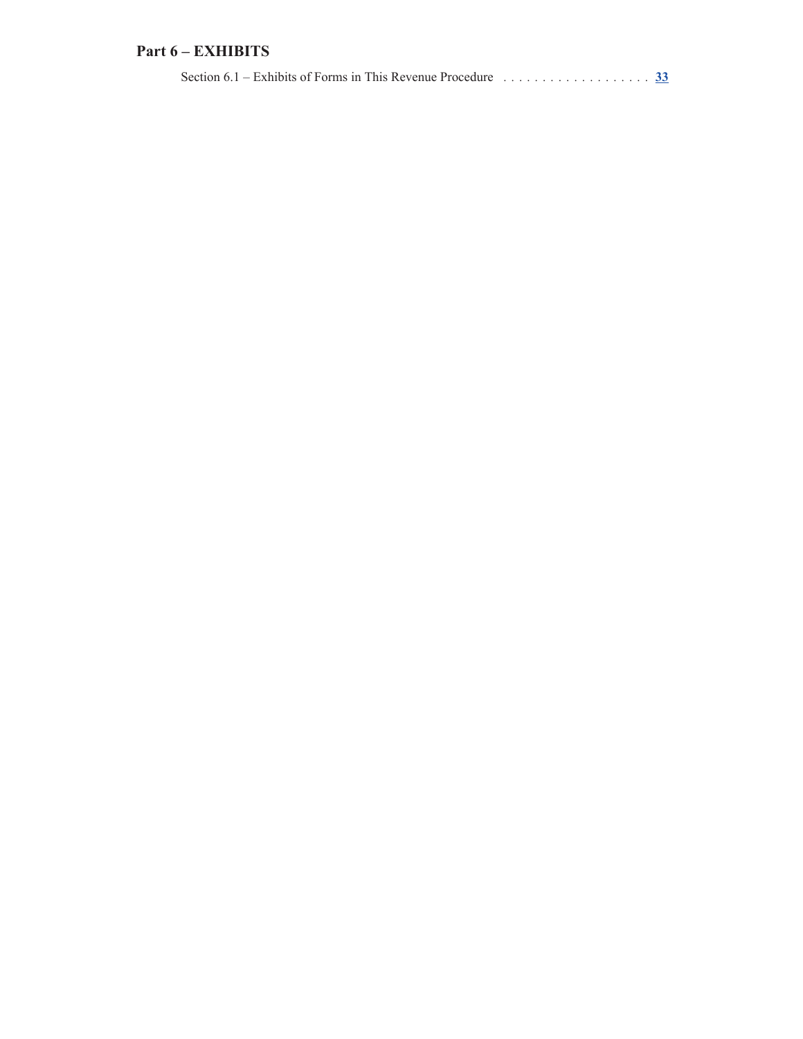## Part 6 – EXHIBITS

Section 6.1 – Exhibits of Forms in This Revenue Procedure . . . . . . . . . . . . . . . . . . . 33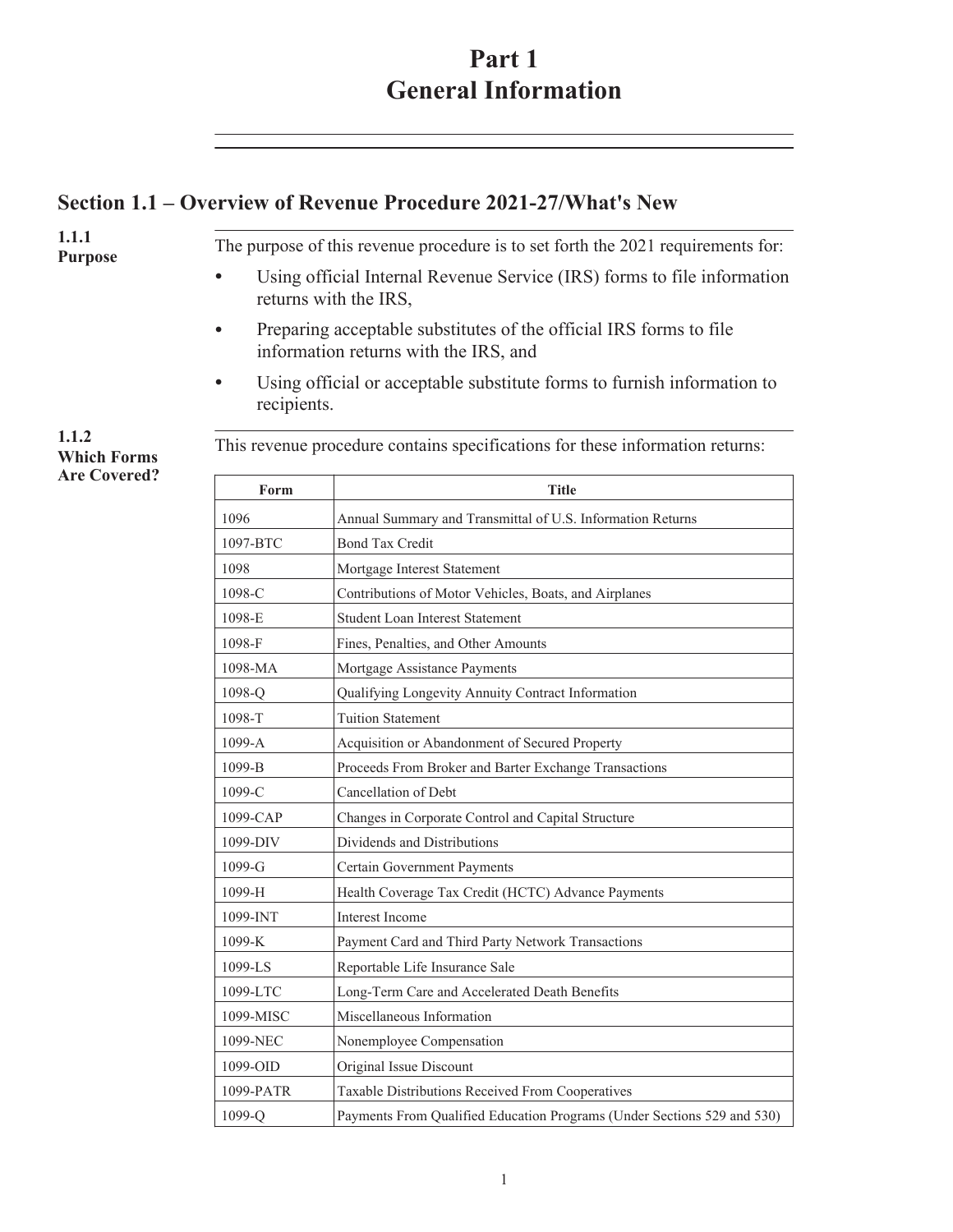# Part 1
# General Information

## Section 1.1 – Overview of Revenue Procedure 2021-27/What's New

### 1.1.1 Purpose

The purpose of this revenue procedure is to set forth the 2021 requirements for:

- Using official Internal Revenue Service (IRS) forms to file information returns with the IRS,
- Preparing acceptable substitutes of the official IRS forms to file information returns with the IRS, and
- Using official or acceptable substitute forms to furnish information to recipients.

### 1.1.2 Which Forms Are Covered?

This revenue procedure contains specifications for these information returns:

| Form | Title |
| --- | --- |
| 1096 | Annual Summary and Transmittal of U.S. Information Returns |
| 1097-BTC | Bond Tax Credit |
| 1098 | Mortgage Interest Statement |
| 1098-C | Contributions of Motor Vehicles, Boats, and Airplanes |
| 1098-E | Student Loan Interest Statement |
| 1098-F | Fines, Penalties, and Other Amounts |
| 1098-MA | Mortgage Assistance Payments |
| 1098-Q | Qualifying Longevity Annuity Contract Information |
| 1098-T | Tuition Statement |
| 1099-A | Acquisition or Abandonment of Secured Property |
| 1099-B | Proceeds From Broker and Barter Exchange Transactions |
| 1099-C | Cancellation of Debt |
| 1099-CAP | Changes in Corporate Control and Capital Structure |
| 1099-DIV | Dividends and Distributions |
| 1099-G | Certain Government Payments |
| 1099-H | Health Coverage Tax Credit (HCTC) Advance Payments |
| 1099-INT | Interest Income |
| 1099-K | Payment Card and Third Party Network Transactions |
| 1099-LS | Reportable Life Insurance Sale |
| 1099-LTC | Long-Term Care and Accelerated Death Benefits |
| 1099-MISC | Miscellaneous Information |
| 1099-NEC | Nonemployee Compensation |
| 1099-OID | Original Issue Discount |
| 1099-PATR | Taxable Distributions Received From Cooperatives |
| 1099-Q | Payments From Qualified Education Programs (Under Sections 529 and 530) |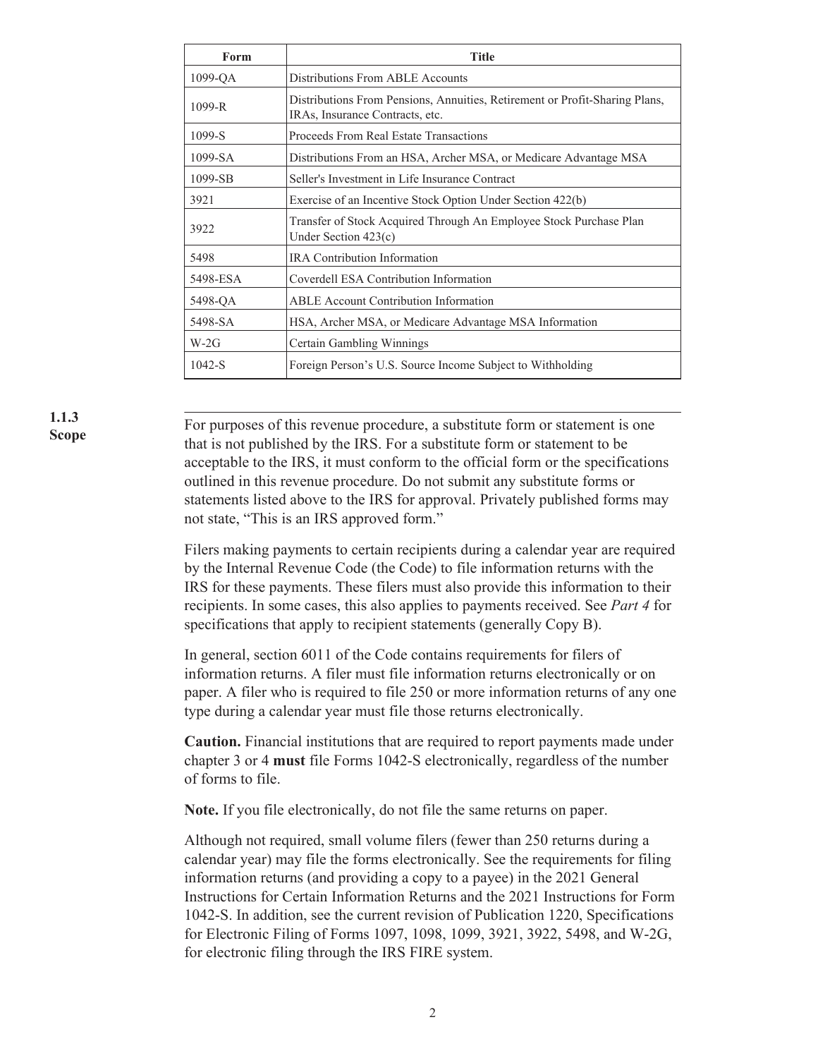| Form | Title |
|---|---|
| 1099-QA | Distributions From ABLE Accounts |
| 1099-R | Distributions From Pensions, Annuities, Retirement or Profit-Sharing Plans, IRAs, Insurance Contracts, etc. |
| 1099-S | Proceeds From Real Estate Transactions |
| 1099-SA | Distributions From an HSA, Archer MSA, or Medicare Advantage MSA |
| 1099-SB | Seller's Investment in Life Insurance Contract |
| 3921 | Exercise of an Incentive Stock Option Under Section 422(b) |
| 3922 | Transfer of Stock Acquired Through An Employee Stock Purchase Plan Under Section 423(c) |
| 5498 | IRA Contribution Information |
| 5498-ESA | Coverdell ESA Contribution Information |
| 5498-QA | ABLE Account Contribution Information |
| 5498-SA | HSA, Archer MSA, or Medicare Advantage MSA Information |
| W-2G | Certain Gambling Winnings |
| 1042-S | Foreign Person's U.S. Source Income Subject to Withholding |

### 1.1.3 Scope

For purposes of this revenue procedure, a substitute form or statement is one that is not published by the IRS. For a substitute form or statement to be acceptable to the IRS, it must conform to the official form or the specifications outlined in this revenue procedure. Do not submit any substitute forms or statements listed above to the IRS for approval. Privately published forms may not state, "This is an IRS approved form."

Filers making payments to certain recipients during a calendar year are required by the Internal Revenue Code (the Code) to file information returns with the IRS for these payments. These filers must also provide this information to their recipients. In some cases, this also applies to payments received. See *Part 4* for specifications that apply to recipient statements (generally Copy B).

In general, section 6011 of the Code contains requirements for filers of information returns. A filer must file information returns electronically or on paper. A filer who is required to file 250 or more information returns of any one type during a calendar year must file those returns electronically.

**Caution.** Financial institutions that are required to report payments made under chapter 3 or 4 **must** file Forms 1042-S electronically, regardless of the number of forms to file.

**Note.** If you file electronically, do not file the same returns on paper.

Although not required, small volume filers (fewer than 250 returns during a calendar year) may file the forms electronically. See the requirements for filing information returns (and providing a copy to a payee) in the 2021 General Instructions for Certain Information Returns and the 2021 Instructions for Form 1042-S. In addition, see the current revision of Publication 1220, Specifications for Electronic Filing of Forms 1097, 1098, 1099, 3921, 3922, 5498, and W-2G, for electronic filing through the IRS FIRE system.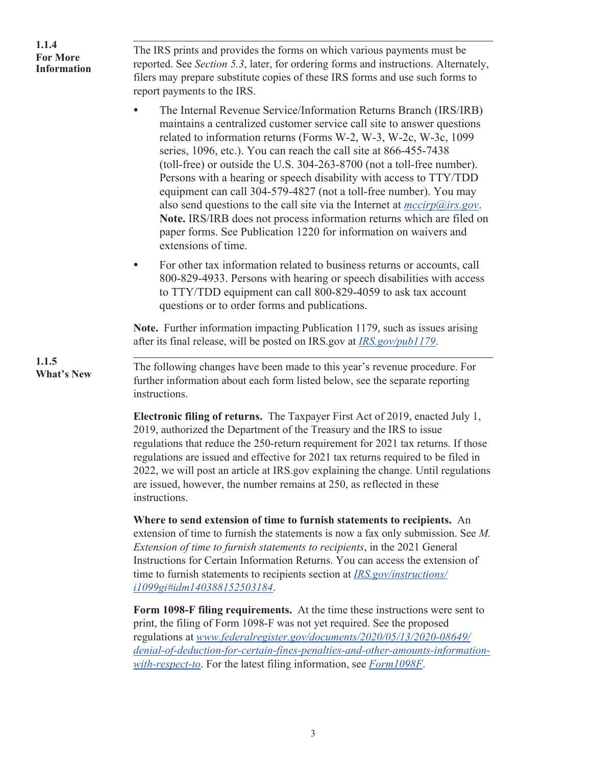### 1.1.4 For More Information

The IRS prints and provides the forms on which various payments must be reported. See *Section 5.3*, later, for ordering forms and instructions. Alternately, filers may prepare substitute copies of these IRS forms and use such forms to report payments to the IRS.

- The Internal Revenue Service/Information Returns Branch (IRS/IRB) maintains a centralized customer service call site to answer questions related to information returns (Forms W-2, W-3, W-2c, W-3c, 1099 series, 1096, etc.). You can reach the call site at 866-455-7438 (toll-free) or outside the U.S. 304-263-8700 (not a toll-free number). Persons with a hearing or speech disability with access to TTY/TDD equipment can call 304-579-4827 (not a toll-free number). You may also send questions to the call site via the Internet at *mccirp@irs.gov*. **Note.** IRS/IRB does not process information returns which are filed on paper forms. See Publication 1220 for information on waivers and extensions of time.
- For other tax information related to business returns or accounts, call 800-829-4933. Persons with hearing or speech disabilities with access to TTY/TDD equipment can call 800-829-4059 to ask tax account questions or to order forms and publications.

**Note.** Further information impacting Publication 1179, such as issues arising after its final release, will be posted on IRS.gov at *IRS.gov/pub1179*.

### 1.1.5 What's New

The following changes have been made to this year's revenue procedure. For further information about each form listed below, see the separate reporting instructions.

**Electronic filing of returns.** The Taxpayer First Act of 2019, enacted July 1, 2019, authorized the Department of the Treasury and the IRS to issue regulations that reduce the 250-return requirement for 2021 tax returns. If those regulations are issued and effective for 2021 tax returns required to be filed in 2022, we will post an article at IRS.gov explaining the change. Until regulations are issued, however, the number remains at 250, as reflected in these instructions.

**Where to send extension of time to furnish statements to recipients.** An extension of time to furnish the statements is now a fax only submission. See *M. Extension of time to furnish statements to recipients*, in the 2021 General Instructions for Certain Information Returns. You can access the extension of time to furnish statements to recipients section at *IRS.gov/instructions/i1099gi#idm140388152503184*.

**Form 1098-F filing requirements.** At the time these instructions were sent to print, the filing of Form 1098-F was not yet required. See the proposed regulations at *www.federalregister.gov/documents/2020/05/13/2020-08649/denial-of-deduction-for-certain-fines-penalties-and-other-amounts-information-with-respect-to*. For the latest filing information, see *Form1098F*.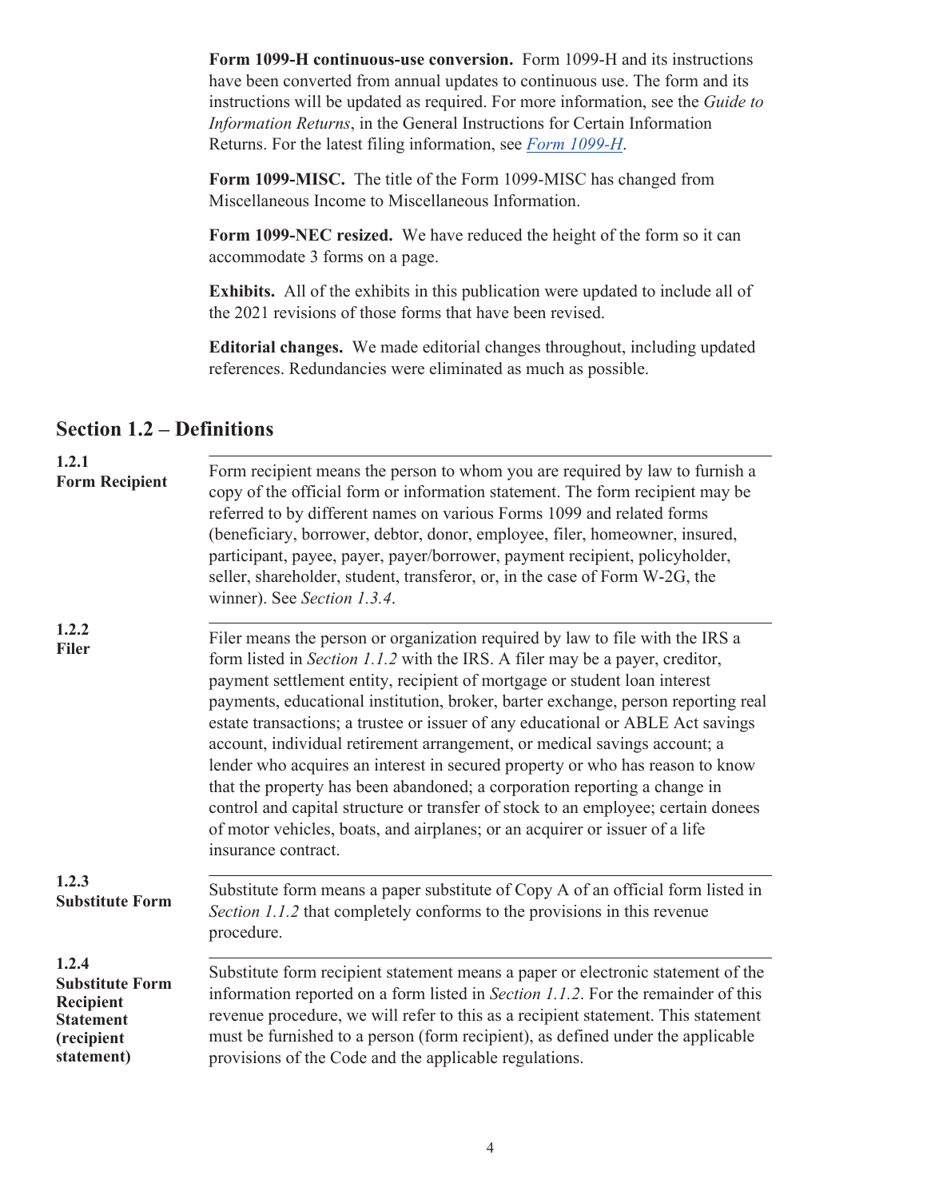**Form 1099-H continuous-use conversion.** Form 1099-H and its instructions have been converted from annual updates to continuous use. The form and its instructions will be updated as required. For more information, see the *Guide to Information Returns*, in the General Instructions for Certain Information Returns. For the latest filing information, see [*Form 1099-H*](#).

**Form 1099-MISC.** The title of the Form 1099-MISC has changed from Miscellaneous Income to Miscellaneous Information.

**Form 1099-NEC resized.** We have reduced the height of the form so it can accommodate 3 forms on a page.

**Exhibits.** All of the exhibits in this publication were updated to include all of the 2021 revisions of those forms that have been revised.

**Editorial changes.** We made editorial changes throughout, including updated references. Redundancies were eliminated as much as possible.

## Section 1.2 – Definitions

**1.2.1 Form Recipient**

Form recipient means the person to whom you are required by law to furnish a copy of the official form or information statement. The form recipient may be referred to by different names on various Forms 1099 and related forms (beneficiary, borrower, debtor, donor, employee, filer, homeowner, insured, participant, payee, payer, payer/borrower, payment recipient, policyholder, seller, shareholder, student, transferor, or, in the case of Form W-2G, the winner). See *Section 1.3.4*.

**1.2.2 Filer**

Filer means the person or organization required by law to file with the IRS a form listed in *Section 1.1.2* with the IRS. A filer may be a payer, creditor, payment settlement entity, recipient of mortgage or student loan interest payments, educational institution, broker, barter exchange, person reporting real estate transactions; a trustee or issuer of any educational or ABLE Act savings account, individual retirement arrangement, or medical savings account; a lender who acquires an interest in secured property or who has reason to know that the property has been abandoned; a corporation reporting a change in control and capital structure or transfer of stock to an employee; certain donees of motor vehicles, boats, and airplanes; or an acquirer or issuer of a life insurance contract.

**1.2.3 Substitute Form**

Substitute form means a paper substitute of Copy A of an official form listed in *Section 1.1.2* that completely conforms to the provisions in this revenue procedure.

**1.2.4 Substitute Form Recipient Statement (recipient statement)**

Substitute form recipient statement means a paper or electronic statement of the information reported on a form listed in *Section 1.1.2*. For the remainder of this revenue procedure, we will refer to this as a recipient statement. This statement must be furnished to a person (form recipient), as defined under the applicable provisions of the Code and the applicable regulations.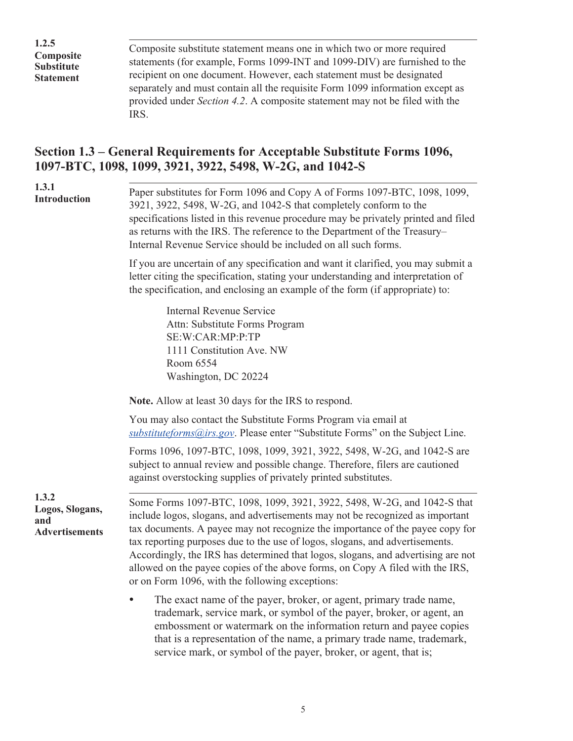### 1.2.5 Composite Substitute Statement

Composite substitute statement means one in which two or more required statements (for example, Forms 1099-INT and 1099-DIV) are furnished to the recipient on one document. However, each statement must be designated separately and must contain all the requisite Form 1099 information except as provided under *Section 4.2*. A composite statement may not be filed with the IRS.

## Section 1.3 – General Requirements for Acceptable Substitute Forms 1096, 1097-BTC, 1098, 1099, 3921, 3922, 5498, W-2G, and 1042-S

### 1.3.1 Introduction

Paper substitutes for Form 1096 and Copy A of Forms 1097-BTC, 1098, 1099, 3921, 3922, 5498, W-2G, and 1042-S that completely conform to the specifications listed in this revenue procedure may be privately printed and filed as returns with the IRS. The reference to the Department of the Treasury–Internal Revenue Service should be included on all such forms.

If you are uncertain of any specification and want it clarified, you may submit a letter citing the specification, stating your understanding and interpretation of the specification, and enclosing an example of the form (if appropriate) to:

Internal Revenue Service
Attn: Substitute Forms Program
SE:W:CAR:MP:P:TP
1111 Constitution Ave. NW
Room 6554
Washington, DC 20224

**Note.** Allow at least 30 days for the IRS to respond.

You may also contact the Substitute Forms Program via email at *substituteforms@irs.gov*. Please enter "Substitute Forms" on the Subject Line.

Forms 1096, 1097-BTC, 1098, 1099, 3921, 3922, 5498, W-2G, and 1042-S are subject to annual review and possible change. Therefore, filers are cautioned against overstocking supplies of privately printed substitutes.

### 1.3.2 Logos, Slogans, and Advertisements

Some Forms 1097-BTC, 1098, 1099, 3921, 3922, 5498, W-2G, and 1042-S that include logos, slogans, and advertisements may not be recognized as important tax documents. A payee may not recognize the importance of the payee copy for tax reporting purposes due to the use of logos, slogans, and advertisements. Accordingly, the IRS has determined that logos, slogans, and advertising are not allowed on the payee copies of the above forms, on Copy A filed with the IRS, or on Form 1096, with the following exceptions:

- The exact name of the payer, broker, or agent, primary trade name, trademark, service mark, or symbol of the payer, broker, or agent, an embossment or watermark on the information return and payee copies that is a representation of the name, a primary trade name, trademark, service mark, or symbol of the payer, broker, or agent, that is;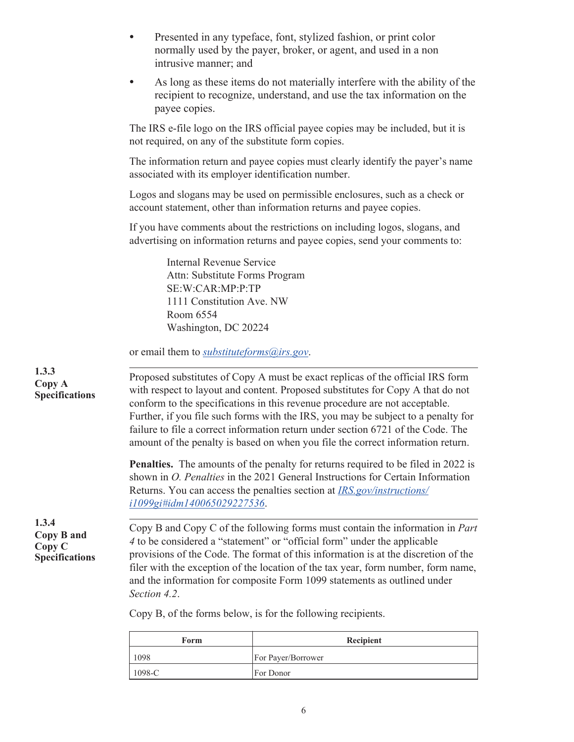- Presented in any typeface, font, stylized fashion, or print color normally used by the payer, broker, or agent, and used in a non intrusive manner; and
- As long as these items do not materially interfere with the ability of the recipient to recognize, understand, and use the tax information on the payee copies.

The IRS e-file logo on the IRS official payee copies may be included, but it is not required, on any of the substitute form copies.

The information return and payee copies must clearly identify the payer's name associated with its employer identification number.

Logos and slogans may be used on permissible enclosures, such as a check or account statement, other than information returns and payee copies.

If you have comments about the restrictions on including logos, slogans, and advertising on information returns and payee copies, send your comments to:

> Internal Revenue Service
> Attn: Substitute Forms Program
> SE:W:CAR:MP:P:TP
> 1111 Constitution Ave. NW
> Room 6554
> Washington, DC 20224

or email them to *substituteforms@irs.gov*.

### 1.3.3 Copy A Specifications

Proposed substitutes of Copy A must be exact replicas of the official IRS form with respect to layout and content. Proposed substitutes for Copy A that do not conform to the specifications in this revenue procedure are not acceptable. Further, if you file such forms with the IRS, you may be subject to a penalty for failure to file a correct information return under section 6721 of the Code. The amount of the penalty is based on when you file the correct information return.

**Penalties.** The amounts of the penalty for returns required to be filed in 2022 is shown in *O. Penalties* in the 2021 General Instructions for Certain Information Returns. You can access the penalties section at *IRS.gov/instructions/i1099gi#idm140065029227536*.

### 1.3.4 Copy B and Copy C Specifications

Copy B and Copy C of the following forms must contain the information in *Part 4* to be considered a "statement" or "official form" under the applicable provisions of the Code. The format of this information is at the discretion of the filer with the exception of the location of the tax year, form number, form name, and the information for composite Form 1099 statements as outlined under *Section 4.2*.

Copy B, of the forms below, is for the following recipients.

| Form | Recipient |
|---|---|
| 1098 | For Payer/Borrower |
| 1098-C | For Donor |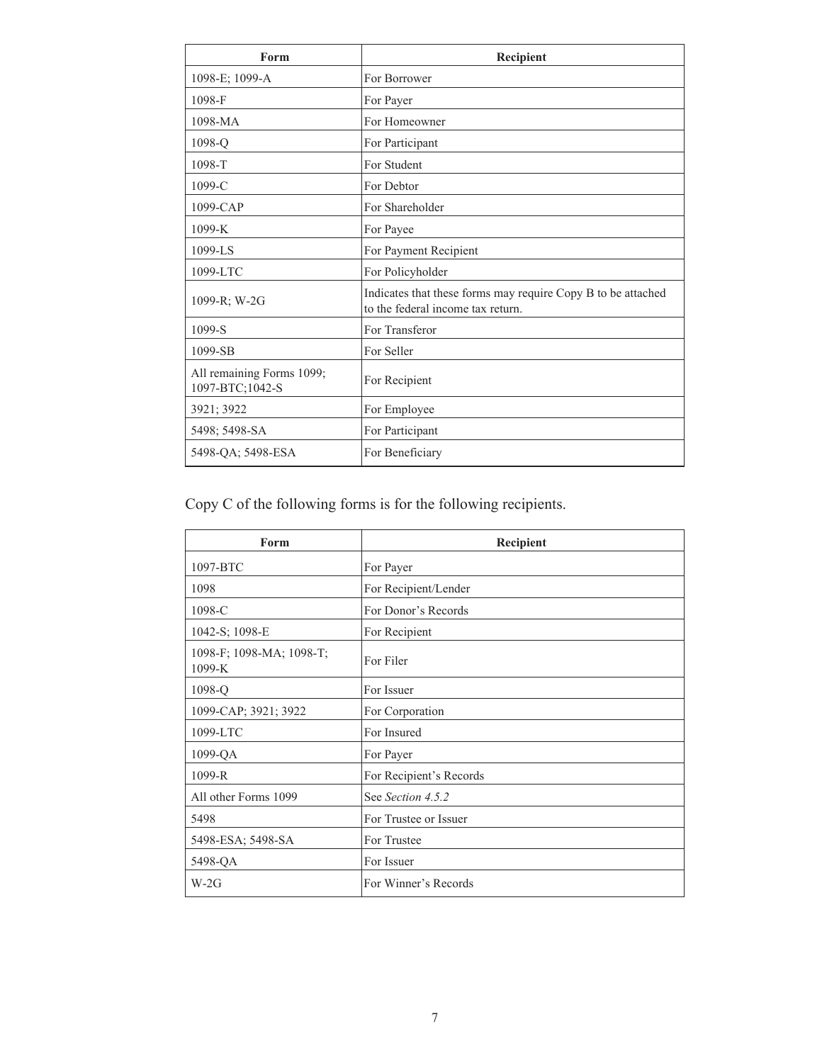| Form | Recipient |
| --- | --- |
| 1098-E; 1099-A | For Borrower |
| 1098-F | For Payer |
| 1098-MA | For Homeowner |
| 1098-Q | For Participant |
| 1098-T | For Student |
| 1099-C | For Debtor |
| 1099-CAP | For Shareholder |
| 1099-K | For Payee |
| 1099-LS | For Payment Recipient |
| 1099-LTC | For Policyholder |
| 1099-R; W-2G | Indicates that these forms may require Copy B to be attached to the federal income tax return. |
| 1099-S | For Transferor |
| 1099-SB | For Seller |
| All remaining Forms 1099; 1097-BTC;1042-S | For Recipient |
| 3921; 3922 | For Employee |
| 5498; 5498-SA | For Participant |
| 5498-QA; 5498-ESA | For Beneficiary |

Copy C of the following forms is for the following recipients.

| Form | Recipient |
| --- | --- |
| 1097-BTC | For Payer |
| 1098 | For Recipient/Lender |
| 1098-C | For Donor's Records |
| 1042-S; 1098-E | For Recipient |
| 1098-F; 1098-MA; 1098-T; 1099-K | For Filer |
| 1098-Q | For Issuer |
| 1099-CAP; 3921; 3922 | For Corporation |
| 1099-LTC | For Insured |
| 1099-QA | For Payer |
| 1099-R | For Recipient's Records |
| All other Forms 1099 | See *Section 4.5.2* |
| 5498 | For Trustee or Issuer |
| 5498-ESA; 5498-SA | For Trustee |
| 5498-QA | For Issuer |
| W-2G | For Winner's Records |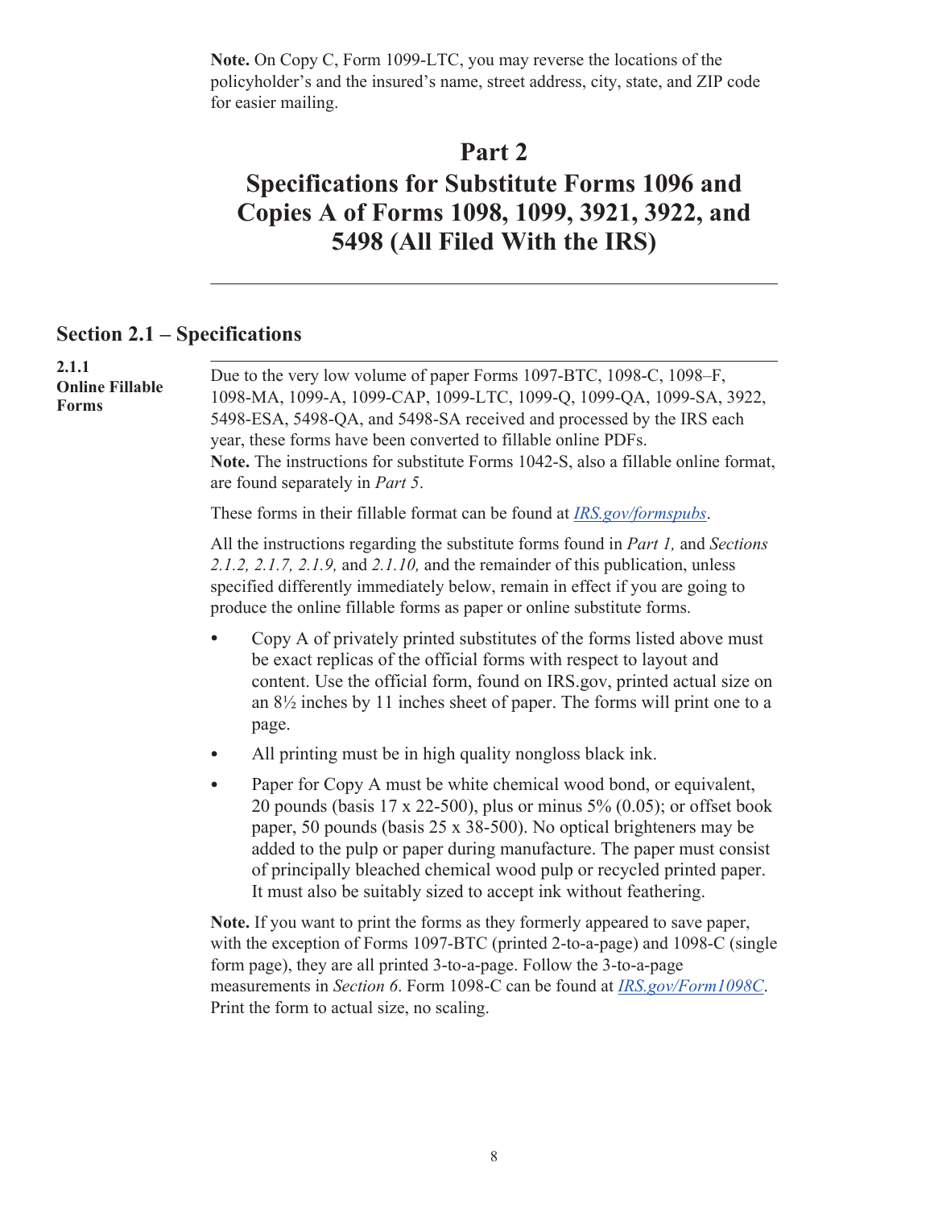**Note.** On Copy C, Form 1099-LTC, you may reverse the locations of the policyholder's and the insured's name, street address, city, state, and ZIP code for easier mailing.

# Part 2
# Specifications for Substitute Forms 1096 and Copies A of Forms 1098, 1099, 3921, 3922, and 5498 (All Filed With the IRS)

## Section 2.1 – Specifications

### 2.1.1 Online Fillable Forms

Due to the very low volume of paper Forms 1097-BTC, 1098-C, 1098–F, 1098-MA, 1099-A, 1099-CAP, 1099-LTC, 1099-Q, 1099-QA, 1099-SA, 3922, 5498-ESA, 5498-QA, and 5498-SA received and processed by the IRS each year, these forms have been converted to fillable online PDFs.
**Note.** The instructions for substitute Forms 1042-S, also a fillable online format, are found separately in *Part 5*.

These forms in their fillable format can be found at *IRS.gov/formspubs*.

All the instructions regarding the substitute forms found in *Part 1,* and *Sections 2.1.2, 2.1.7, 2.1.9,* and *2.1.10,* and the remainder of this publication, unless specified differently immediately below, remain in effect if you are going to produce the online fillable forms as paper or online substitute forms.

- Copy A of privately printed substitutes of the forms listed above must be exact replicas of the official forms with respect to layout and content. Use the official form, found on IRS.gov, printed actual size on an 8½ inches by 11 inches sheet of paper. The forms will print one to a page.
- All printing must be in high quality nongloss black ink.
- Paper for Copy A must be white chemical wood bond, or equivalent, 20 pounds (basis 17 x 22-500), plus or minus 5% (0.05); or offset book paper, 50 pounds (basis 25 x 38-500). No optical brighteners may be added to the pulp or paper during manufacture. The paper must consist of principally bleached chemical wood pulp or recycled printed paper. It must also be suitably sized to accept ink without feathering.

**Note.** If you want to print the forms as they formerly appeared to save paper, with the exception of Forms 1097-BTC (printed 2-to-a-page) and 1098-C (single form page), they are all printed 3-to-a-page. Follow the 3-to-a-page measurements in *Section 6*. Form 1098-C can be found at *IRS.gov/Form1098C*. Print the form to actual size, no scaling.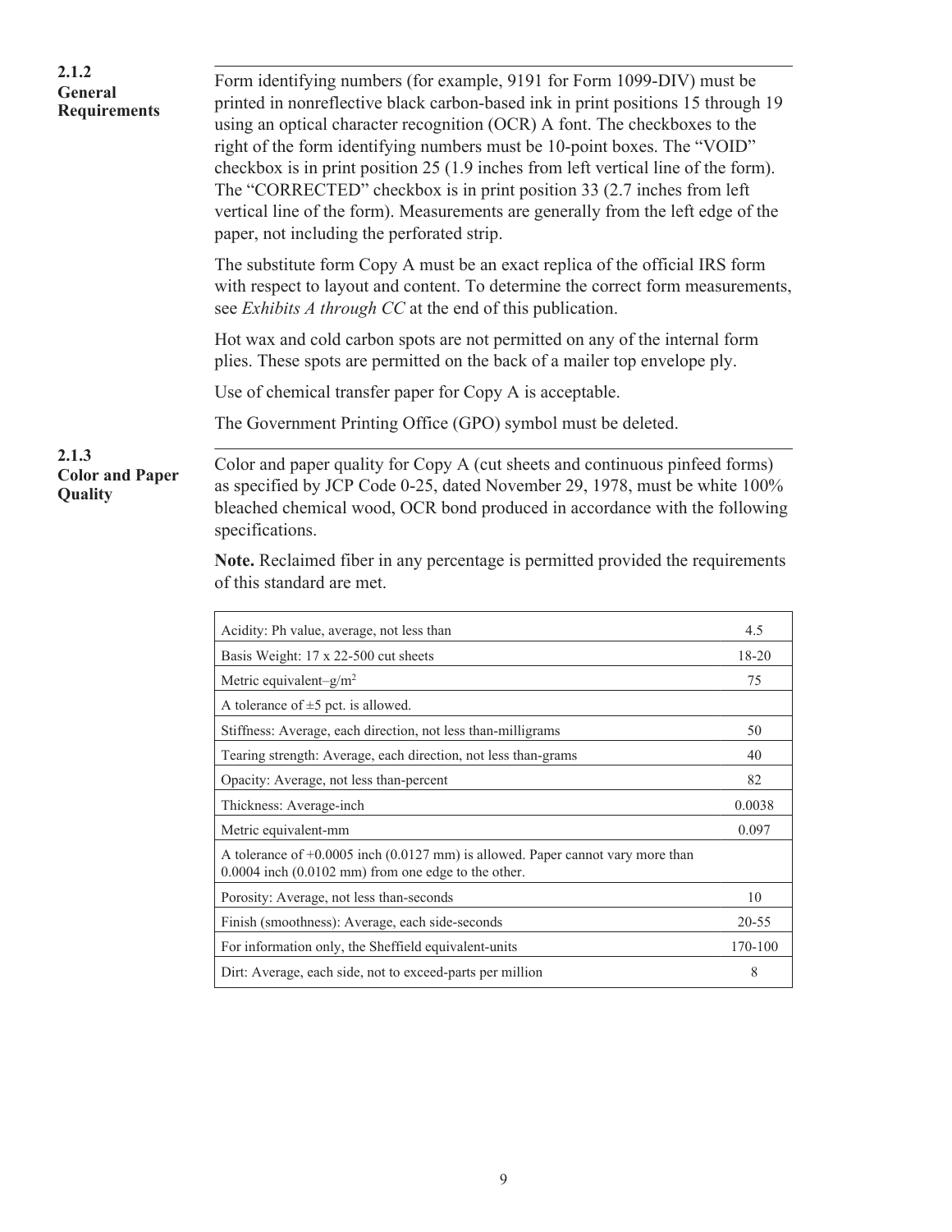### 2.1.2 General Requirements

Form identifying numbers (for example, 9191 for Form 1099-DIV) must be printed in nonreflective black carbon-based ink in print positions 15 through 19 using an optical character recognition (OCR) A font. The checkboxes to the right of the form identifying numbers must be 10-point boxes. The "VOID" checkbox is in print position 25 (1.9 inches from left vertical line of the form). The "CORRECTED" checkbox is in print position 33 (2.7 inches from left vertical line of the form). Measurements are generally from the left edge of the paper, not including the perforated strip.

The substitute form Copy A must be an exact replica of the official IRS form with respect to layout and content. To determine the correct form measurements, see *Exhibits A through CC* at the end of this publication.

Hot wax and cold carbon spots are not permitted on any of the internal form plies. These spots are permitted on the back of a mailer top envelope ply.

Use of chemical transfer paper for Copy A is acceptable.

The Government Printing Office (GPO) symbol must be deleted.

### 2.1.3 Color and Paper Quality

Color and paper quality for Copy A (cut sheets and continuous pinfeed forms) as specified by JCP Code 0-25, dated November 29, 1978, must be white 100% bleached chemical wood, OCR bond produced in accordance with the following specifications.

**Note.** Reclaimed fiber in any percentage is permitted provided the requirements of this standard are met.

| | |
|---|---|
| Acidity: Ph value, average, not less than | 4.5 |
| Basis Weight: 17 x 22-500 cut sheets | 18-20 |
| Metric equivalent–g/m$^2$ | 75 |
| A tolerance of ±5 pct. is allowed. | |
| Stiffness: Average, each direction, not less than-milligrams | 50 |
| Tearing strength: Average, each direction, not less than-grams | 40 |
| Opacity: Average, not less than-percent | 82 |
| Thickness: Average-inch | 0.0038 |
| Metric equivalent-mm | 0.097 |
| A tolerance of +0.0005 inch (0.0127 mm) is allowed. Paper cannot vary more than 0.0004 inch (0.0102 mm) from one edge to the other. | |
| Porosity: Average, not less than-seconds | 10 |
| Finish (smoothness): Average, each side-seconds | 20-55 |
| For information only, the Sheffield equivalent-units | 170-100 |
| Dirt: Average, each side, not to exceed-parts per million | 8 |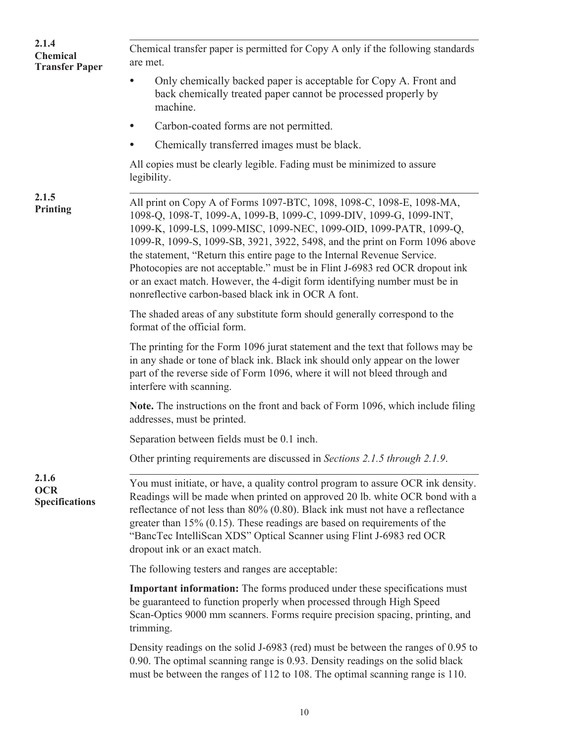### 2.1.4 Chemical Transfer Paper

Chemical transfer paper is permitted for Copy A only if the following standards are met.

- Only chemically backed paper is acceptable for Copy A. Front and back chemically treated paper cannot be processed properly by machine.
- Carbon-coated forms are not permitted.
- Chemically transferred images must be black.

All copies must be clearly legible. Fading must be minimized to assure legibility.

### 2.1.5 Printing

All print on Copy A of Forms 1097-BTC, 1098, 1098-C, 1098-E, 1098-MA, 1098-Q, 1098-T, 1099-A, 1099-B, 1099-C, 1099-DIV, 1099-G, 1099-INT, 1099-K, 1099-LS, 1099-MISC, 1099-NEC, 1099-OID, 1099-PATR, 1099-Q, 1099-R, 1099-S, 1099-SB, 3921, 3922, 5498, and the print on Form 1096 above the statement, "Return this entire page to the Internal Revenue Service. Photocopies are not acceptable." must be in Flint J-6983 red OCR dropout ink or an exact match. However, the 4-digit form identifying number must be in nonreflective carbon-based black ink in OCR A font.

The shaded areas of any substitute form should generally correspond to the format of the official form.

The printing for the Form 1096 jurat statement and the text that follows may be in any shade or tone of black ink. Black ink should only appear on the lower part of the reverse side of Form 1096, where it will not bleed through and interfere with scanning.

**Note.** The instructions on the front and back of Form 1096, which include filing addresses, must be printed.

Separation between fields must be 0.1 inch.

Other printing requirements are discussed in *Sections 2.1.5 through 2.1.9*.

### 2.1.6 OCR Specifications

You must initiate, or have, a quality control program to assure OCR ink density. Readings will be made when printed on approved 20 lb. white OCR bond with a reflectance of not less than 80% (0.80). Black ink must not have a reflectance greater than 15% (0.15). These readings are based on requirements of the "BancTec IntelliScan XDS" Optical Scanner using Flint J-6983 red OCR dropout ink or an exact match.

The following testers and ranges are acceptable:

**Important information:** The forms produced under these specifications must be guaranteed to function properly when processed through High Speed Scan-Optics 9000 mm scanners. Forms require precision spacing, printing, and trimming.

Density readings on the solid J-6983 (red) must be between the ranges of 0.95 to 0.90. The optimal scanning range is 0.93. Density readings on the solid black must be between the ranges of 112 to 108. The optimal scanning range is 110.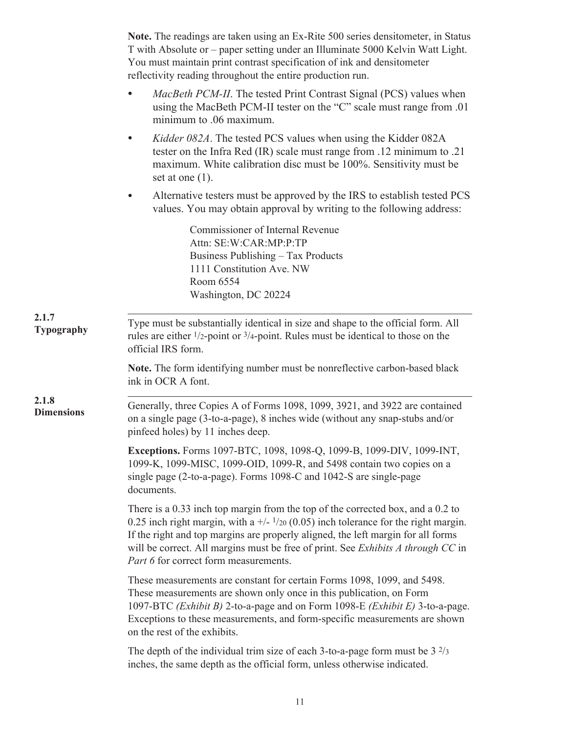**Note.** The readings are taken using an Ex-Rite 500 series densitometer, in Status T with Absolute or – paper setting under an Illuminate 5000 Kelvin Watt Light. You must maintain print contrast specification of ink and densitometer reflectivity reading throughout the entire production run.

- *MacBeth PCM-II*. The tested Print Contrast Signal (PCS) values when using the MacBeth PCM-II tester on the "C" scale must range from .01 minimum to .06 maximum.
- *Kidder 082A*. The tested PCS values when using the Kidder 082A tester on the Infra Red (IR) scale must range from .12 minimum to .21 maximum. White calibration disc must be 100%. Sensitivity must be set at one (1).
- Alternative testers must be approved by the IRS to establish tested PCS values. You may obtain approval by writing to the following address:

  Commissioner of Internal Revenue
  Attn: SE:W:CAR:MP:P:TP
  Business Publishing – Tax Products
  1111 Constitution Ave. NW
  Room 6554
  Washington, DC 20224

### 2.1.7 Typography

Type must be substantially identical in size and shape to the official form. All rules are either 1/2-point or 3/4-point. Rules must be identical to those on the official IRS form.

**Note.** The form identifying number must be nonreflective carbon-based black ink in OCR A font.

### 2.1.8 Dimensions

Generally, three Copies A of Forms 1098, 1099, 3921, and 3922 are contained on a single page (3-to-a-page), 8 inches wide (without any snap-stubs and/or pinfeed holes) by 11 inches deep.

**Exceptions.** Forms 1097-BTC, 1098, 1098-Q, 1099-B, 1099-DIV, 1099-INT, 1099-K, 1099-MISC, 1099-OID, 1099-R, and 5498 contain two copies on a single page (2-to-a-page). Forms 1098-C and 1042-S are single-page documents.

There is a 0.33 inch top margin from the top of the corrected box, and a 0.2 to 0.25 inch right margin, with a +/- 1/20 (0.05) inch tolerance for the right margin. If the right and top margins are properly aligned, the left margin for all forms will be correct. All margins must be free of print. See *Exhibits A through CC* in *Part 6* for correct form measurements.

These measurements are constant for certain Forms 1098, 1099, and 5498. These measurements are shown only once in this publication, on Form 1097-BTC *(Exhibit B)* 2-to-a-page and on Form 1098-E *(Exhibit E)* 3-to-a-page. Exceptions to these measurements, and form-specific measurements are shown on the rest of the exhibits.

The depth of the individual trim size of each 3-to-a-page form must be 3 2/3 inches, the same depth as the official form, unless otherwise indicated.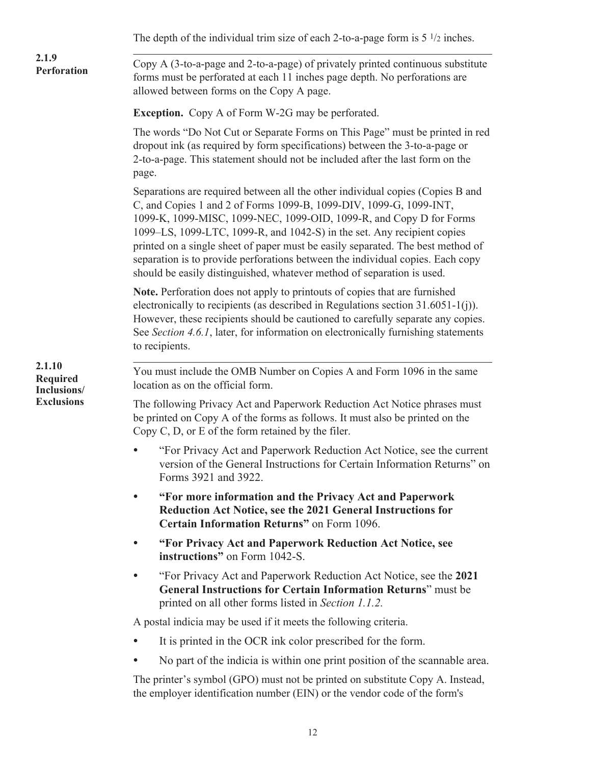The depth of the individual trim size of each 2-to-a-page form is 5 1/2 inches.

### 2.1.9 Perforation

Copy A (3-to-a-page and 2-to-a-page) of privately printed continuous substitute forms must be perforated at each 11 inches page depth. No perforations are allowed between forms on the Copy A page.

**Exception.** Copy A of Form W-2G may be perforated.

The words "Do Not Cut or Separate Forms on This Page" must be printed in red dropout ink (as required by form specifications) between the 3-to-a-page or 2-to-a-page. This statement should not be included after the last form on the page.

Separations are required between all the other individual copies (Copies B and C, and Copies 1 and 2 of Forms 1099-B, 1099-DIV, 1099-G, 1099-INT, 1099-K, 1099-MISC, 1099-NEC, 1099-OID, 1099-R, and Copy D for Forms 1099–LS, 1099-LTC, 1099-R, and 1042-S) in the set. Any recipient copies printed on a single sheet of paper must be easily separated. The best method of separation is to provide perforations between the individual copies. Each copy should be easily distinguished, whatever method of separation is used.

**Note.** Perforation does not apply to printouts of copies that are furnished electronically to recipients (as described in Regulations section 31.6051-1(j)). However, these recipients should be cautioned to carefully separate any copies. See *Section 4.6.1*, later, for information on electronically furnishing statements to recipients.

### 2.1.10 Required Inclusions/ Exclusions

You must include the OMB Number on Copies A and Form 1096 in the same location as on the official form.

The following Privacy Act and Paperwork Reduction Act Notice phrases must be printed on Copy A of the forms as follows. It must also be printed on the Copy C, D, or E of the form retained by the filer.

- "For Privacy Act and Paperwork Reduction Act Notice, see the current version of the General Instructions for Certain Information Returns" on Forms 3921 and 3922.
- **"For more information and the Privacy Act and Paperwork Reduction Act Notice, see the 2021 General Instructions for Certain Information Returns"** on Form 1096.
- **"For Privacy Act and Paperwork Reduction Act Notice, see instructions"** on Form 1042-S.
- "For Privacy Act and Paperwork Reduction Act Notice, see the **2021 General Instructions for Certain Information Returns**" must be printed on all other forms listed in *Section 1.1.2.*

A postal indicia may be used if it meets the following criteria.

- It is printed in the OCR ink color prescribed for the form.
- No part of the indicia is within one print position of the scannable area.

The printer's symbol (GPO) must not be printed on substitute Copy A. Instead, the employer identification number (EIN) or the vendor code of the form's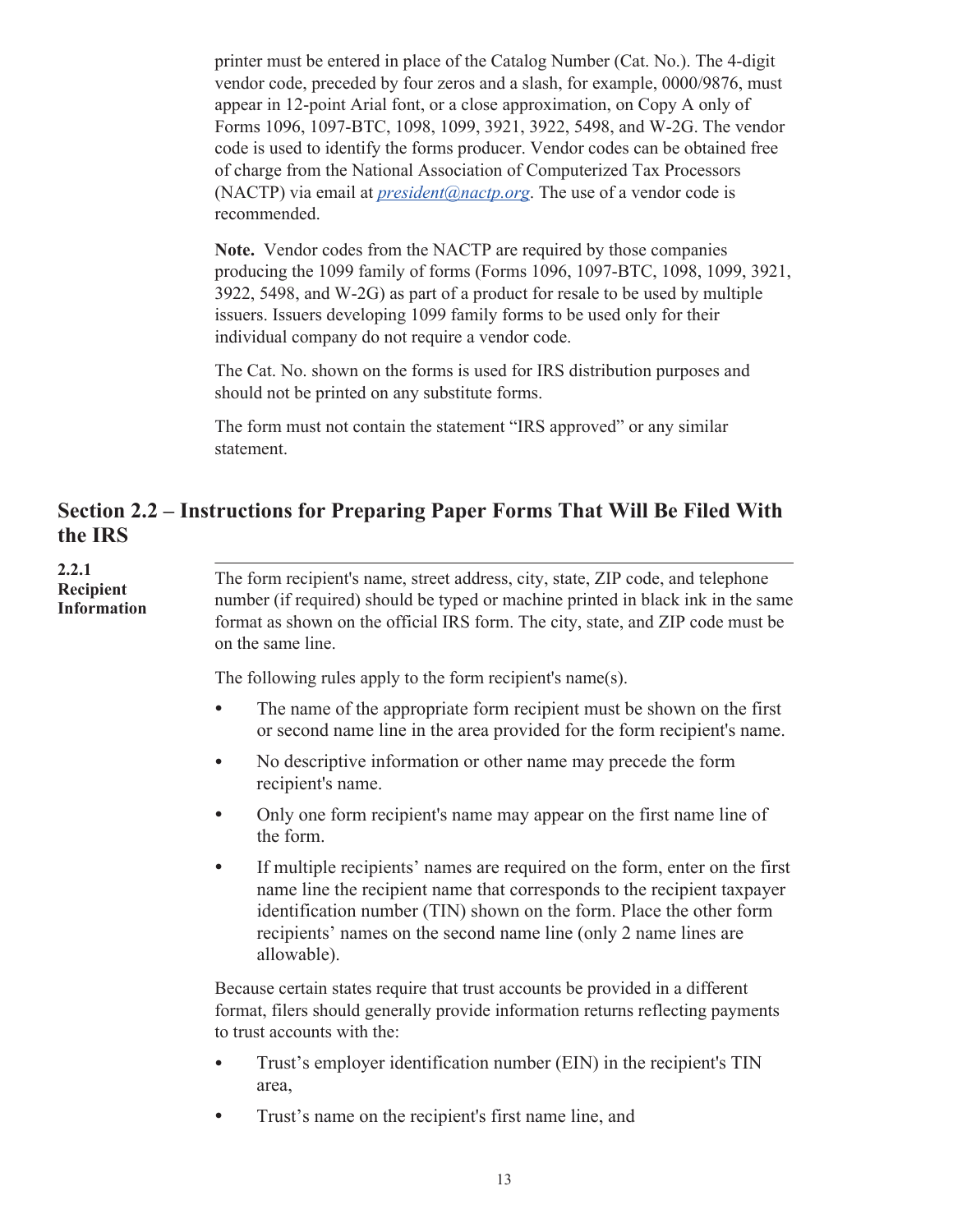printer must be entered in place of the Catalog Number (Cat. No.). The 4-digit vendor code, preceded by four zeros and a slash, for example, 0000/9876, must appear in 12-point Arial font, or a close approximation, on Copy A only of Forms 1096, 1097-BTC, 1098, 1099, 3921, 3922, 5498, and W-2G. The vendor code is used to identify the forms producer. Vendor codes can be obtained free of charge from the National Association of Computerized Tax Processors (NACTP) via email at *president@nactp.org*. The use of a vendor code is recommended.

**Note.** Vendor codes from the NACTP are required by those companies producing the 1099 family of forms (Forms 1096, 1097-BTC, 1098, 1099, 3921, 3922, 5498, and W-2G) as part of a product for resale to be used by multiple issuers. Issuers developing 1099 family forms to be used only for their individual company do not require a vendor code.

The Cat. No. shown on the forms is used for IRS distribution purposes and should not be printed on any substitute forms.

The form must not contain the statement "IRS approved" or any similar statement.

## Section 2.2 – Instructions for Preparing Paper Forms That Will Be Filed With the IRS

### 2.2.1 Recipient Information

The form recipient's name, street address, city, state, ZIP code, and telephone number (if required) should be typed or machine printed in black ink in the same format as shown on the official IRS form. The city, state, and ZIP code must be on the same line.

The following rules apply to the form recipient's name(s).

- The name of the appropriate form recipient must be shown on the first or second name line in the area provided for the form recipient's name.
- No descriptive information or other name may precede the form recipient's name.
- Only one form recipient's name may appear on the first name line of the form.
- If multiple recipients' names are required on the form, enter on the first name line the recipient name that corresponds to the recipient taxpayer identification number (TIN) shown on the form. Place the other form recipients' names on the second name line (only 2 name lines are allowable).

Because certain states require that trust accounts be provided in a different format, filers should generally provide information returns reflecting payments to trust accounts with the:

- Trust's employer identification number (EIN) in the recipient's TIN area,
- Trust's name on the recipient's first name line, and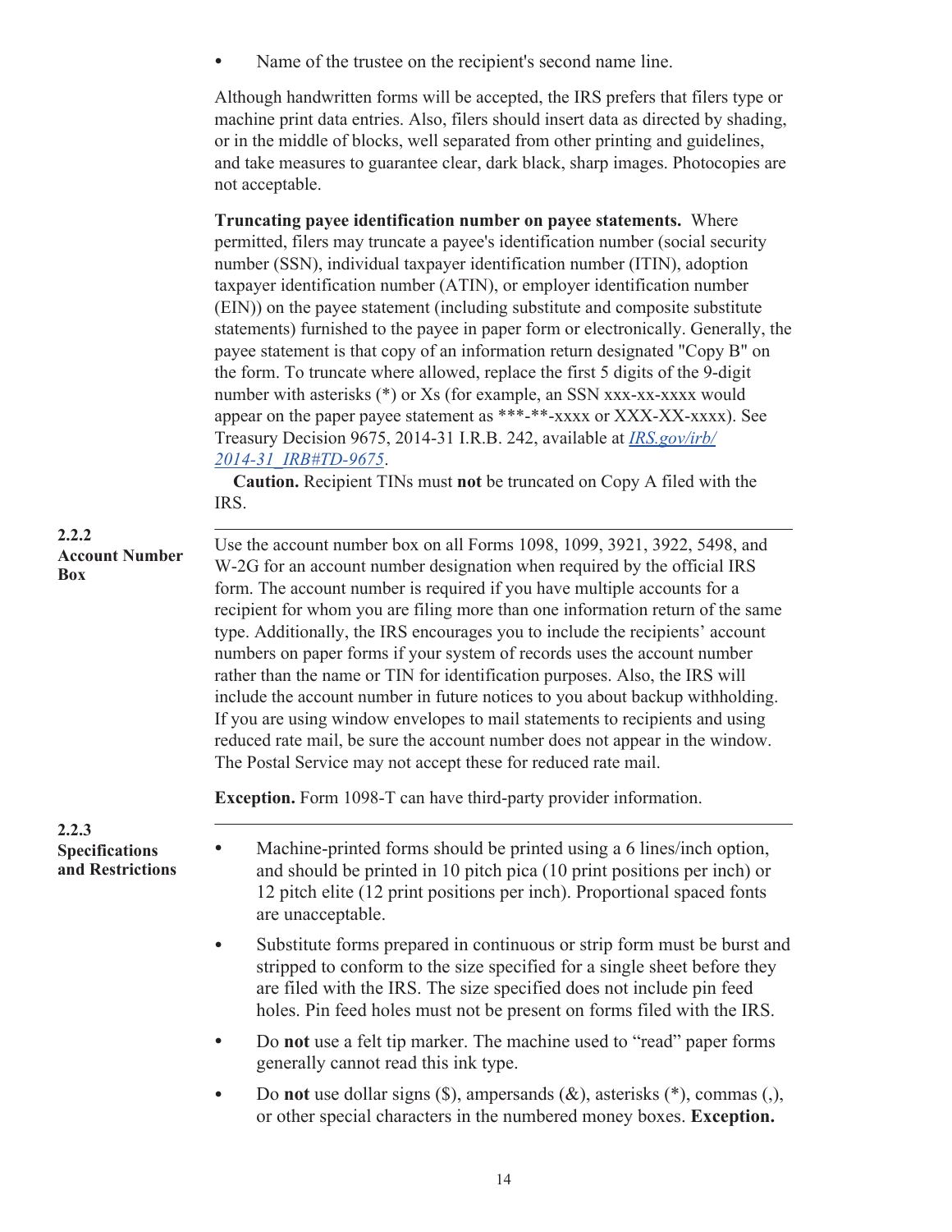- Name of the trustee on the recipient's second name line.

Although handwritten forms will be accepted, the IRS prefers that filers type or machine print data entries. Also, filers should insert data as directed by shading, or in the middle of blocks, well separated from other printing and guidelines, and take measures to guarantee clear, dark black, sharp images. Photocopies are not acceptable.

**Truncating payee identification number on payee statements.** Where permitted, filers may truncate a payee's identification number (social security number (SSN), individual taxpayer identification number (ITIN), adoption taxpayer identification number (ATIN), or employer identification number (EIN)) on the payee statement (including substitute and composite substitute statements) furnished to the payee in paper form or electronically. Generally, the payee statement is that copy of an information return designated "Copy B" on the form. To truncate where allowed, replace the first 5 digits of the 9-digit number with asterisks (*) or Xs (for example, an SSN xxx-xx-xxxx would appear on the paper payee statement as ***-**-xxxx or XXX-XX-xxxx). See Treasury Decision 9675, 2014-31 I.R.B. 242, available at *IRS.gov/irb/2014-31_IRB#TD-9675*.

**Caution.** Recipient TINs must **not** be truncated on Copy A filed with the IRS.

### 2.2.2 Account Number Box

Use the account number box on all Forms 1098, 1099, 3921, 3922, 5498, and W-2G for an account number designation when required by the official IRS form. The account number is required if you have multiple accounts for a recipient for whom you are filing more than one information return of the same type. Additionally, the IRS encourages you to include the recipients' account numbers on paper forms if your system of records uses the account number rather than the name or TIN for identification purposes. Also, the IRS will include the account number in future notices to you about backup withholding. If you are using window envelopes to mail statements to recipients and using reduced rate mail, be sure the account number does not appear in the window. The Postal Service may not accept these for reduced rate mail.

**Exception.** Form 1098-T can have third-party provider information.

### 2.2.3 Specifications and Restrictions

- Machine-printed forms should be printed using a 6 lines/inch option, and should be printed in 10 pitch pica (10 print positions per inch) or 12 pitch elite (12 print positions per inch). Proportional spaced fonts are unacceptable.
- Substitute forms prepared in continuous or strip form must be burst and stripped to conform to the size specified for a single sheet before they are filed with the IRS. The size specified does not include pin feed holes. Pin feed holes must not be present on forms filed with the IRS.
- Do **not** use a felt tip marker. The machine used to "read" paper forms generally cannot read this ink type.
- Do **not** use dollar signs ($), ampersands (&), asterisks (*), commas (,), or other special characters in the numbered money boxes. **Exception.**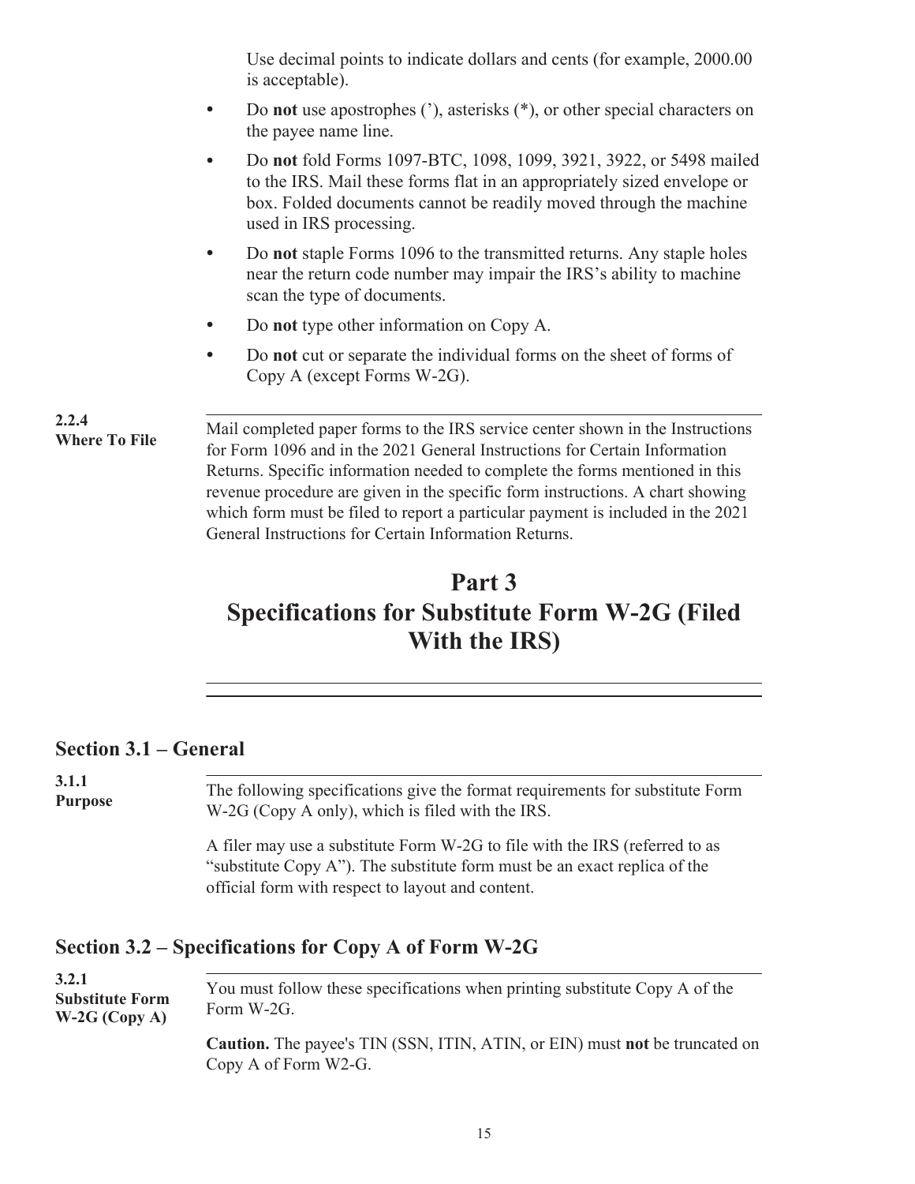Use decimal points to indicate dollars and cents (for example, 2000.00 is acceptable).

- Do **not** use apostrophes ('), asterisks (*), or other special characters on the payee name line.
- Do **not** fold Forms 1097-BTC, 1098, 1099, 3921, 3922, or 5498 mailed to the IRS. Mail these forms flat in an appropriately sized envelope or box. Folded documents cannot be readily moved through the machine used in IRS processing.
- Do **not** staple Forms 1096 to the transmitted returns. Any staple holes near the return code number may impair the IRS's ability to machine scan the type of documents.
- Do **not** type other information on Copy A.
- Do **not** cut or separate the individual forms on the sheet of forms of Copy A (except Forms W-2G).

**2.2.4 Where To File**

Mail completed paper forms to the IRS service center shown in the Instructions for Form 1096 and in the 2021 General Instructions for Certain Information Returns. Specific information needed to complete the forms mentioned in this revenue procedure are given in the specific form instructions. A chart showing which form must be filed to report a particular payment is included in the 2021 General Instructions for Certain Information Returns.

# Part 3 Specifications for Substitute Form W-2G (Filed With the IRS)

## Section 3.1 – General

**3.1.1 Purpose**

The following specifications give the format requirements for substitute Form W-2G (Copy A only), which is filed with the IRS.

A filer may use a substitute Form W-2G to file with the IRS (referred to as "substitute Copy A"). The substitute form must be an exact replica of the official form with respect to layout and content.

## Section 3.2 – Specifications for Copy A of Form W-2G

**3.2.1 Substitute Form W-2G (Copy A)**

You must follow these specifications when printing substitute Copy A of the Form W-2G.

**Caution.** The payee's TIN (SSN, ITIN, ATIN, or EIN) must **not** be truncated on Copy A of Form W2-G.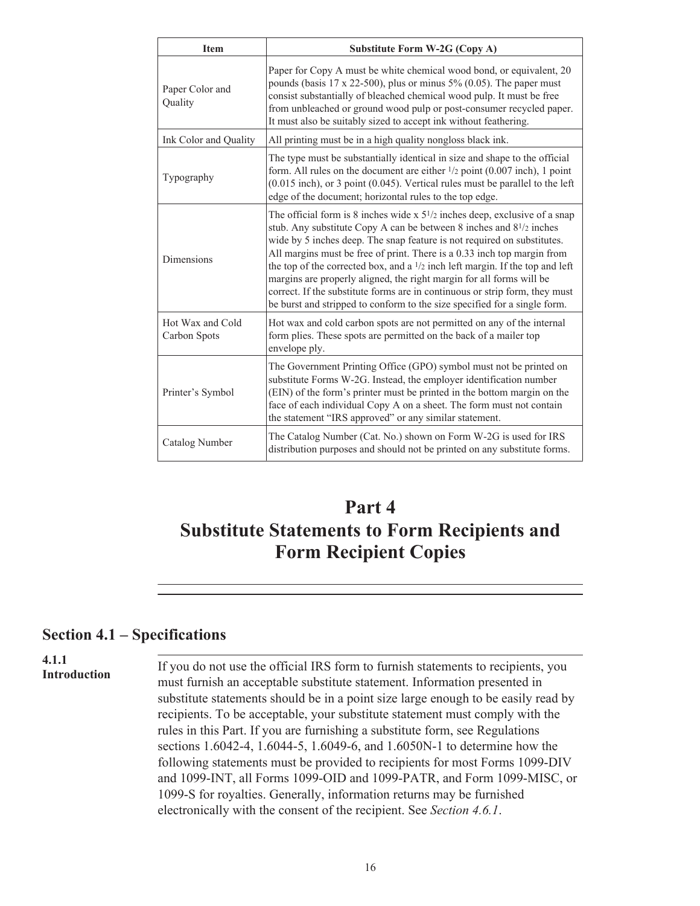| Item | Substitute Form W-2G (Copy A) |
|---|---|
| Paper Color and Quality | Paper for Copy A must be white chemical wood bond, or equivalent, 20 pounds (basis 17 x 22-500), plus or minus 5% (0.05). The paper must consist substantially of bleached chemical wood pulp. It must be free from unbleached or ground wood pulp or post-consumer recycled paper. It must also be suitably sized to accept ink without feathering. |
| Ink Color and Quality | All printing must be in a high quality nongloss black ink. |
| Typography | The type must be substantially identical in size and shape to the official form. All rules on the document are either 1/2 point (0.007 inch), 1 point (0.015 inch), or 3 point (0.045). Vertical rules must be parallel to the left edge of the document; horizontal rules to the top edge. |
| Dimensions | The official form is 8 inches wide x 5 1/2 inches deep, exclusive of a snap stub. Any substitute Copy A can be between 8 inches and 8 1/2 inches wide by 5 inches deep. The snap feature is not required on substitutes. All margins must be free of print. There is a 0.33 inch top margin from the top of the corrected box, and a 1/2 inch left margin. If the top and left margins are properly aligned, the right margin for all forms will be correct. If the substitute forms are in continuous or strip form, they must be burst and stripped to conform to the size specified for a single form. |
| Hot Wax and Cold Carbon Spots | Hot wax and cold carbon spots are not permitted on any of the internal form plies. These spots are permitted on the back of a mailer top envelope ply. |
| Printer's Symbol | The Government Printing Office (GPO) symbol must not be printed on substitute Forms W-2G. Instead, the employer identification number (EIN) of the form's printer must be printed in the bottom margin on the face of each individual Copy A on a sheet. The form must not contain the statement "IRS approved" or any similar statement. |
| Catalog Number | The Catalog Number (Cat. No.) shown on Form W-2G is used for IRS distribution purposes and should not be printed on any substitute forms. |

# Part 4
# Substitute Statements to Form Recipients and Form Recipient Copies

## Section 4.1 – Specifications

### 4.1.1 Introduction

If you do not use the official IRS form to furnish statements to recipients, you must furnish an acceptable substitute statement. Information presented in substitute statements should be in a point size large enough to be easily read by recipients. To be acceptable, your substitute statement must comply with the rules in this Part. If you are furnishing a substitute form, see Regulations sections 1.6042-4, 1.6044-5, 1.6049-6, and 1.6050N-1 to determine how the following statements must be provided to recipients for most Forms 1099-DIV and 1099-INT, all Forms 1099-OID and 1099-PATR, and Form 1099-MISC, or 1099-S for royalties. Generally, information returns may be furnished electronically with the consent of the recipient. See *Section 4.6.1*.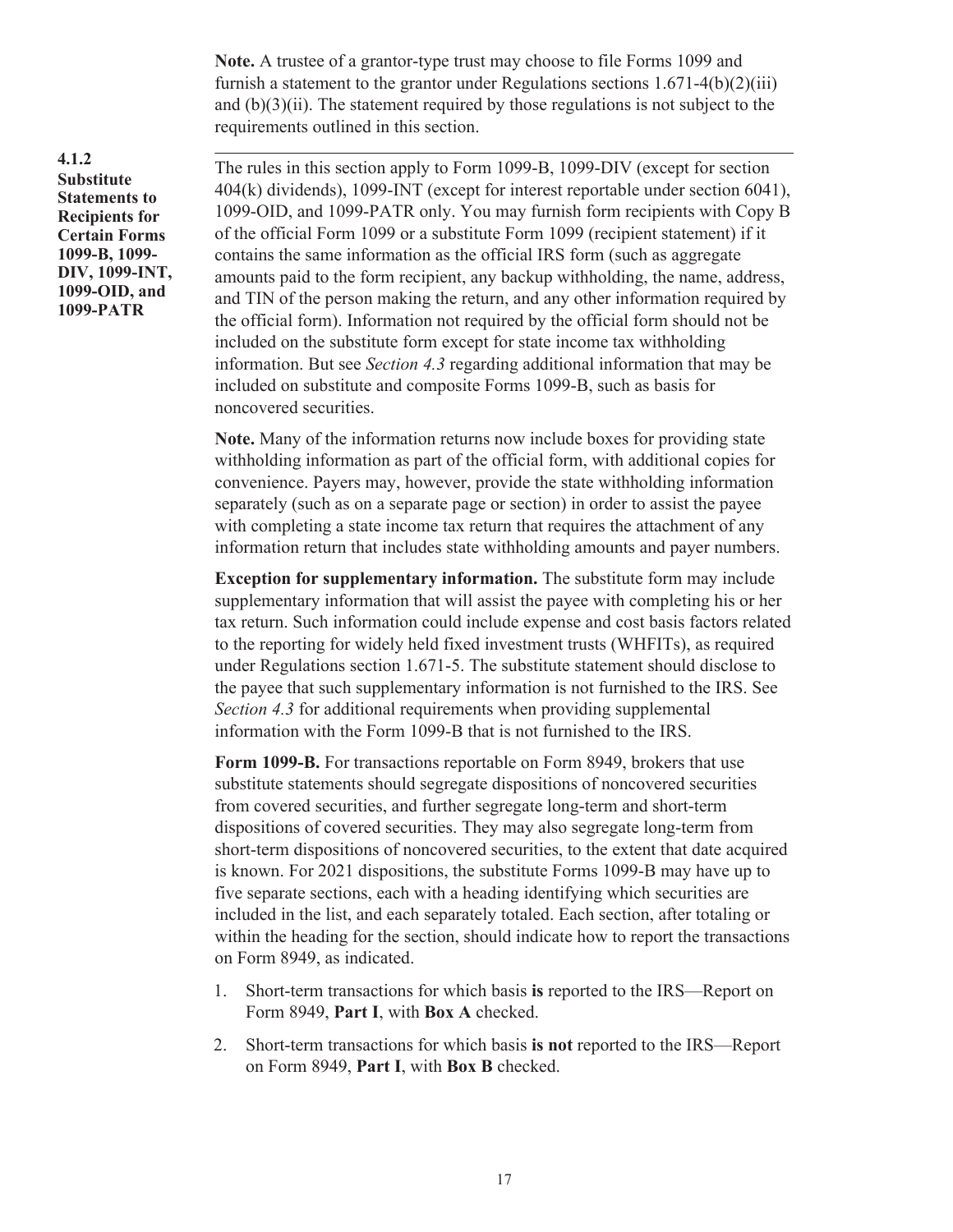**Note.** A trustee of a grantor-type trust may choose to file Forms 1099 and furnish a statement to the grantor under Regulations sections 1.671-4(b)(2)(iii) and (b)(3)(ii). The statement required by those regulations is not subject to the requirements outlined in this section.

### 4.1.2 Substitute Statements to Recipients for Certain Forms 1099-B, 1099-DIV, 1099-INT, 1099-OID, and 1099-PATR

The rules in this section apply to Form 1099-B, 1099-DIV (except for section 404(k) dividends), 1099-INT (except for interest reportable under section 6041), 1099-OID, and 1099-PATR only. You may furnish form recipients with Copy B of the official Form 1099 or a substitute Form 1099 (recipient statement) if it contains the same information as the official IRS form (such as aggregate amounts paid to the form recipient, any backup withholding, the name, address, and TIN of the person making the return, and any other information required by the official form). Information not required by the official form should not be included on the substitute form except for state income tax withholding information. But see *Section 4.3* regarding additional information that may be included on substitute and composite Forms 1099-B, such as basis for noncovered securities.

**Note.** Many of the information returns now include boxes for providing state withholding information as part of the official form, with additional copies for convenience. Payers may, however, provide the state withholding information separately (such as on a separate page or section) in order to assist the payee with completing a state income tax return that requires the attachment of any information return that includes state withholding amounts and payer numbers.

**Exception for supplementary information.** The substitute form may include supplementary information that will assist the payee with completing his or her tax return. Such information could include expense and cost basis factors related to the reporting for widely held fixed investment trusts (WHFITs), as required under Regulations section 1.671-5. The substitute statement should disclose to the payee that such supplementary information is not furnished to the IRS. See *Section 4.3* for additional requirements when providing supplemental information with the Form 1099-B that is not furnished to the IRS.

**Form 1099-B.** For transactions reportable on Form 8949, brokers that use substitute statements should segregate dispositions of noncovered securities from covered securities, and further segregate long-term and short-term dispositions of covered securities. They may also segregate long-term from short-term dispositions of noncovered securities, to the extent that date acquired is known. For 2021 dispositions, the substitute Forms 1099-B may have up to five separate sections, each with a heading identifying which securities are included in the list, and each separately totaled. Each section, after totaling or within the heading for the section, should indicate how to report the transactions on Form 8949, as indicated.

1. Short-term transactions for which basis **is** reported to the IRS—Report on Form 8949, **Part I**, with **Box A** checked.
2. Short-term transactions for which basis **is not** reported to the IRS—Report on Form 8949, **Part I**, with **Box B** checked.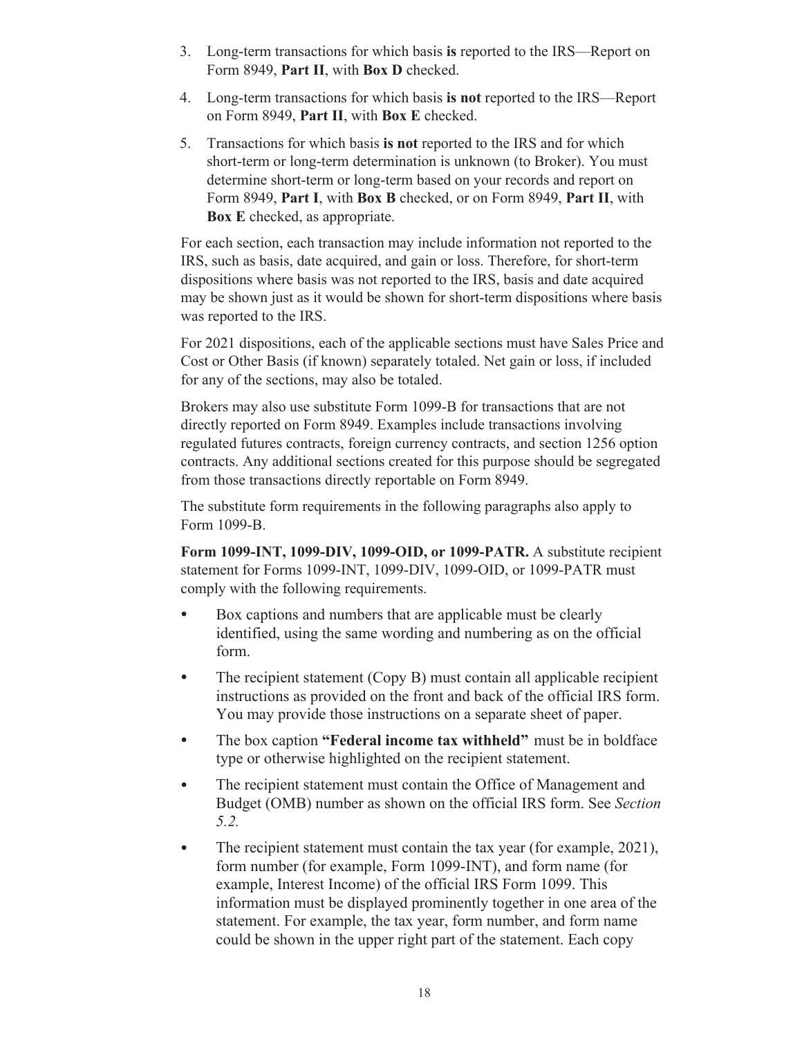3. Long-term transactions for which basis **is** reported to the IRS—Report on Form 8949, **Part II**, with **Box D** checked.
4. Long-term transactions for which basis **is not** reported to the IRS—Report on Form 8949, **Part II**, with **Box E** checked.
5. Transactions for which basis **is not** reported to the IRS and for which short-term or long-term determination is unknown (to Broker). You must determine short-term or long-term based on your records and report on Form 8949, **Part I**, with **Box B** checked, or on Form 8949, **Part II**, with **Box E** checked, as appropriate.

For each section, each transaction may include information not reported to the IRS, such as basis, date acquired, and gain or loss. Therefore, for short-term dispositions where basis was not reported to the IRS, basis and date acquired may be shown just as it would be shown for short-term dispositions where basis was reported to the IRS.

For 2021 dispositions, each of the applicable sections must have Sales Price and Cost or Other Basis (if known) separately totaled. Net gain or loss, if included for any of the sections, may also be totaled.

Brokers may also use substitute Form 1099-B for transactions that are not directly reported on Form 8949. Examples include transactions involving regulated futures contracts, foreign currency contracts, and section 1256 option contracts. Any additional sections created for this purpose should be segregated from those transactions directly reportable on Form 8949.

The substitute form requirements in the following paragraphs also apply to Form 1099-B.

**Form 1099-INT, 1099-DIV, 1099-OID, or 1099-PATR.** A substitute recipient statement for Forms 1099-INT, 1099-DIV, 1099-OID, or 1099-PATR must comply with the following requirements.

- Box captions and numbers that are applicable must be clearly identified, using the same wording and numbering as on the official form.
- The recipient statement (Copy B) must contain all applicable recipient instructions as provided on the front and back of the official IRS form. You may provide those instructions on a separate sheet of paper.
- The box caption **"Federal income tax withheld"** must be in boldface type or otherwise highlighted on the recipient statement.
- The recipient statement must contain the Office of Management and Budget (OMB) number as shown on the official IRS form. See *Section 5.2.*
- The recipient statement must contain the tax year (for example, 2021), form number (for example, Form 1099-INT), and form name (for example, Interest Income) of the official IRS Form 1099. This information must be displayed prominently together in one area of the statement. For example, the tax year, form number, and form name could be shown in the upper right part of the statement. Each copy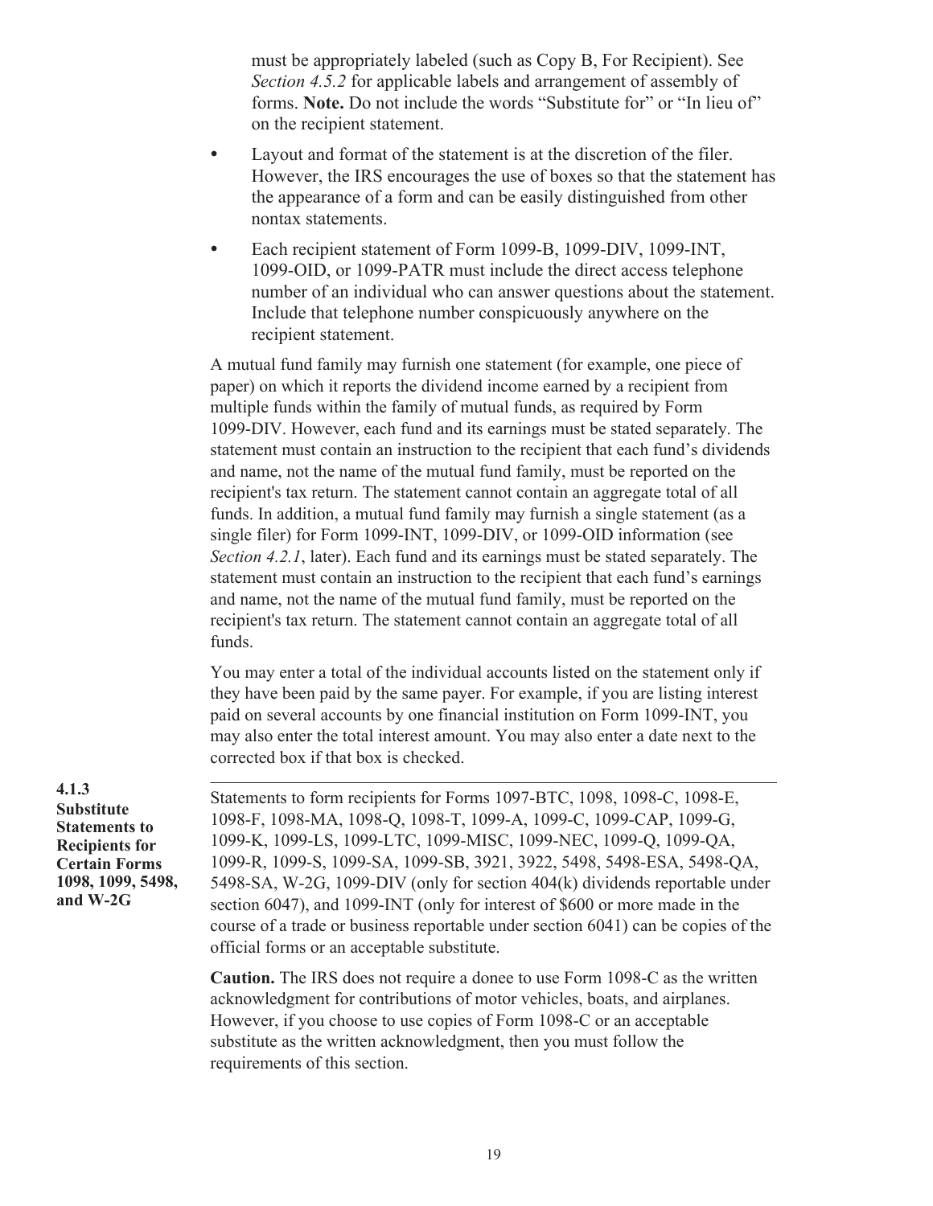must be appropriately labeled (such as Copy B, For Recipient). See *Section 4.5.2* for applicable labels and arrangement of assembly of forms. **Note.** Do not include the words "Substitute for" or "In lieu of" on the recipient statement.

- Layout and format of the statement is at the discretion of the filer. However, the IRS encourages the use of boxes so that the statement has the appearance of a form and can be easily distinguished from other nontax statements.
- Each recipient statement of Form 1099-B, 1099-DIV, 1099-INT, 1099-OID, or 1099-PATR must include the direct access telephone number of an individual who can answer questions about the statement. Include that telephone number conspicuously anywhere on the recipient statement.

A mutual fund family may furnish one statement (for example, one piece of paper) on which it reports the dividend income earned by a recipient from multiple funds within the family of mutual funds, as required by Form 1099-DIV. However, each fund and its earnings must be stated separately. The statement must contain an instruction to the recipient that each fund's dividends and name, not the name of the mutual fund family, must be reported on the recipient's tax return. The statement cannot contain an aggregate total of all funds. In addition, a mutual fund family may furnish a single statement (as a single filer) for Form 1099-INT, 1099-DIV, or 1099-OID information (see *Section 4.2.1*, later). Each fund and its earnings must be stated separately. The statement must contain an instruction to the recipient that each fund's earnings and name, not the name of the mutual fund family, must be reported on the recipient's tax return. The statement cannot contain an aggregate total of all funds.

You may enter a total of the individual accounts listed on the statement only if they have been paid by the same payer. For example, if you are listing interest paid on several accounts by one financial institution on Form 1099-INT, you may also enter the total interest amount. You may also enter a date next to the corrected box if that box is checked.

### 4.1.3 Substitute Statements to Recipients for Certain Forms 1098, 1099, 5498, and W-2G

Statements to form recipients for Forms 1097-BTC, 1098, 1098-C, 1098-E, 1098-F, 1098-MA, 1098-Q, 1098-T, 1099-A, 1099-C, 1099-CAP, 1099-G, 1099-K, 1099-LS, 1099-LTC, 1099-MISC, 1099-NEC, 1099-Q, 1099-QA, 1099-R, 1099-S, 1099-SA, 1099-SB, 3921, 3922, 5498, 5498-ESA, 5498-QA, 5498-SA, W-2G, 1099-DIV (only for section 404(k) dividends reportable under section 6047), and 1099-INT (only for interest of $600 or more made in the course of a trade or business reportable under section 6041) can be copies of the official forms or an acceptable substitute.

**Caution.** The IRS does not require a donee to use Form 1098-C as the written acknowledgment for contributions of motor vehicles, boats, and airplanes. However, if you choose to use copies of Form 1098-C or an acceptable substitute as the written acknowledgment, then you must follow the requirements of this section.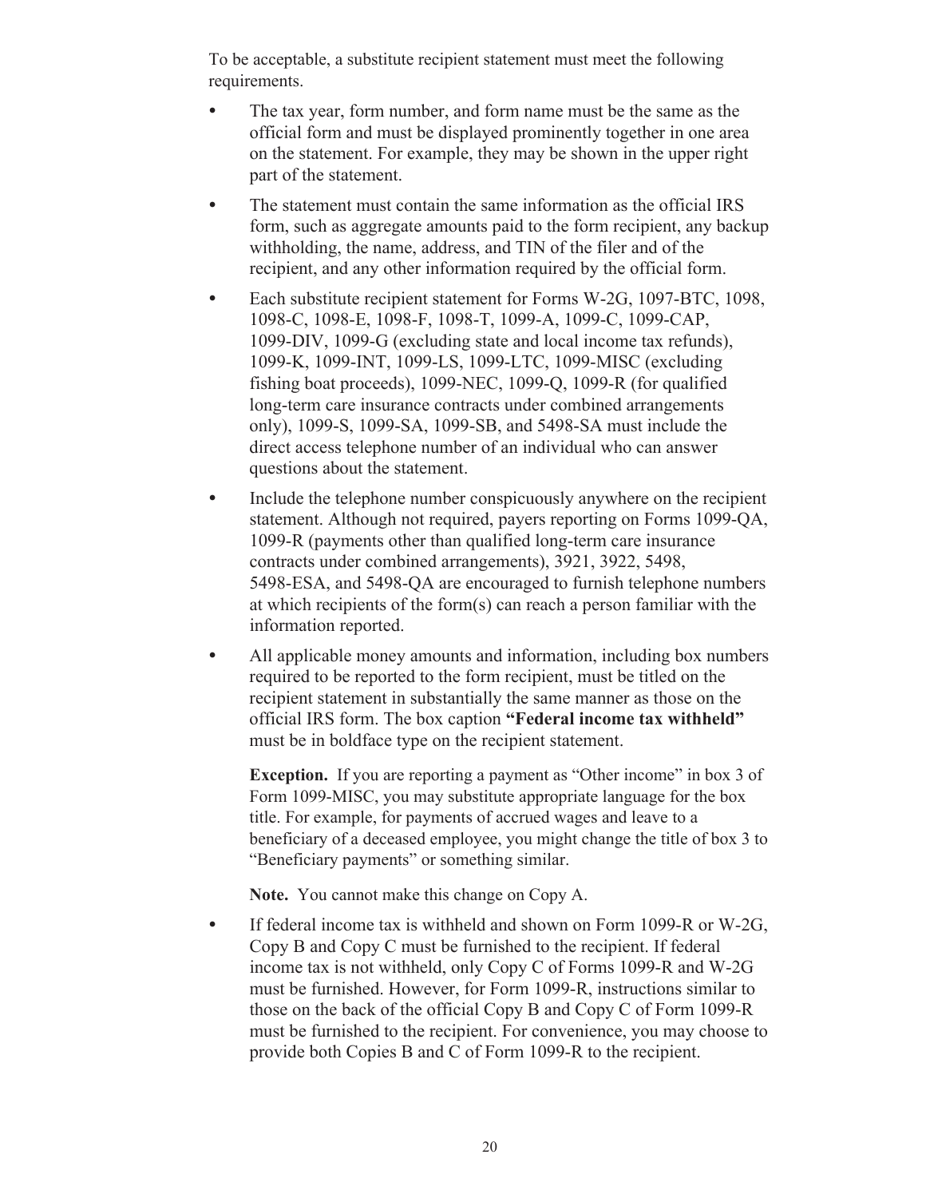To be acceptable, a substitute recipient statement must meet the following requirements.

- The tax year, form number, and form name must be the same as the official form and must be displayed prominently together in one area on the statement. For example, they may be shown in the upper right part of the statement.
- The statement must contain the same information as the official IRS form, such as aggregate amounts paid to the form recipient, any backup withholding, the name, address, and TIN of the filer and of the recipient, and any other information required by the official form.
- Each substitute recipient statement for Forms W-2G, 1097-BTC, 1098, 1098-C, 1098-E, 1098-F, 1098-T, 1099-A, 1099-C, 1099-CAP, 1099-DIV, 1099-G (excluding state and local income tax refunds), 1099-K, 1099-INT, 1099-LS, 1099-LTC, 1099-MISC (excluding fishing boat proceeds), 1099-NEC, 1099-Q, 1099-R (for qualified long-term care insurance contracts under combined arrangements only), 1099-S, 1099-SA, 1099-SB, and 5498-SA must include the direct access telephone number of an individual who can answer questions about the statement.
- Include the telephone number conspicuously anywhere on the recipient statement. Although not required, payers reporting on Forms 1099-QA, 1099-R (payments other than qualified long-term care insurance contracts under combined arrangements), 3921, 3922, 5498, 5498-ESA, and 5498-QA are encouraged to furnish telephone numbers at which recipients of the form(s) can reach a person familiar with the information reported.
- All applicable money amounts and information, including box numbers required to be reported to the form recipient, must be titled on the recipient statement in substantially the same manner as those on the official IRS form. The box caption **"Federal income tax withheld"** must be in boldface type on the recipient statement.

  **Exception.** If you are reporting a payment as "Other income" in box 3 of Form 1099-MISC, you may substitute appropriate language for the box title. For example, for payments of accrued wages and leave to a beneficiary of a deceased employee, you might change the title of box 3 to "Beneficiary payments" or something similar.

  **Note.** You cannot make this change on Copy A.

- If federal income tax is withheld and shown on Form 1099-R or W-2G, Copy B and Copy C must be furnished to the recipient. If federal income tax is not withheld, only Copy C of Forms 1099-R and W-2G must be furnished. However, for Form 1099-R, instructions similar to those on the back of the official Copy B and Copy C of Form 1099-R must be furnished to the recipient. For convenience, you may choose to provide both Copies B and C of Form 1099-R to the recipient.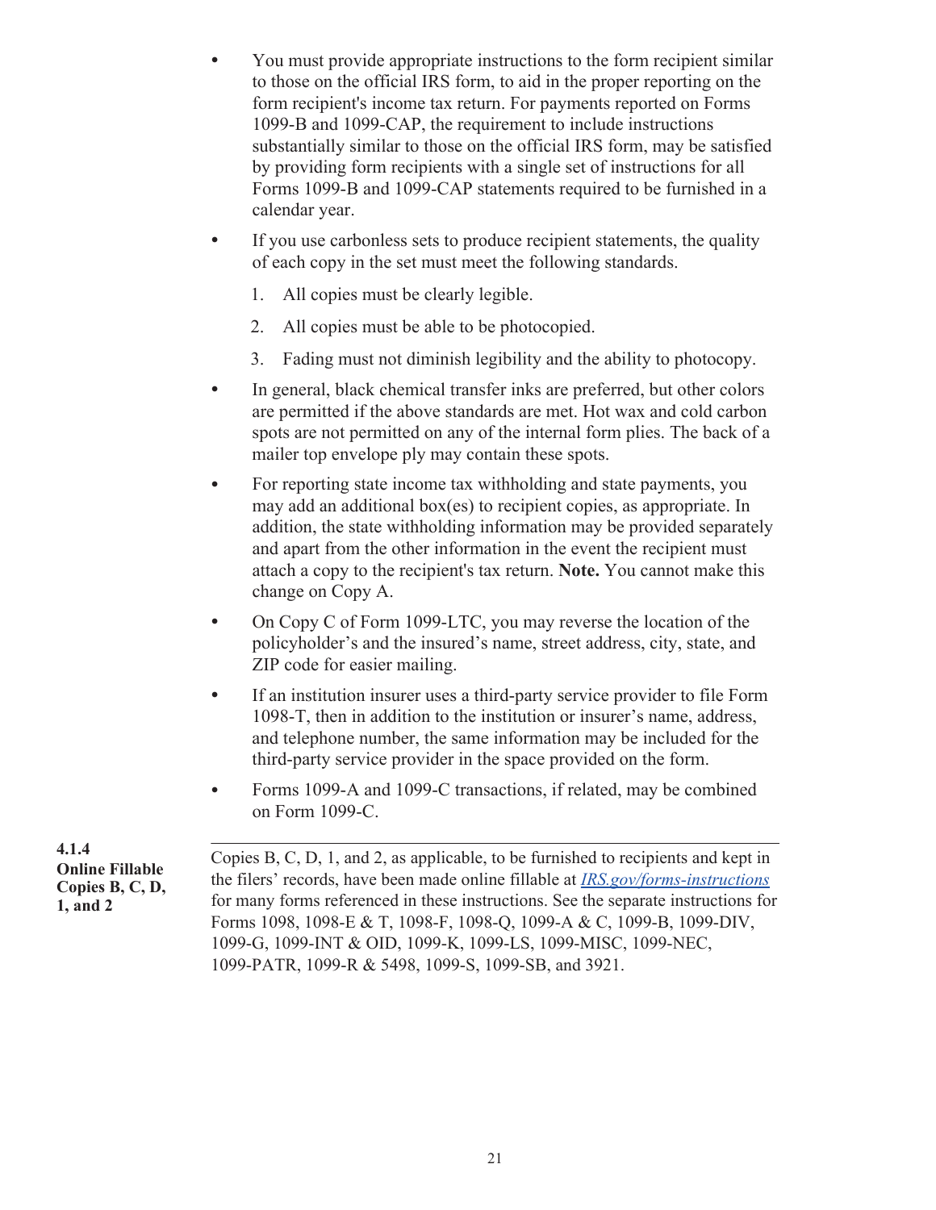- You must provide appropriate instructions to the form recipient similar to those on the official IRS form, to aid in the proper reporting on the form recipient's income tax return. For payments reported on Forms 1099-B and 1099-CAP, the requirement to include instructions substantially similar to those on the official IRS form, may be satisfied by providing form recipients with a single set of instructions for all Forms 1099-B and 1099-CAP statements required to be furnished in a calendar year.
- If you use carbonless sets to produce recipient statements, the quality of each copy in the set must meet the following standards.
  1. All copies must be clearly legible.
  2. All copies must be able to be photocopied.
  3. Fading must not diminish legibility and the ability to photocopy.
- In general, black chemical transfer inks are preferred, but other colors are permitted if the above standards are met. Hot wax and cold carbon spots are not permitted on any of the internal form plies. The back of a mailer top envelope ply may contain these spots.
- For reporting state income tax withholding and state payments, you may add an additional box(es) to recipient copies, as appropriate. In addition, the state withholding information may be provided separately and apart from the other information in the event the recipient must attach a copy to the recipient's tax return. **Note.** You cannot make this change on Copy A.
- On Copy C of Form 1099-LTC, you may reverse the location of the policyholder's and the insured's name, street address, city, state, and ZIP code for easier mailing.
- If an institution insurer uses a third-party service provider to file Form 1098-T, then in addition to the institution or insurer's name, address, and telephone number, the same information may be included for the third-party service provider in the space provided on the form.
- Forms 1099-A and 1099-C transactions, if related, may be combined on Form 1099-C.

### 4.1.4 Online Fillable Copies B, C, D, 1, and 2

Copies B, C, D, 1, and 2, as applicable, to be furnished to recipients and kept in the filers' records, have been made online fillable at *IRS.gov/forms-instructions* for many forms referenced in these instructions. See the separate instructions for Forms 1098, 1098-E & T, 1098-F, 1098-Q, 1099-A & C, 1099-B, 1099-DIV, 1099-G, 1099-INT & OID, 1099-K, 1099-LS, 1099-MISC, 1099-NEC, 1099-PATR, 1099-R & 5498, 1099-S, 1099-SB, and 3921.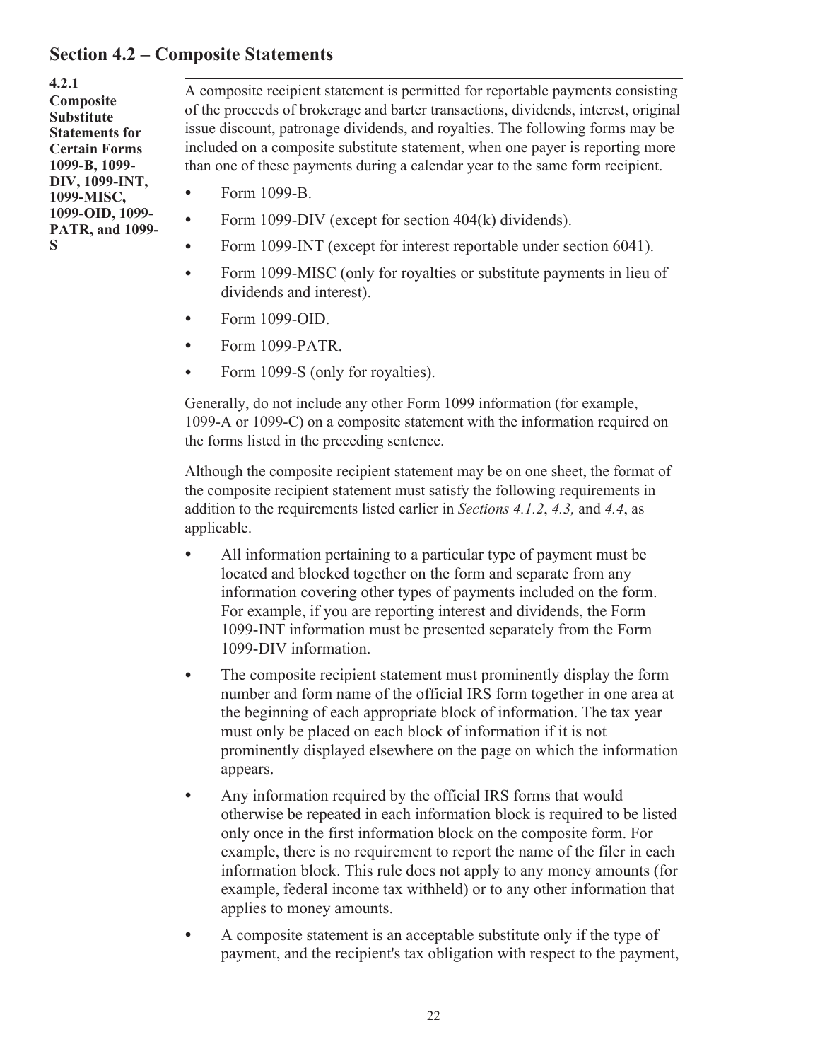## Section 4.2 – Composite Statements

**4.2.1 Composite Substitute Statements for Certain Forms 1099-B, 1099-DIV, 1099-INT, 1099-MISC, 1099-OID, 1099-PATR, and 1099-S**

A composite recipient statement is permitted for reportable payments consisting of the proceeds of brokerage and barter transactions, dividends, interest, original issue discount, patronage dividends, and royalties. The following forms may be included on a composite substitute statement, when one payer is reporting more than one of these payments during a calendar year to the same form recipient.

- Form 1099-B.
- Form 1099-DIV (except for section 404(k) dividends).
- Form 1099-INT (except for interest reportable under section 6041).
- Form 1099-MISC (only for royalties or substitute payments in lieu of dividends and interest).
- Form 1099-OID.
- Form 1099-PATR.
- Form 1099-S (only for royalties).

Generally, do not include any other Form 1099 information (for example, 1099-A or 1099-C) on a composite statement with the information required on the forms listed in the preceding sentence.

Although the composite recipient statement may be on one sheet, the format of the composite recipient statement must satisfy the following requirements in addition to the requirements listed earlier in *Sections 4.1.2*, *4.3,* and *4.4*, as applicable.

- All information pertaining to a particular type of payment must be located and blocked together on the form and separate from any information covering other types of payments included on the form. For example, if you are reporting interest and dividends, the Form 1099-INT information must be presented separately from the Form 1099-DIV information.
- The composite recipient statement must prominently display the form number and form name of the official IRS form together in one area at the beginning of each appropriate block of information. The tax year must only be placed on each block of information if it is not prominently displayed elsewhere on the page on which the information appears.
- Any information required by the official IRS forms that would otherwise be repeated in each information block is required to be listed only once in the first information block on the composite form. For example, there is no requirement to report the name of the filer in each information block. This rule does not apply to any money amounts (for example, federal income tax withheld) or to any other information that applies to money amounts.
- A composite statement is an acceptable substitute only if the type of payment, and the recipient's tax obligation with respect to the payment,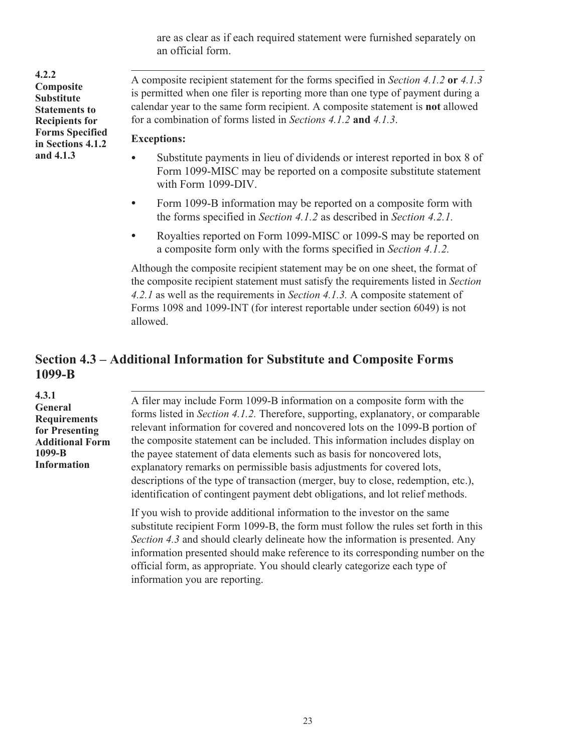are as clear as if each required statement were furnished separately on an official form.

#### 4.2.2 Composite Substitute Statements to Recipients for Forms Specified in Sections 4.1.2 and 4.1.3

A composite recipient statement for the forms specified in *Section 4.1.2* **or** *4.1.3* is permitted when one filer is reporting more than one type of payment during a calendar year to the same form recipient. A composite statement is **not** allowed for a combination of forms listed in *Sections 4.1.2* **and** *4.1.3*.

**Exceptions:**

- Substitute payments in lieu of dividends or interest reported in box 8 of Form 1099-MISC may be reported on a composite substitute statement with Form 1099-DIV.
- Form 1099-B information may be reported on a composite form with the forms specified in *Section 4.1.2* as described in *Section 4.2.1.*
- Royalties reported on Form 1099-MISC or 1099-S may be reported on a composite form only with the forms specified in *Section 4.1.2.*

Although the composite recipient statement may be on one sheet, the format of the composite recipient statement must satisfy the requirements listed in *Section 4.2.1* as well as the requirements in *Section 4.1.3.* A composite statement of Forms 1098 and 1099-INT (for interest reportable under section 6049) is not allowed.

## Section 4.3 – Additional Information for Substitute and Composite Forms 1099-B

#### 4.3.1 General Requirements for Presenting Additional Form 1099-B Information

A filer may include Form 1099-B information on a composite form with the forms listed in *Section 4.1.2.* Therefore, supporting, explanatory, or comparable relevant information for covered and noncovered lots on the 1099-B portion of the composite statement can be included. This information includes display on the payee statement of data elements such as basis for noncovered lots, explanatory remarks on permissible basis adjustments for covered lots, descriptions of the type of transaction (merger, buy to close, redemption, etc.), identification of contingent payment debt obligations, and lot relief methods.

If you wish to provide additional information to the investor on the same substitute recipient Form 1099-B, the form must follow the rules set forth in this *Section 4.3* and should clearly delineate how the information is presented. Any information presented should make reference to its corresponding number on the official form, as appropriate. You should clearly categorize each type of information you are reporting.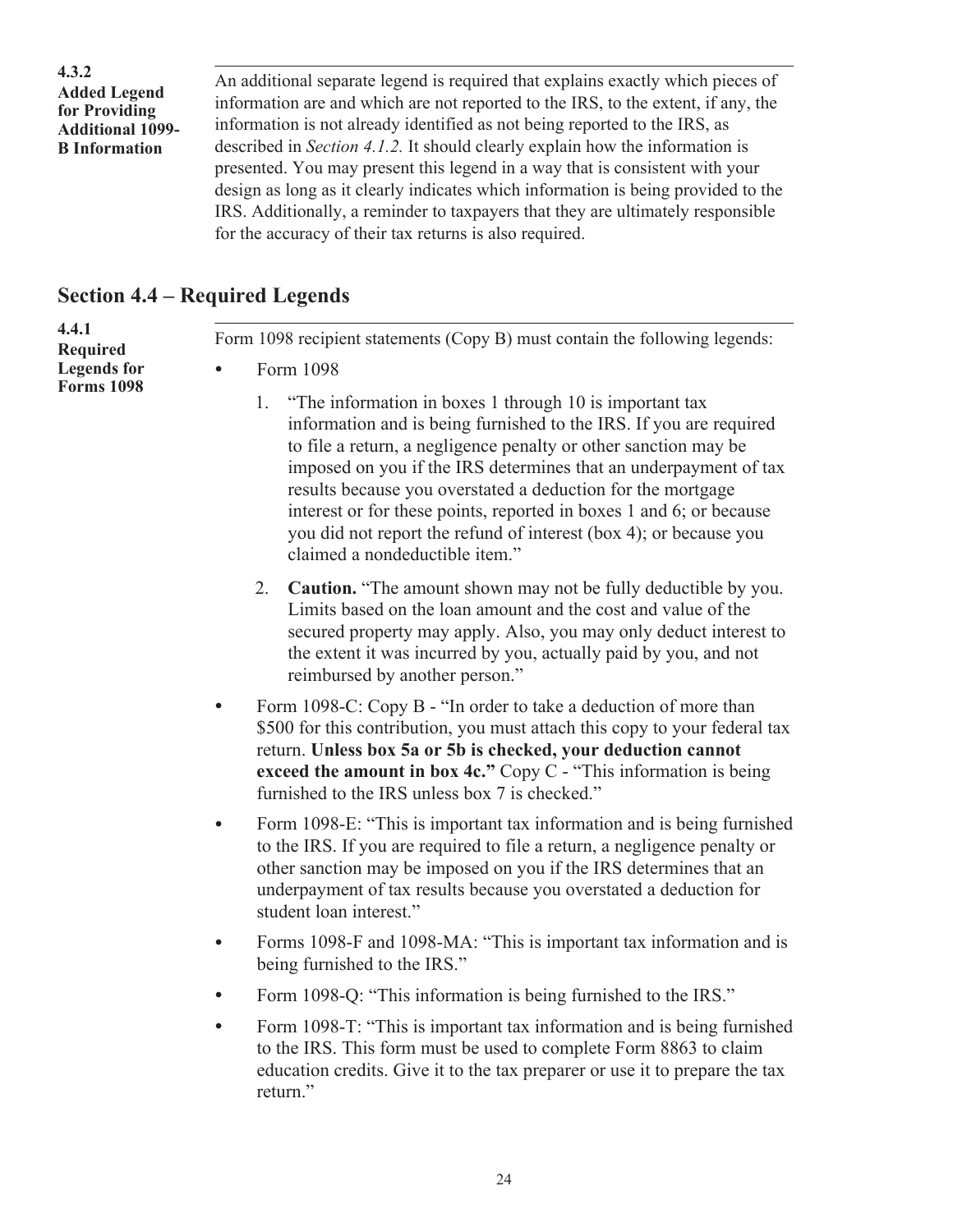#### 4.3.2 Added Legend for Providing Additional 1099-B Information

An additional separate legend is required that explains exactly which pieces of information are and which are not reported to the IRS, to the extent, if any, the information is not already identified as not being reported to the IRS, as described in *Section 4.1.2.* It should clearly explain how the information is presented. You may present this legend in a way that is consistent with your design as long as it clearly indicates which information is being provided to the IRS. Additionally, a reminder to taxpayers that they are ultimately responsible for the accuracy of their tax returns is also required.

## Section 4.4 – Required Legends

#### 4.4.1 Required Legends for Forms 1098

Form 1098 recipient statements (Copy B) must contain the following legends:

- Form 1098
    1. "The information in boxes 1 through 10 is important tax information and is being furnished to the IRS. If you are required to file a return, a negligence penalty or other sanction may be imposed on you if the IRS determines that an underpayment of tax results because you overstated a deduction for the mortgage interest or for these points, reported in boxes 1 and 6; or because you did not report the refund of interest (box 4); or because you claimed a nondeductible item."
    2. **Caution.** "The amount shown may not be fully deductible by you. Limits based on the loan amount and the cost and value of the secured property may apply. Also, you may only deduct interest to the extent it was incurred by you, actually paid by you, and not reimbursed by another person."
- Form 1098-C: Copy B - "In order to take a deduction of more than $500 for this contribution, you must attach this copy to your federal tax return. **Unless box 5a or 5b is checked, your deduction cannot exceed the amount in box 4c."** Copy C - "This information is being furnished to the IRS unless box 7 is checked."
- Form 1098-E: "This is important tax information and is being furnished to the IRS. If you are required to file a return, a negligence penalty or other sanction may be imposed on you if the IRS determines that an underpayment of tax results because you overstated a deduction for student loan interest."
- Forms 1098-F and 1098-MA: "This is important tax information and is being furnished to the IRS."
- Form 1098-Q: "This information is being furnished to the IRS."
- Form 1098-T: "This is important tax information and is being furnished to the IRS. This form must be used to complete Form 8863 to claim education credits. Give it to the tax preparer or use it to prepare the tax return."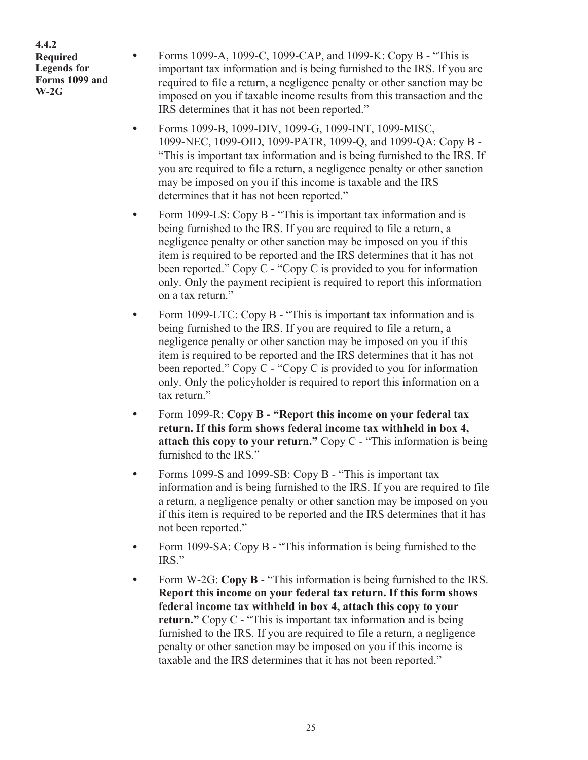#### 4.4.2 Required Legends for Forms 1099 and W-2G

- Forms 1099-A, 1099-C, 1099-CAP, and 1099-K: Copy B - "This is important tax information and is being furnished to the IRS. If you are required to file a return, a negligence penalty or other sanction may be imposed on you if taxable income results from this transaction and the IRS determines that it has not been reported."
- Forms 1099-B, 1099-DIV, 1099-G, 1099-INT, 1099-MISC, 1099-NEC, 1099-OID, 1099-PATR, 1099-Q, and 1099-QA: Copy B - "This is important tax information and is being furnished to the IRS. If you are required to file a return, a negligence penalty or other sanction may be imposed on you if this income is taxable and the IRS determines that it has not been reported."
- Form 1099-LS: Copy B - "This is important tax information and is being furnished to the IRS. If you are required to file a return, a negligence penalty or other sanction may be imposed on you if this item is required to be reported and the IRS determines that it has not been reported." Copy C - "Copy C is provided to you for information only. Only the payment recipient is required to report this information on a tax return."
- Form 1099-LTC: Copy B - "This is important tax information and is being furnished to the IRS. If you are required to file a return, a negligence penalty or other sanction may be imposed on you if this item is required to be reported and the IRS determines that it has not been reported." Copy C - "Copy C is provided to you for information only. Only the policyholder is required to report this information on a tax return."
- Form 1099-R: **Copy B - "Report this income on your federal tax return. If this form shows federal income tax withheld in box 4, attach this copy to your return."** Copy C - "This information is being furnished to the IRS."
- Forms 1099-S and 1099-SB: Copy B - "This is important tax information and is being furnished to the IRS. If you are required to file a return, a negligence penalty or other sanction may be imposed on you if this item is required to be reported and the IRS determines that it has not been reported."
- Form 1099-SA: Copy B - "This information is being furnished to the IRS."
- Form W-2G: **Copy B** - "This information is being furnished to the IRS. **Report this income on your federal tax return. If this form shows federal income tax withheld in box 4, attach this copy to your return."** Copy C - "This is important tax information and is being furnished to the IRS. If you are required to file a return, a negligence penalty or other sanction may be imposed on you if this income is taxable and the IRS determines that it has not been reported."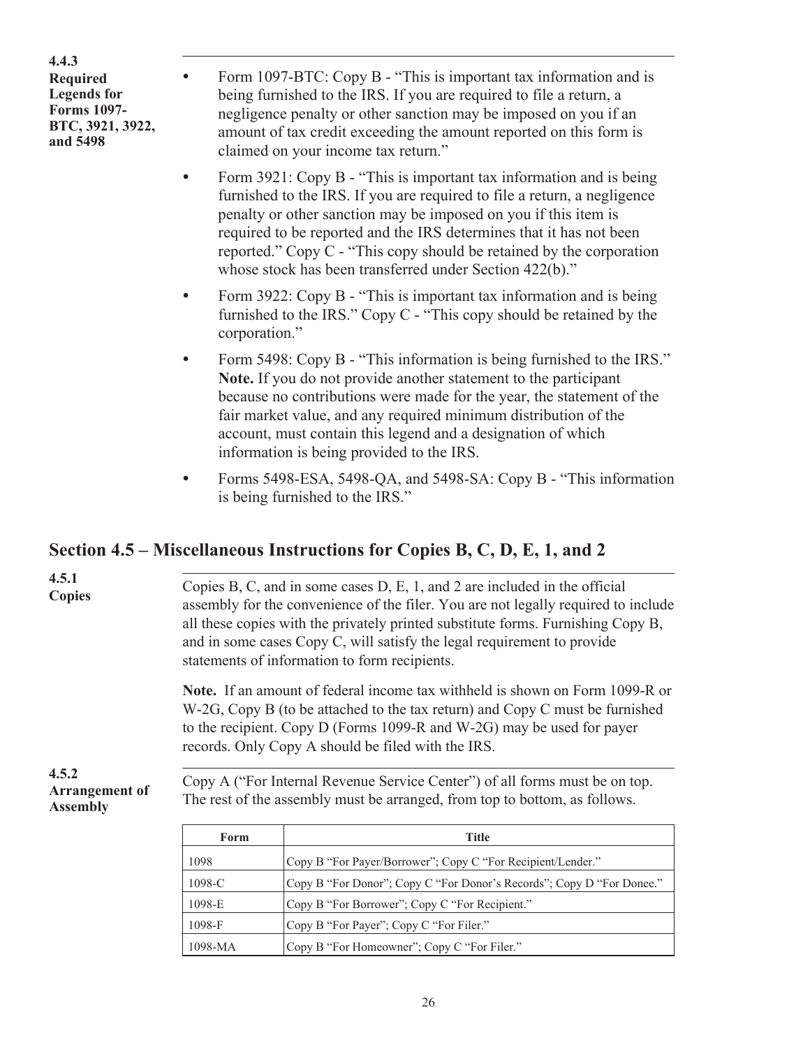#### 4.4.3 Required Legends for Forms 1097-BTC, 3921, 3922, and 5498

- Form 1097-BTC: Copy B - "This is important tax information and is being furnished to the IRS. If you are required to file a return, a negligence penalty or other sanction may be imposed on you if an amount of tax credit exceeding the amount reported on this form is claimed on your income tax return."
- Form 3921: Copy B - "This is important tax information and is being furnished to the IRS. If you are required to file a return, a negligence penalty or other sanction may be imposed on you if this item is required to be reported and the IRS determines that it has not been reported." Copy C - "This copy should be retained by the corporation whose stock has been transferred under Section 422(b)."
- Form 3922: Copy B - "This is important tax information and is being furnished to the IRS." Copy C - "This copy should be retained by the corporation."
- Form 5498: Copy B - "This information is being furnished to the IRS." **Note.** If you do not provide another statement to the participant because no contributions were made for the year, the statement of the fair market value, and any required minimum distribution of the account, must contain this legend and a designation of which information is being provided to the IRS.
- Forms 5498-ESA, 5498-QA, and 5498-SA: Copy B - "This information is being furnished to the IRS."

## Section 4.5 – Miscellaneous Instructions for Copies B, C, D, E, 1, and 2

#### 4.5.1 Copies

Copies B, C, and in some cases D, E, 1, and 2 are included in the official assembly for the convenience of the filer. You are not legally required to include all these copies with the privately printed substitute forms. Furnishing Copy B, and in some cases Copy C, will satisfy the legal requirement to provide statements of information to form recipients.

**Note.** If an amount of federal income tax withheld is shown on Form 1099-R or W-2G, Copy B (to be attached to the tax return) and Copy C must be furnished to the recipient. Copy D (Forms 1099-R and W-2G) may be used for payer records. Only Copy A should be filed with the IRS.

#### 4.5.2 Arrangement of Assembly

Copy A ("For Internal Revenue Service Center") of all forms must be on top. The rest of the assembly must be arranged, from top to bottom, as follows.

| Form | Title |
|---|---|
| 1098 | Copy B "For Payer/Borrower"; Copy C "For Recipient/Lender." |
| 1098-C | Copy B "For Donor"; Copy C "For Donor's Records"; Copy D "For Donee." |
| 1098-E | Copy B "For Borrower"; Copy C "For Recipient." |
| 1098-F | Copy B "For Payer"; Copy C "For Filer." |
| 1098-MA | Copy B "For Homeowner"; Copy C "For Filer." |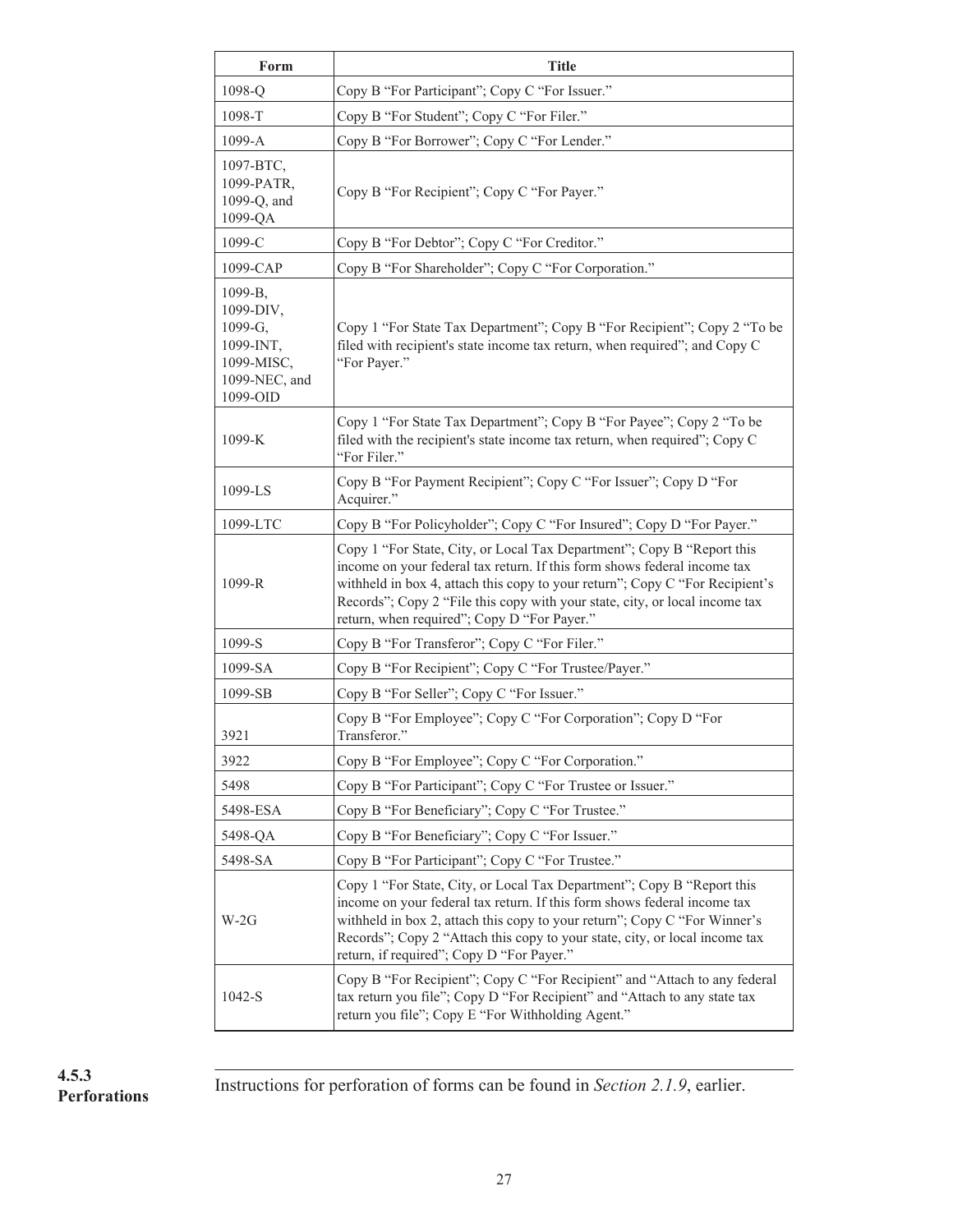| Form | Title |
|---|---|
| 1098-Q | Copy B “For Participant”; Copy C “For Issuer.” |
| 1098-T | Copy B “For Student”; Copy C “For Filer.” |
| 1099-A | Copy B “For Borrower”; Copy C “For Lender.” |
| 1097-BTC, 1099-PATR, 1099-Q, and 1099-QA | Copy B “For Recipient”; Copy C “For Payer.” |
| 1099-C | Copy B “For Debtor”; Copy C “For Creditor.” |
| 1099-CAP | Copy B “For Shareholder”; Copy C “For Corporation.” |
| 1099-B, 1099-DIV, 1099-G, 1099-INT, 1099-MISC, 1099-NEC, and 1099-OID | Copy 1 “For State Tax Department”; Copy B “For Recipient”; Copy 2 “To be filed with recipient's state income tax return, when required”; and Copy C “For Payer.” |
| 1099-K | Copy 1 “For State Tax Department”; Copy B “For Payee”; Copy 2 “To be filed with the recipient's state income tax return, when required”; Copy C “For Filer.” |
| 1099-LS | Copy B “For Payment Recipient”; Copy C “For Issuer”; Copy D “For Acquirer.” |
| 1099-LTC | Copy B “For Policyholder”; Copy C “For Insured”; Copy D “For Payer.” |
| 1099-R | Copy 1 “For State, City, or Local Tax Department”; Copy B “Report this income on your federal tax return. If this form shows federal income tax withheld in box 4, attach this copy to your return”; Copy C “For Recipient’s Records”; Copy 2 “File this copy with your state, city, or local income tax return, when required”; Copy D “For Payer.” |
| 1099-S | Copy B “For Transferor”; Copy C “For Filer.” |
| 1099-SA | Copy B “For Recipient”; Copy C “For Trustee/Payer.” |
| 1099-SB | Copy B “For Seller”; Copy C “For Issuer.” |
| 3921 | Copy B “For Employee”; Copy C “For Corporation”; Copy D “For Transferor.” |
| 3922 | Copy B “For Employee”; Copy C “For Corporation.” |
| 5498 | Copy B “For Participant”; Copy C “For Trustee or Issuer.” |
| 5498-ESA | Copy B “For Beneficiary”; Copy C “For Trustee.” |
| 5498-QA | Copy B “For Beneficiary”; Copy C “For Issuer.” |
| 5498-SA | Copy B “For Participant”; Copy C “For Trustee.” |
| W-2G | Copy 1 “For State, City, or Local Tax Department”; Copy B “Report this income on your federal tax return. If this form shows federal income tax withheld in box 2, attach this copy to your return”; Copy C “For Winner’s Records”; Copy 2 “Attach this copy to your state, city, or local income tax return, if required”; Copy D “For Payer.” |
| 1042-S | Copy B “For Recipient”; Copy C “For Recipient” and “Attach to any federal tax return you file”; Copy D “For Recipient” and “Attach to any state tax return you file”; Copy E “For Withholding Agent.” |

### 4.5.3 Perforations

Instructions for perforation of forms can be found in *Section 2.1.9*, earlier.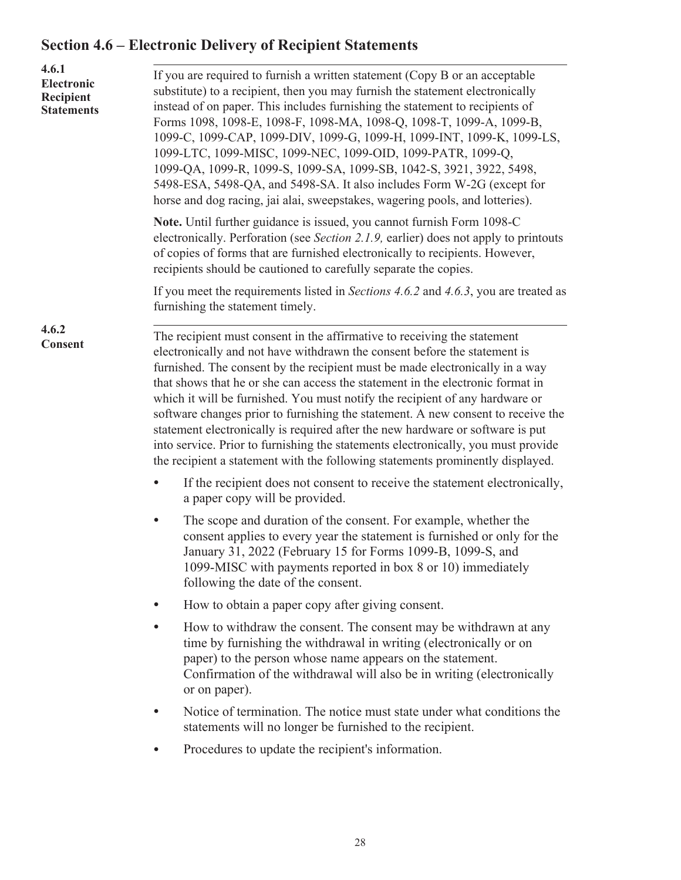## Section 4.6 – Electronic Delivery of Recipient Statements

### 4.6.1 Electronic Recipient Statements

If you are required to furnish a written statement (Copy B or an acceptable substitute) to a recipient, then you may furnish the statement electronically instead of on paper. This includes furnishing the statement to recipients of Forms 1098, 1098-E, 1098-F, 1098-MA, 1098-Q, 1098-T, 1099-A, 1099-B, 1099-C, 1099-CAP, 1099-DIV, 1099-G, 1099-H, 1099-INT, 1099-K, 1099-LS, 1099-LTC, 1099-MISC, 1099-NEC, 1099-OID, 1099-PATR, 1099-Q, 1099-QA, 1099-R, 1099-S, 1099-SA, 1099-SB, 1042-S, 3921, 3922, 5498, 5498-ESA, 5498-QA, and 5498-SA. It also includes Form W-2G (except for horse and dog racing, jai alai, sweepstakes, wagering pools, and lotteries).

**Note.** Until further guidance is issued, you cannot furnish Form 1098-C electronically. Perforation (see *Section 2.1.9,* earlier) does not apply to printouts of copies of forms that are furnished electronically to recipients. However, recipients should be cautioned to carefully separate the copies.

If you meet the requirements listed in *Sections 4.6.2* and *4.6.3*, you are treated as furnishing the statement timely.

### 4.6.2 Consent

The recipient must consent in the affirmative to receiving the statement electronically and not have withdrawn the consent before the statement is furnished. The consent by the recipient must be made electronically in a way that shows that he or she can access the statement in the electronic format in which it will be furnished. You must notify the recipient of any hardware or software changes prior to furnishing the statement. A new consent to receive the statement electronically is required after the new hardware or software is put into service. Prior to furnishing the statements electronically, you must provide the recipient a statement with the following statements prominently displayed.

- If the recipient does not consent to receive the statement electronically, a paper copy will be provided.
- The scope and duration of the consent. For example, whether the consent applies to every year the statement is furnished or only for the January 31, 2022 (February 15 for Forms 1099-B, 1099-S, and 1099-MISC with payments reported in box 8 or 10) immediately following the date of the consent.
- How to obtain a paper copy after giving consent.
- How to withdraw the consent. The consent may be withdrawn at any time by furnishing the withdrawal in writing (electronically or on paper) to the person whose name appears on the statement. Confirmation of the withdrawal will also be in writing (electronically or on paper).
- Notice of termination. The notice must state under what conditions the statements will no longer be furnished to the recipient.
- Procedures to update the recipient's information.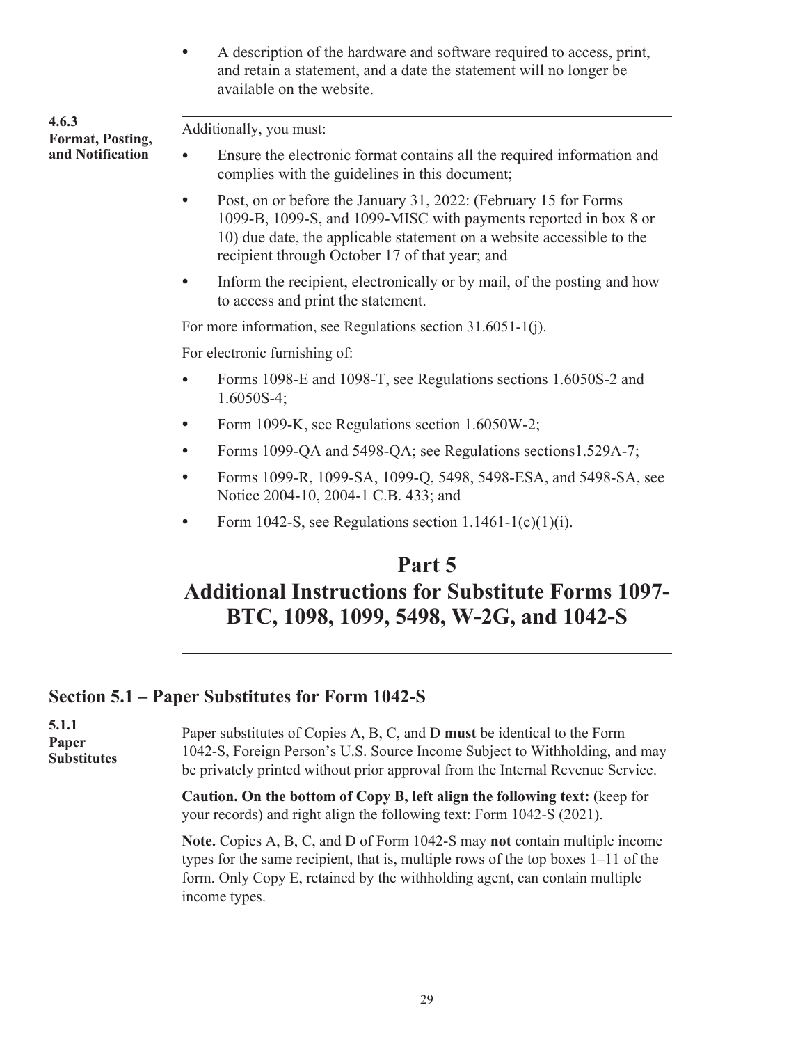- A description of the hardware and software required to access, print, and retain a statement, and a date the statement will no longer be available on the website.

**4.6.3 Format, Posting, and Notification**

Additionally, you must:

- Ensure the electronic format contains all the required information and complies with the guidelines in this document;
- Post, on or before the January 31, 2022: (February 15 for Forms 1099-B, 1099-S, and 1099-MISC with payments reported in box 8 or 10) due date, the applicable statement on a website accessible to the recipient through October 17 of that year; and
- Inform the recipient, electronically or by mail, of the posting and how to access and print the statement.

For more information, see Regulations section 31.6051-1(j).

For electronic furnishing of:

- Forms 1098-E and 1098-T, see Regulations sections 1.6050S-2 and 1.6050S-4;
- Form 1099-K, see Regulations section 1.6050W-2;
- Forms 1099-QA and 5498-QA; see Regulations sections1.529A-7;
- Forms 1099-R, 1099-SA, 1099-Q, 5498, 5498-ESA, and 5498-SA, see Notice 2004-10, 2004-1 C.B. 433; and
- Form 1042-S, see Regulations section 1.1461-1(c)(1)(i).

# Part 5
# Additional Instructions for Substitute Forms 1097-BTC, 1098, 1099, 5498, W-2G, and 1042-S

## Section 5.1 – Paper Substitutes for Form 1042-S

**5.1.1 Paper Substitutes**

Paper substitutes of Copies A, B, C, and D **must** be identical to the Form 1042-S, Foreign Person's U.S. Source Income Subject to Withholding, and may be privately printed without prior approval from the Internal Revenue Service.

**Caution. On the bottom of Copy B, left align the following text:** (keep for your records) and right align the following text: Form 1042-S (2021).

**Note.** Copies A, B, C, and D of Form 1042-S may **not** contain multiple income types for the same recipient, that is, multiple rows of the top boxes 1–11 of the form. Only Copy E, retained by the withholding agent, can contain multiple income types.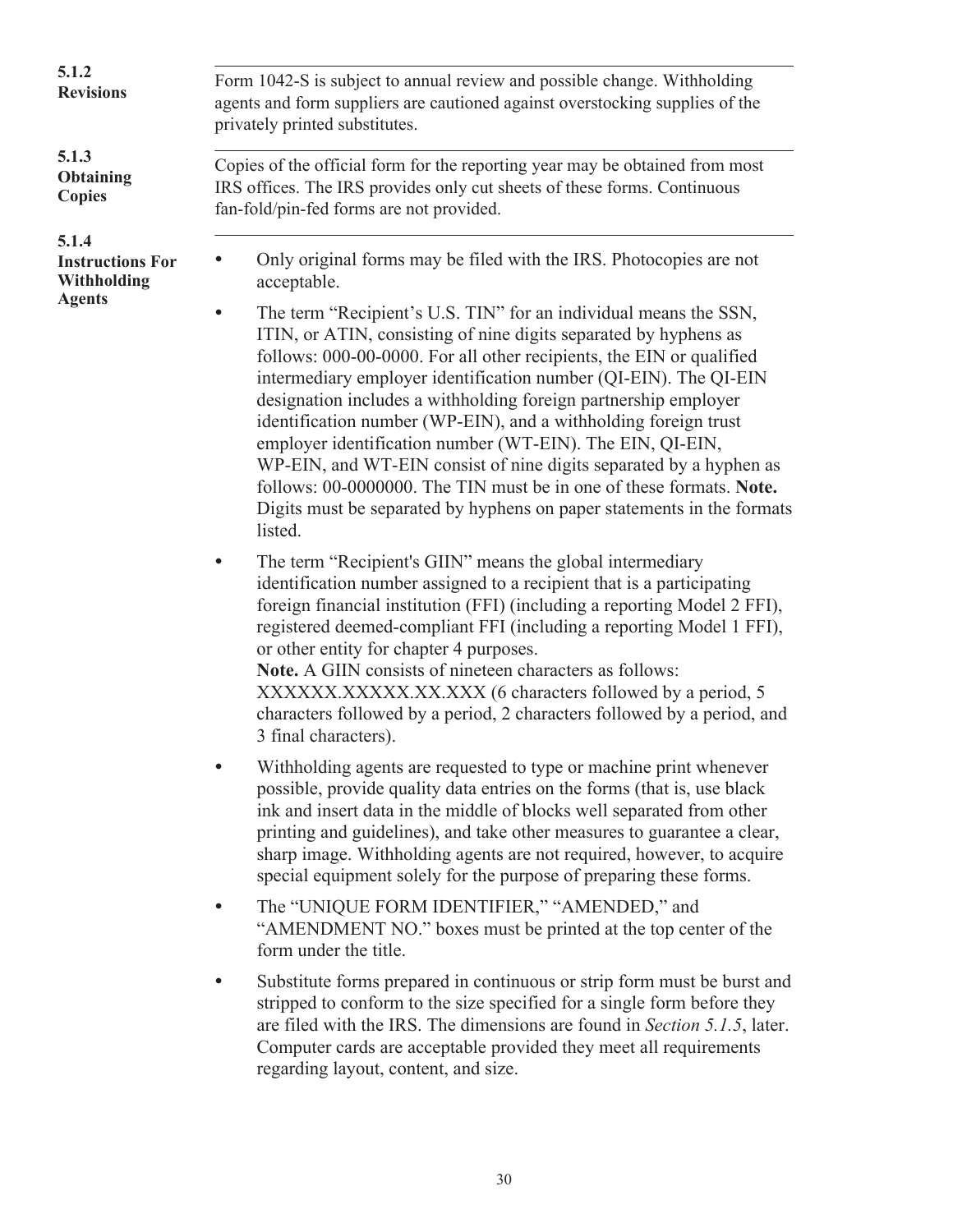### 5.1.2 Revisions

Form 1042-S is subject to annual review and possible change. Withholding agents and form suppliers are cautioned against overstocking supplies of the privately printed substitutes.

### 5.1.3 Obtaining Copies

Copies of the official form for the reporting year may be obtained from most IRS offices. The IRS provides only cut sheets of these forms. Continuous fan-fold/pin-fed forms are not provided.

### 5.1.4 Instructions For Withholding Agents

- Only original forms may be filed with the IRS. Photocopies are not acceptable.
- The term "Recipient's U.S. TIN" for an individual means the SSN, ITIN, or ATIN, consisting of nine digits separated by hyphens as follows: 000-00-0000. For all other recipients, the EIN or qualified intermediary employer identification number (QI-EIN). The QI-EIN designation includes a withholding foreign partnership employer identification number (WP-EIN), and a withholding foreign trust employer identification number (WT-EIN). The EIN, QI-EIN, WP-EIN, and WT-EIN consist of nine digits separated by a hyphen as follows: 00-0000000. The TIN must be in one of these formats. **Note.** Digits must be separated by hyphens on paper statements in the formats listed.
- The term "Recipient's GIIN" means the global intermediary identification number assigned to a recipient that is a participating foreign financial institution (FFI) (including a reporting Model 2 FFI), registered deemed-compliant FFI (including a reporting Model 1 FFI), or other entity for chapter 4 purposes.
  **Note.** A GIIN consists of nineteen characters as follows: XXXXXX.XXXXX.XX.XXX (6 characters followed by a period, 5 characters followed by a period, 2 characters followed by a period, and 3 final characters).
- Withholding agents are requested to type or machine print whenever possible, provide quality data entries on the forms (that is, use black ink and insert data in the middle of blocks well separated from other printing and guidelines), and take other measures to guarantee a clear, sharp image. Withholding agents are not required, however, to acquire special equipment solely for the purpose of preparing these forms.
- The "UNIQUE FORM IDENTIFIER," "AMENDED," and "AMENDMENT NO." boxes must be printed at the top center of the form under the title.
- Substitute forms prepared in continuous or strip form must be burst and stripped to conform to the size specified for a single form before they are filed with the IRS. The dimensions are found in *Section 5.1.5*, later. Computer cards are acceptable provided they meet all requirements regarding layout, content, and size.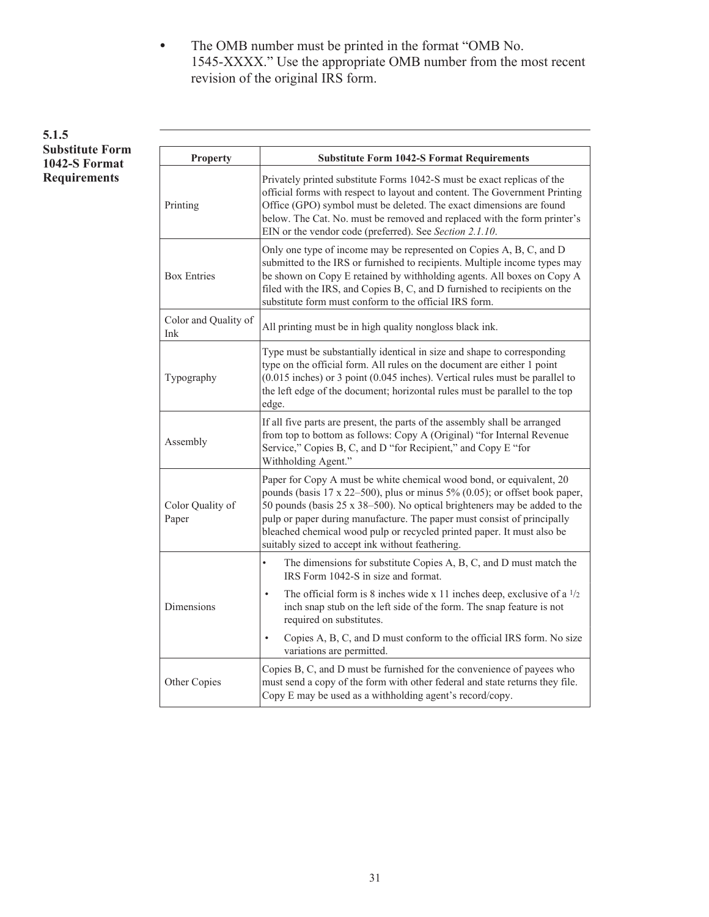- The OMB number must be printed in the format "OMB No. 1545-XXXX." Use the appropriate OMB number from the most recent revision of the original IRS form.

### 5.1.5 Substitute Form 1042-S Format Requirements

| Property | Substitute Form 1042-S Format Requirements |
|---|---|
| Printing | Privately printed substitute Forms 1042-S must be exact replicas of the official forms with respect to layout and content. The Government Printing Office (GPO) symbol must be deleted. The exact dimensions are found below. The Cat. No. must be removed and replaced with the form printer's EIN or the vendor code (preferred). See *Section 2.1.10*. |
| Box Entries | Only one type of income may be represented on Copies A, B, C, and D submitted to the IRS or furnished to recipients. Multiple income types may be shown on Copy E retained by withholding agents. All boxes on Copy A filed with the IRS, and Copies B, C, and D furnished to recipients on the substitute form must conform to the official IRS form. |
| Color and Quality of Ink | All printing must be in high quality nongloss black ink. |
| Typography | Type must be substantially identical in size and shape to corresponding type on the official form. All rules on the document are either 1 point (0.015 inches) or 3 point (0.045 inches). Vertical rules must be parallel to the left edge of the document; horizontal rules must be parallel to the top edge. |
| Assembly | If all five parts are present, the parts of the assembly shall be arranged from top to bottom as follows: Copy A (Original) "for Internal Revenue Service," Copies B, C, and D "for Recipient," and Copy E "for Withholding Agent." |
| Color Quality of Paper | Paper for Copy A must be white chemical wood bond, or equivalent, 20 pounds (basis 17 x 22–500), plus or minus 5% (0.05); or offset book paper, 50 pounds (basis 25 x 38–500). No optical brighteners may be added to the pulp or paper during manufacture. The paper must consist of principally bleached chemical wood pulp or recycled printed paper. It must also be suitably sized to accept ink without feathering. |
| Dimensions | • The dimensions for substitute Copies A, B, C, and D must match the IRS Form 1042-S in size and format.<br>• The official form is 8 inches wide x 11 inches deep, exclusive of a 1/2 inch snap stub on the left side of the form. The snap feature is not required on substitutes.<br>• Copies A, B, C, and D must conform to the official IRS form. No size variations are permitted. |
| Other Copies | Copies B, C, and D must be furnished for the convenience of payees who must send a copy of the form with other federal and state returns they file. Copy E may be used as a withholding agent's record/copy. |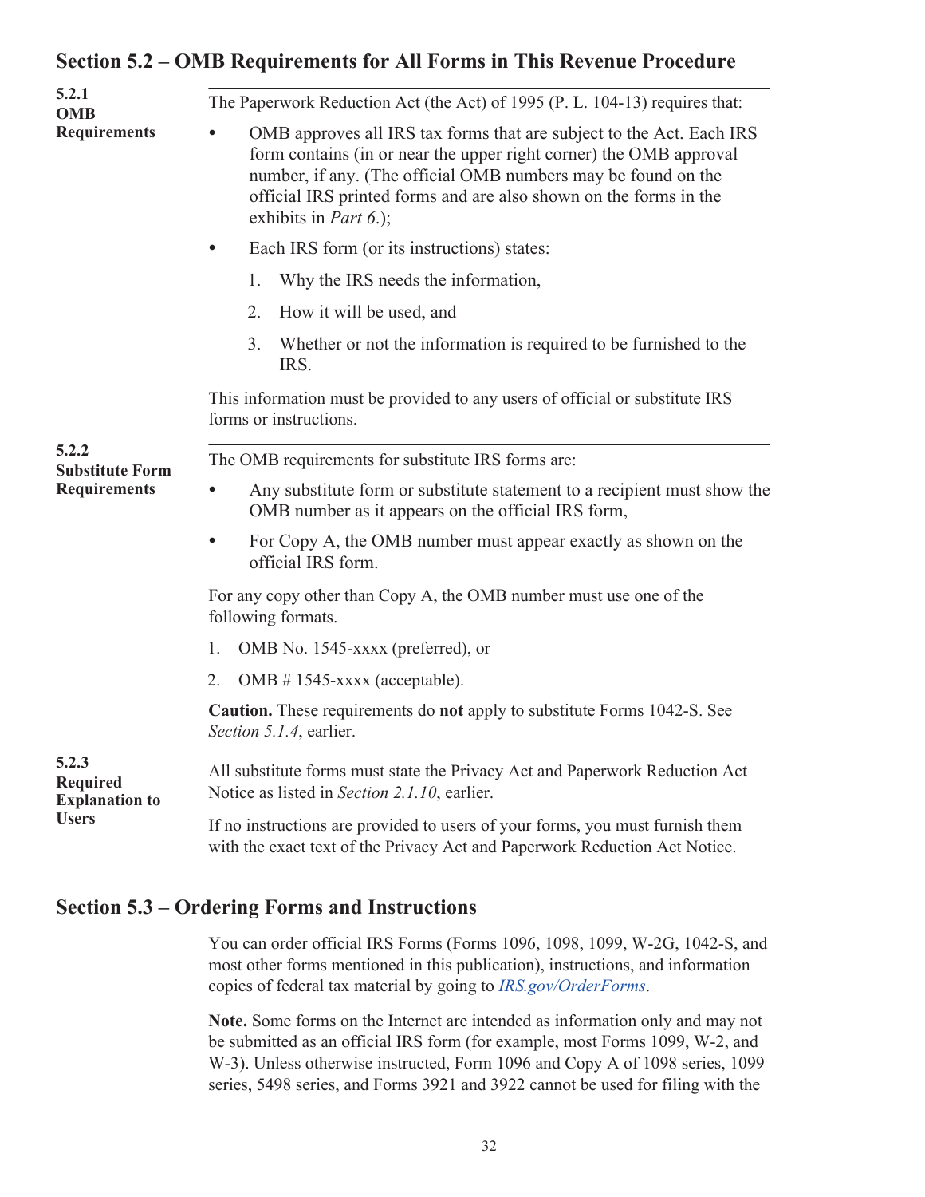## Section 5.2 – OMB Requirements for All Forms in This Revenue Procedure

### 5.2.1 OMB Requirements

The Paperwork Reduction Act (the Act) of 1995 (P. L. 104-13) requires that:

- OMB approves all IRS tax forms that are subject to the Act. Each IRS form contains (in or near the upper right corner) the OMB approval number, if any. (The official OMB numbers may be found on the official IRS printed forms and are also shown on the forms in the exhibits in *Part 6*.);
- Each IRS form (or its instructions) states:
  1. Why the IRS needs the information,
  2. How it will be used, and
  3. Whether or not the information is required to be furnished to the IRS.

This information must be provided to any users of official or substitute IRS forms or instructions.

### 5.2.2 Substitute Form Requirements

The OMB requirements for substitute IRS forms are:

- Any substitute form or substitute statement to a recipient must show the OMB number as it appears on the official IRS form,
- For Copy A, the OMB number must appear exactly as shown on the official IRS form.

For any copy other than Copy A, the OMB number must use one of the following formats.

1. OMB No. 1545-xxxx (preferred), or
2. OMB # 1545-xxxx (acceptable).

**Caution.** These requirements do **not** apply to substitute Forms 1042-S. See *Section 5.1.4*, earlier.

### 5.2.3 Required Explanation to Users

All substitute forms must state the Privacy Act and Paperwork Reduction Act Notice as listed in *Section 2.1.10*, earlier.

If no instructions are provided to users of your forms, you must furnish them with the exact text of the Privacy Act and Paperwork Reduction Act Notice.

## Section 5.3 – Ordering Forms and Instructions

You can order official IRS Forms (Forms 1096, 1098, 1099, W-2G, 1042-S, and most other forms mentioned in this publication), instructions, and information copies of federal tax material by going to *IRS.gov/OrderForms*.

**Note.** Some forms on the Internet are intended as information only and may not be submitted as an official IRS form (for example, most Forms 1099, W-2, and W-3). Unless otherwise instructed, Form 1096 and Copy A of 1098 series, 1099 series, 5498 series, and Forms 3921 and 3922 cannot be used for filing with the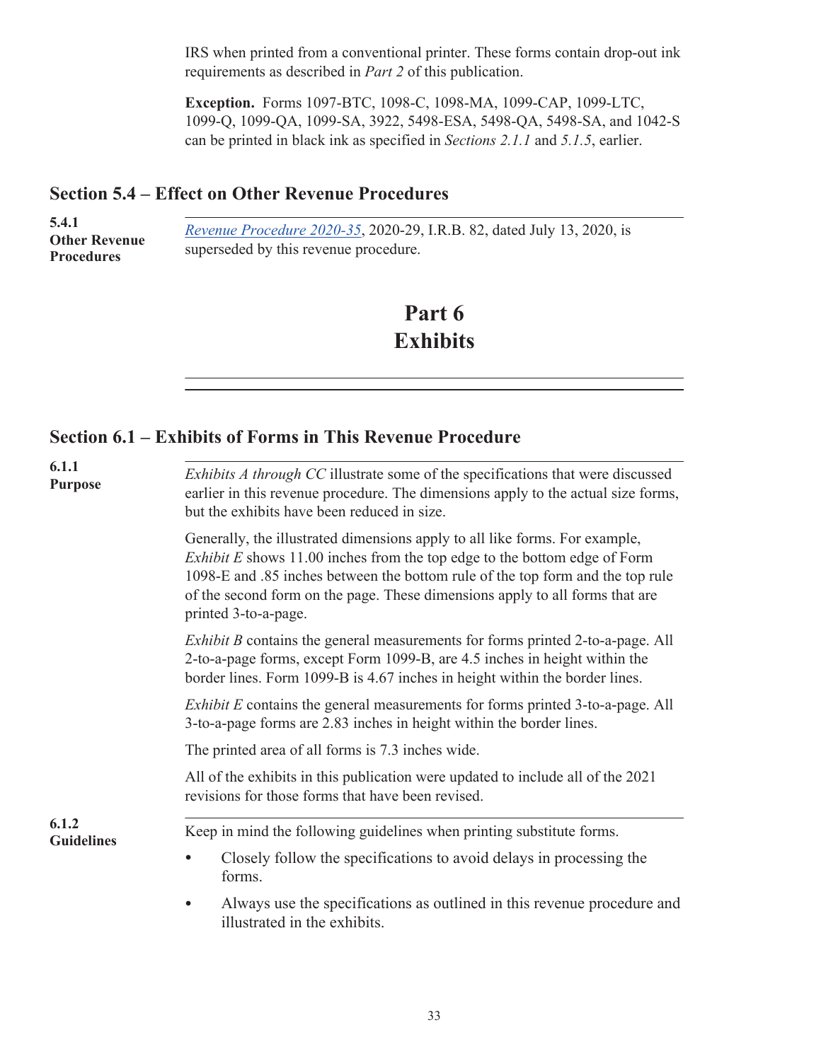IRS when printed from a conventional printer. These forms contain drop-out ink requirements as described in *Part 2* of this publication.

**Exception.** Forms 1097-BTC, 1098-C, 1098-MA, 1099-CAP, 1099-LTC, 1099-Q, 1099-QA, 1099-SA, 3922, 5498-ESA, 5498-QA, 5498-SA, and 1042-S can be printed in black ink as specified in *Sections 2.1.1* and *5.1.5*, earlier.

## Section 5.4 – Effect on Other Revenue Procedures

**5.4.1 Other Revenue Procedures**

*Revenue Procedure 2020-35*, 2020-29, I.R.B. 82, dated July 13, 2020, is superseded by this revenue procedure.

# Part 6 Exhibits

## Section 6.1 – Exhibits of Forms in This Revenue Procedure

**6.1.1 Purpose**

*Exhibits A through CC* illustrate some of the specifications that were discussed earlier in this revenue procedure. The dimensions apply to the actual size forms, but the exhibits have been reduced in size.

Generally, the illustrated dimensions apply to all like forms. For example, *Exhibit E* shows 11.00 inches from the top edge to the bottom edge of Form 1098-E and .85 inches between the bottom rule of the top form and the top rule of the second form on the page. These dimensions apply to all forms that are printed 3-to-a-page.

*Exhibit B* contains the general measurements for forms printed 2-to-a-page. All 2-to-a-page forms, except Form 1099-B, are 4.5 inches in height within the border lines. Form 1099-B is 4.67 inches in height within the border lines.

*Exhibit E* contains the general measurements for forms printed 3-to-a-page. All 3-to-a-page forms are 2.83 inches in height within the border lines.

The printed area of all forms is 7.3 inches wide.

All of the exhibits in this publication were updated to include all of the 2021 revisions for those forms that have been revised.

**6.1.2 Guidelines**

Keep in mind the following guidelines when printing substitute forms.

- Closely follow the specifications to avoid delays in processing the forms.
- Always use the specifications as outlined in this revenue procedure and illustrated in the exhibits.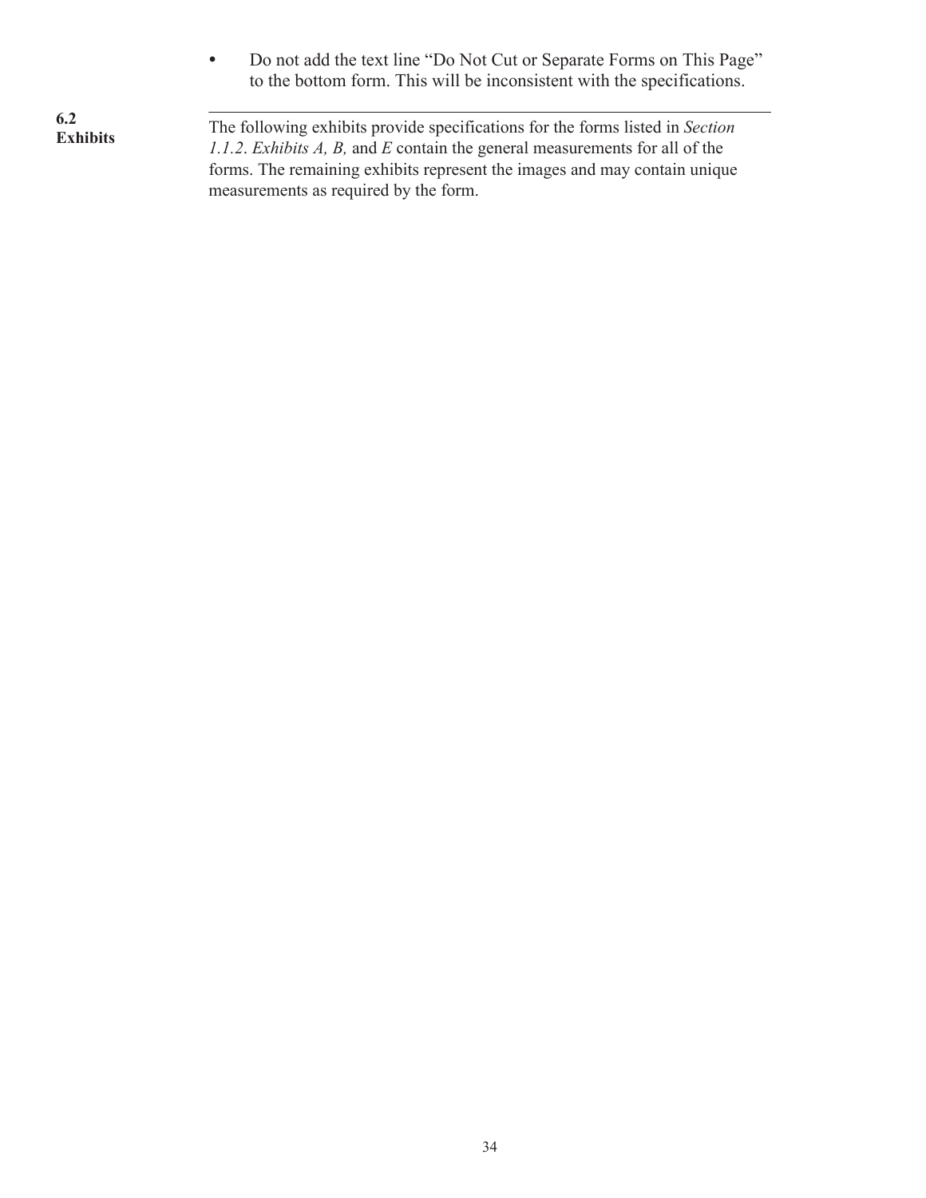- Do not add the text line "Do Not Cut or Separate Forms on This Page" to the bottom form. This will be inconsistent with the specifications.

---

**6.2 Exhibits**

The following exhibits provide specifications for the forms listed in *Section 1.1.2*. *Exhibits A, B,* and *E* contain the general measurements for all of the forms. The remaining exhibits represent the images and may contain unique measurements as required by the form.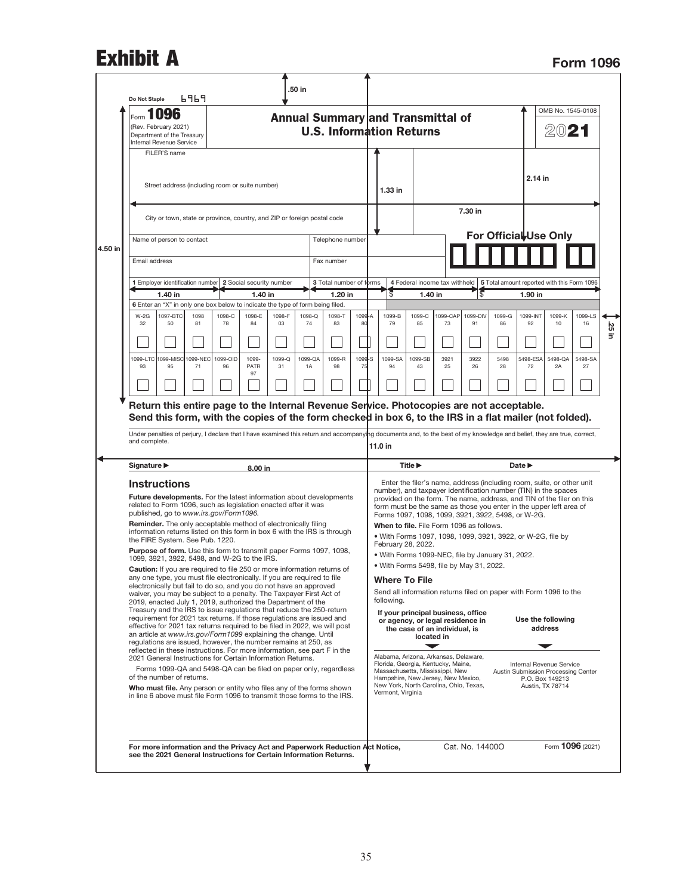# Exhibit A

**Form 1096**

.50 in

Do Not Staple 6969

Form **1096**
(Rev. February 2021)
Department of the Treasury
Internal Revenue Service

## Annual Summary and Transmittal of U.S. Information Returns

OMB No. 1545-0108

2021

FILER'S name

Street address (including room or suite number)

City or town, state or province, country, and ZIP or foreign postal code

2.14 in

1.33 in

7.30 in

For Official Use Only

4.50 in

Name of person to contact | Telephone number

Email address | Fax number

| 1 Employer identification number | 2 Social security number | 3 Total number of forms | 4 Federal income tax withheld | 5 Total amount reported with this Form 1096 |
|---|---|---|---|---|
| 1.40 in | 1.40 in | 1.20 in | $ 1.40 in | $ 1.90 in |

6 Enter an "X" in only one box below to indicate the type of form being filed.

| W-2G 32 | 1097-BTC 50 | 1098 81 | 1098-C 78 | 1098-E 84 | 1098-F 03 | 1098-Q 74 | 1098-T 83 | 1099-A 80 | 1099-B 79 | 1099-C 85 | 1099-CAP 73 | 1099-DIV 91 | 1099-G 86 | 1099-INT 92 | 1099-K 10 | 1099-LS 16 |
|---|---|---|---|---|---|---|---|---|---|---|---|---|---|---|---|---|
| ☐ | ☐ | ☐ | ☐ | ☐ | ☐ | ☐ | ☐ | ☐ | ☐ | ☐ | ☐ | ☐ | ☐ | ☐ | ☐ | ☐ |
| **1099-LTC 93** | **1099-MISC 95** | **1099-NEC 71** | **1099-OID 96** | **1099-PATR 97** | **1099-Q 31** | **1099-QA 1A** | **1099-R 98** | **1099-S 75** | **1099-SA 94** | **1099-SB 43** | **3921 25** | **3922 26** | **5498 28** | **5498-ESA 72** | **5498-QA 2A** | **5498-SA 27** |
| ☐ | ☐ | ☐ | ☐ | ☐ | ☐ | ☐ | ☐ | ☐ | ☐ | ☐ | ☐ | ☐ | ☐ | ☐ | ☐ | ☐ |

.25 in

**Return this entire page to the Internal Revenue Service. Photocopies are not acceptable.**
**Send this form, with the copies of the form checked in box 6, to the IRS in a flat mailer (not folded).**

Under penalties of perjury, I declare that I have examined this return and accompanying documents and, to the best of my knowledge and belief, they are true, correct, and complete.

11.0 in

Signature ▶ 8.00 in Title ▶ Date ▶

## Instructions

**Future developments.** For the latest information about developments related to Form 1096, such as legislation enacted after it was published, go to *www.irs.gov/Form1096.*

**Reminder.** The only acceptable method of electronically filing information returns listed on this form in box 6 with the IRS is through the FIRE System. See Pub. 1220.

**Purpose of form.** Use this form to transmit paper Forms 1097, 1098, 1099, 3921, 3922, 5498, and W-2G to the IRS.

**Caution:** If you are required to file 250 or more information returns of any one type, you must file electronically. If you are required to file electronically but fail to do so, and you do not have an approved waiver, you may be subject to a penalty. The Taxpayer First Act of 2019, enacted July 1, 2019, authorized the Department of the Treasury and the IRS to issue regulations that reduce the 250-return requirement for 2021 tax returns. If those regulations are issued and effective for 2021 tax returns required to be filed in 2022, we will post an article at *www.irs.gov/Form1099* explaining the change. Until regulations are issued, however, the number remains at 250, as reflected in these instructions. For more information, see part F in the 2021 General Instructions for Certain Information Returns.

Forms 1099-QA and 5498-QA can be filed on paper only, regardless of the number of returns.

**Who must file.** Any person or entity who files any of the forms shown in line 6 above must file Form 1096 to transmit those forms to the IRS.

Enter the filer's name, address (including room, suite, or other unit number), and taxpayer identification number (TIN) in the spaces provided on the form. The name, address, and TIN of the filer on this form must be the same as those you enter in the upper left area of Forms 1097, 1098, 1099, 3921, 3922, 5498, or W-2G.

**When to file.** File Form 1096 as follows.

- With Forms 1097, 1098, 1099, 3921, 3922, or W-2G, file by February 28, 2022.
- With Forms 1099-NEC, file by January 31, 2022.
- With Forms 5498, file by May 31, 2022.

### Where To File

Send all information returns filed on paper with Form 1096 to the following.

| If your principal business, office or agency, or legal residence in the case of an individual, is located in | Use the following address |
|---|---|
| Alabama, Arizona, Arkansas, Delaware, Florida, Georgia, Kentucky, Maine, Massachusetts, Mississippi, New Hampshire, New Jersey, New Mexico, New York, North Carolina, Ohio, Texas, Vermont, Virginia | Internal Revenue Service<br>Austin Submission Processing Center<br>P.O. Box 149213<br>Austin, TX 78714 |

**For more information and the Privacy Act and Paperwork Reduction Act Notice, see the 2021 General Instructions for Certain Information Returns.** Cat. No. 14400O Form **1096** (2021)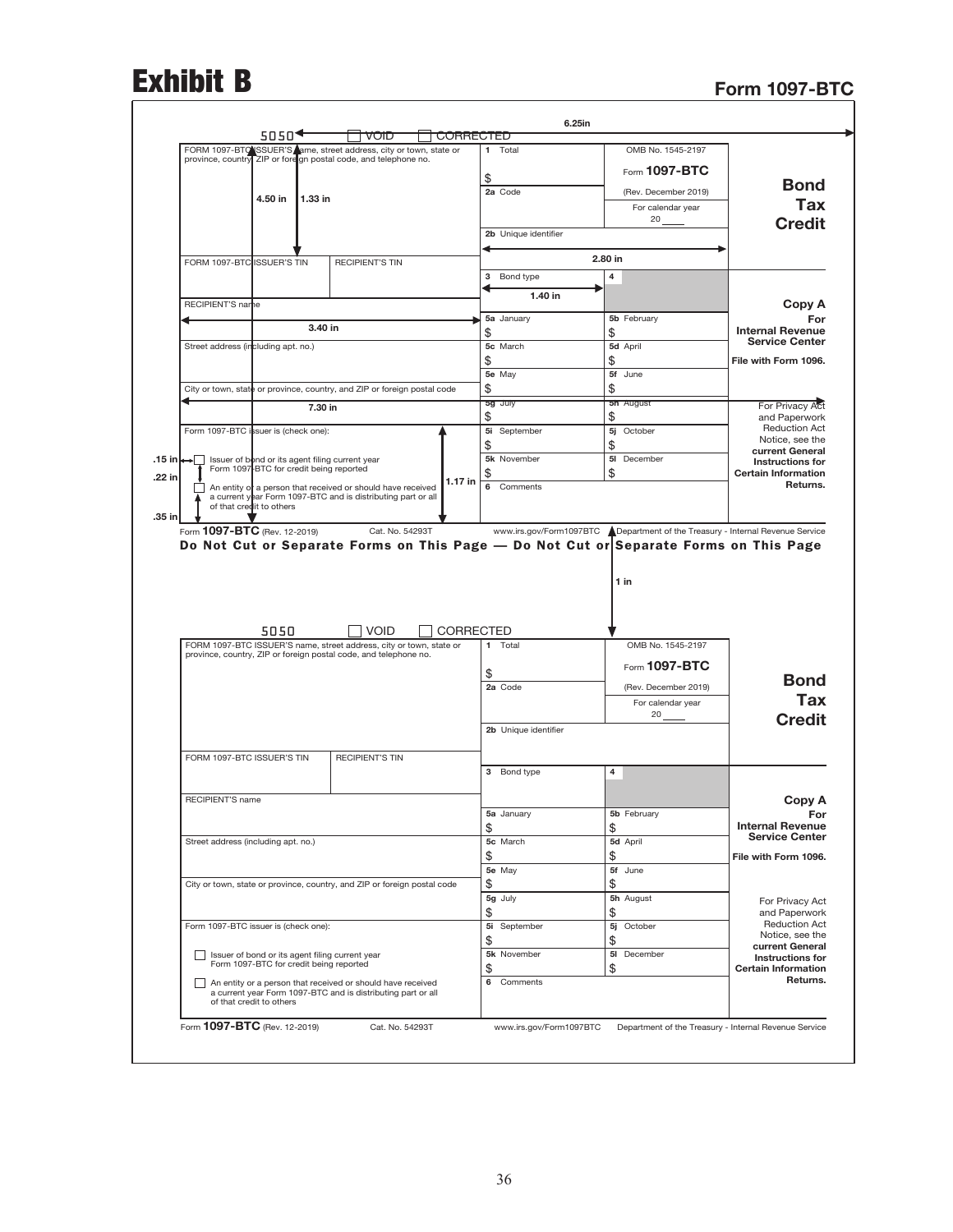# Exhibit B

**Form 1097-BTC**

6.25in

5050 ☐ VOID ☐ CORRECTED

| FORM 1097-BTC ISSUER'S name, street address, city or town, state or province, country, ZIP or foreign postal code, and telephone no. 4.50 in 1.33 in | | 1 Total $ | OMB No. 1545-2197 Form **1097-BTC** (Rev. December 2019) For calendar year 20____ | **Bond Tax Credit** |
|---|---|---|---|---|
| | | 2a Code | | |
| | | 2b Unique identifier 2.80 in | | |
| FORM 1097-BTC ISSUER'S TIN | RECIPIENT'S TIN | 3 Bond type 1.40 in | 4 | |
| RECIPIENT'S name 3.40 in | | 5a January $ | 5b February $ | **Copy A For Internal Revenue Service Center** File with Form 1096. |
| Street address (including apt. no.) | | 5c March $ | 5d April $ | |
| | | 5e May $ | 5f June $ | |
| City or town, state or province, country, and ZIP or foreign postal code 7.30 in | | 5g July $ | 5h August $ | For Privacy Act and Paperwork Reduction Act Notice, see the **current General Instructions for Certain Information Returns.** |
| Form 1097-BTC issuer is (check one): 1.17 in | | 5i September $ | 5j October $ | |
| .15 in ☐ Issuer of bond or its agent filing current year Form 1097-BTC for credit being reported .22 in | | 5k November $ | 5l December $ | |
| ☐ An entity or a person that received or should have received a current year Form 1097-BTC and is distributing part or all of that credit to others .35 in | | 6 Comments | | |

Form **1097-BTC** (Rev. 12-2019) Cat. No. 54293T www.irs.gov/Form1097BTC Department of the Treasury - Internal Revenue Service

**Do Not Cut or Separate Forms on This Page — Do Not Cut or Separate Forms on This Page**

1 in

5050 ☐ VOID ☐ CORRECTED

| FORM 1097-BTC ISSUER'S name, street address, city or town, state or province, country, ZIP or foreign postal code, and telephone no. | | 1 Total $ | OMB No. 1545-2197 Form **1097-BTC** (Rev. December 2019) For calendar year 20____ | **Bond Tax Credit** |
|---|---|---|---|---|
| | | 2a Code | | |
| | | 2b Unique identifier | | |
| FORM 1097-BTC ISSUER'S TIN | RECIPIENT'S TIN | 3 Bond type | 4 | |
| RECIPIENT'S name | | 5a January $ | 5b February $ | **Copy A For Internal Revenue Service Center** File with Form 1096. |
| Street address (including apt. no.) | | 5c March $ | 5d April $ | |
| | | 5e May $ | 5f June $ | |
| City or town, state or province, country, and ZIP or foreign postal code | | 5g July $ | 5h August $ | For Privacy Act and Paperwork Reduction Act Notice, see the **current General Instructions for Certain Information Returns.** |
| Form 1097-BTC issuer is (check one): | | 5i September $ | 5j October $ | |
| ☐ Issuer of bond or its agent filing current year Form 1097-BTC for credit being reported | | 5k November $ | 5l December $ | |
| ☐ An entity or a person that received or should have received a current year Form 1097-BTC and is distributing part or all of that credit to others | | 6 Comments | | |

Form **1097-BTC** (Rev. 12-2019) Cat. No. 54293T www.irs.gov/Form1097BTC Department of the Treasury - Internal Revenue Service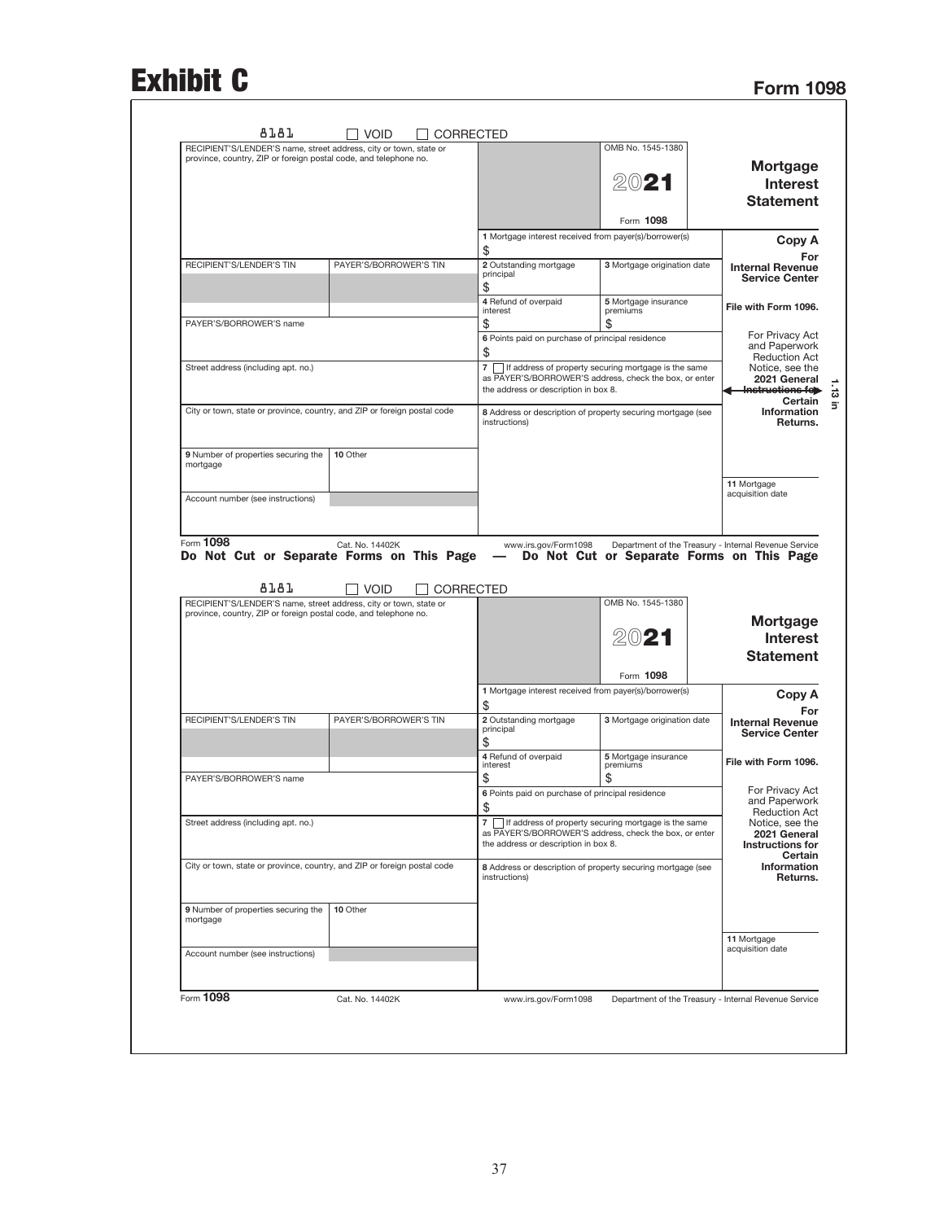# Exhibit C

## Form 1098

8181 ☐ VOID ☐ CORRECTED

| RECIPIENT'S/LENDER'S name, street address, city or town, state or province, country, ZIP or foreign postal code, and telephone no. | | | OMB No. 1545-1380 **2021** Form **1098** | **Mortgage Interest Statement** |
|---|---|---|---|---|
| | | **1** Mortgage interest received from payer(s)/borrower(s) $ | | **Copy A For Internal Revenue Service Center** |
| RECIPIENT'S/LENDER'S TIN | PAYER'S/BORROWER'S TIN | **2** Outstanding mortgage principal $ | **3** Mortgage origination date | |
| | | **4** Refund of overpaid interest $ | **5** Mortgage insurance premiums $ | **File with Form 1096.** |
| PAYER'S/BORROWER'S name | | **6** Points paid on purchase of principal residence $ | | For Privacy Act and Paperwork Reduction Act Notice, see the **2021 General Instructions for Certain Information Returns.** |
| Street address (including apt. no.) | | **7** ☐ If address of property securing mortgage is the same as PAYER'S/BORROWER'S address, check the box, or enter the address or description in box 8. | | |
| City or town, state or province, country, and ZIP or foreign postal code | | **8** Address or description of property securing mortgage (see instructions) | | |
| **9** Number of properties securing the mortgage | **10** Other | | | |
| Account number (see instructions) | | | | **11** Mortgage acquisition date |

Form **1098** Cat. No. 14402K www.irs.gov/Form1098 Department of the Treasury - Internal Revenue Service

1.13 in

**Do Not Cut or Separate Forms on This Page — Do Not Cut or Separate Forms on This Page**

8181 ☐ VOID ☐ CORRECTED

| RECIPIENT'S/LENDER'S name, street address, city or town, state or province, country, ZIP or foreign postal code, and telephone no. | | | OMB No. 1545-1380 **2021** Form **1098** | **Mortgage Interest Statement** |
|---|---|---|---|---|
| | | **1** Mortgage interest received from payer(s)/borrower(s) $ | | **Copy A For Internal Revenue Service Center** |
| RECIPIENT'S/LENDER'S TIN | PAYER'S/BORROWER'S TIN | **2** Outstanding mortgage principal $ | **3** Mortgage origination date | |
| | | **4** Refund of overpaid interest $ | **5** Mortgage insurance premiums $ | **File with Form 1096.** |
| PAYER'S/BORROWER'S name | | **6** Points paid on purchase of principal residence $ | | For Privacy Act and Paperwork Reduction Act Notice, see the **2021 General Instructions for Certain Information Returns.** |
| Street address (including apt. no.) | | **7** ☐ If address of property securing mortgage is the same as PAYER'S/BORROWER'S address, check the box, or enter the address or description in box 8. | | |
| City or town, state or province, country, and ZIP or foreign postal code | | **8** Address or description of property securing mortgage (see instructions) | | |
| **9** Number of properties securing the mortgage | **10** Other | | | |
| Account number (see instructions) | | | | **11** Mortgage acquisition date |

Form **1098** Cat. No. 14402K www.irs.gov/Form1098 Department of the Treasury - Internal Revenue Service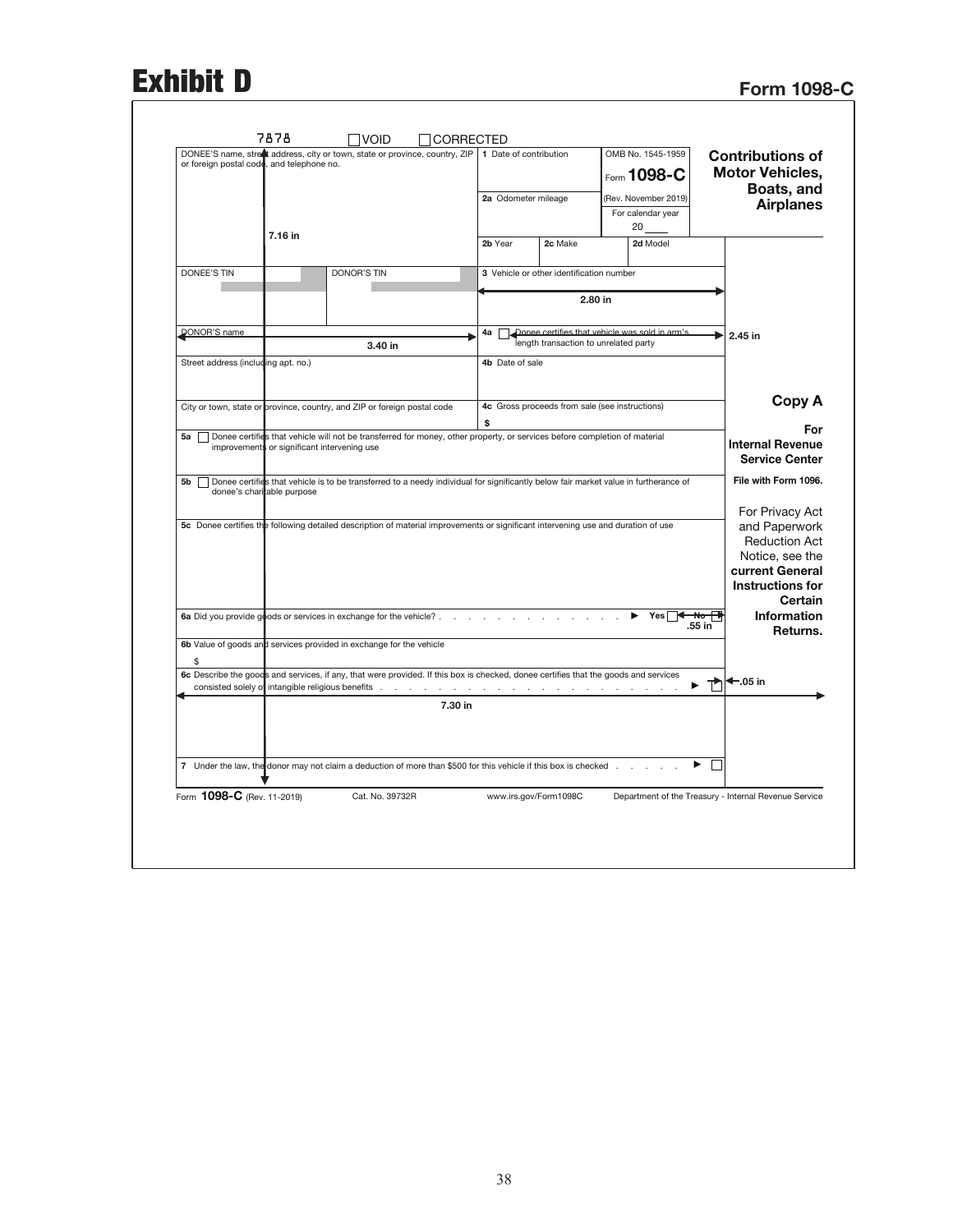# Exhibit D

## Form 1098-C

7878 ☐ VOID ☐ CORRECTED

| DONEE'S name, street address, city or town, state or province, country, ZIP or foreign postal code, and telephone no. | 1 Date of contribution | OMB No. 1545-1959 Form **1098-C** (Rev. November 2019) For calendar year 20 ___ | **Contributions of Motor Vehicles, Boats, and Airplanes** |
|---|---|---|---|
| | 2a Odometer mileage | | |
| | 2b Year / 2c Make / 2d Model | | |
| DONEE'S TIN / DONOR'S TIN | 3 Vehicle or other identification number | | |
| DONOR'S name | 4a ☐ Donee certifies that vehicle was sold in arm's length transaction to unrelated party | | |
| Street address (including apt. no.) | 4b Date of sale | | **Copy A For Internal Revenue Service Center** File with Form 1096. |
| City or town, state or province, country, and ZIP or foreign postal code | 4c Gross proceeds from sale (see instructions) $ | | |

5a ☐ Donee certifies that vehicle will not be transferred for money, other property, or services before completion of material improvements or significant intervening use

5b ☐ Donee certifies that vehicle is to be transferred to a needy individual for significantly below fair market value in furtherance of donee's charitable purpose

5c Donee certifies the following detailed description of material improvements or significant intervening use and duration of use

6a Did you provide goods or services in exchange for the vehicle? . . . . . ▶ Yes ☐ No ☐

6b Value of goods and services provided in exchange for the vehicle

$

6c Describe the goods and services, if any, that were provided. If this box is checked, donee certifies that the goods and services consisted solely of intangible religious benefits . . . . . ▶ ☐

7 Under the law, the donor may not claim a deduction of more than $500 for this vehicle if this box is checked . . . . . ▶ ☐

For Privacy Act and Paperwork Reduction Act Notice, see the **current General Instructions for Certain Information Returns.**

Form **1098-C** (Rev. 11-2019) Cat. No. 39732R www.irs.gov/Form1098C Department of the Treasury - Internal Revenue Service

Dimension annotations: 7.16 in; 2.80 in; 3.40 in; 2.45 in; .55 in; .05 in; 7.30 in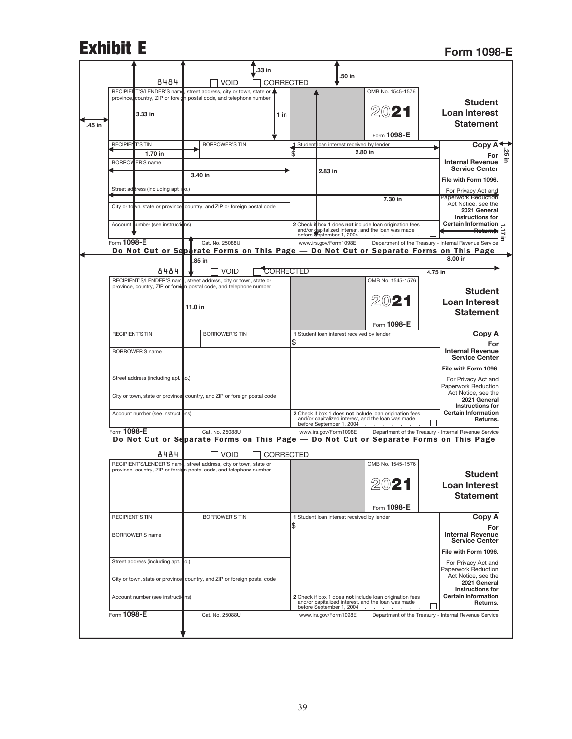# Exhibit E

**Form 1098-E**

.33 in

.50 in

8484 ☐ VOID ☐ CORRECTED

| RECIPIENT'S/LENDER'S name, street address, city or town, state or province, country, ZIP or foreign postal code, and telephone number | | | OMB No. 1545-1576 <br> **2021** <br> Form **1098-E** | **Student Loan Interest Statement** |
|---|---|---|---|---|
| RECIPIENT'S TIN | BORROWER'S TIN | **1** Student loan interest received by lender <br> $ | | **Copy A** <br> **For Internal Revenue Service Center** <br> **File with Form 1096.** <br> For Privacy Act and Paperwork Reduction Act Notice, see the **2021 General Instructions for Certain Information Returns.** |
| BORROWER'S name | | | | |
| Street address (including apt. no.) | | | | |
| City or town, state or province, country, and ZIP or foreign postal code | | | | |
| Account number (see instructions) | | **2** Check if box 1 does **not** include loan origination fees and/or capitalized interest, and the loan was made before September 1, 2004 . . . . . . . ☐ | | |

Form **1098-E** Cat. No. 25088U www.irs.gov/Form1098E Department of the Treasury - Internal Revenue Service

Dimension annotations: 3.33 in; 1 in; .45 in; 1.70 in; 3.40 in; 2.80 in; 2.83 in; 7.30 in; .25 in; 1.17 in; 8.00 in; .85 in; 4.75 in; 11.0 in

**Do Not Cut or Separate Forms on This Page — Do Not Cut or Separate Forms on This Page**

8484 ☐ VOID ☐ CORRECTED

| RECIPIENT'S/LENDER'S name, street address, city or town, state or province, country, ZIP or foreign postal code, and telephone number | | | OMB No. 1545-1576 <br> **2021** <br> Form **1098-E** | **Student Loan Interest Statement** |
|---|---|---|---|---|
| RECIPIENT'S TIN | BORROWER'S TIN | **1** Student loan interest received by lender <br> $ | | **Copy A** <br> **For Internal Revenue Service Center** <br> **File with Form 1096.** <br> For Privacy Act and Paperwork Reduction Act Notice, see the **2021 General Instructions for Certain Information Returns.** |
| BORROWER'S name | | | | |
| Street address (including apt. no.) | | | | |
| City or town, state or province, country, and ZIP or foreign postal code | | | | |
| Account number (see instructions) | | **2** Check if box 1 does **not** include loan origination fees and/or capitalized interest, and the loan was made before September 1, 2004 . . . . . . . ☐ | | |

Form **1098-E** Cat. No. 25088U www.irs.gov/Form1098E Department of the Treasury - Internal Revenue Service

**Do Not Cut or Separate Forms on This Page — Do Not Cut or Separate Forms on This Page**

8484 ☐ VOID ☐ CORRECTED

| RECIPIENT'S/LENDER'S name, street address, city or town, state or province, country, ZIP or foreign postal code, and telephone number | | | OMB No. 1545-1576 <br> **2021** <br> Form **1098-E** | **Student Loan Interest Statement** |
|---|---|---|---|---|
| RECIPIENT'S TIN | BORROWER'S TIN | **1** Student loan interest received by lender <br> $ | | **Copy A** <br> **For Internal Revenue Service Center** <br> **File with Form 1096.** <br> For Privacy Act and Paperwork Reduction Act Notice, see the **2021 General Instructions for Certain Information Returns.** |
| BORROWER'S name | | | | |
| Street address (including apt. no.) | | | | |
| City or town, state or province, country, and ZIP or foreign postal code | | | | |
| Account number (see instructions) | | **2** Check if box 1 does **not** include loan origination fees and/or capitalized interest, and the loan was made before September 1, 2004 . . . . . . . ☐ | | |

Form **1098-E** Cat. No. 25088U www.irs.gov/Form1098E Department of the Treasury - Internal Revenue Service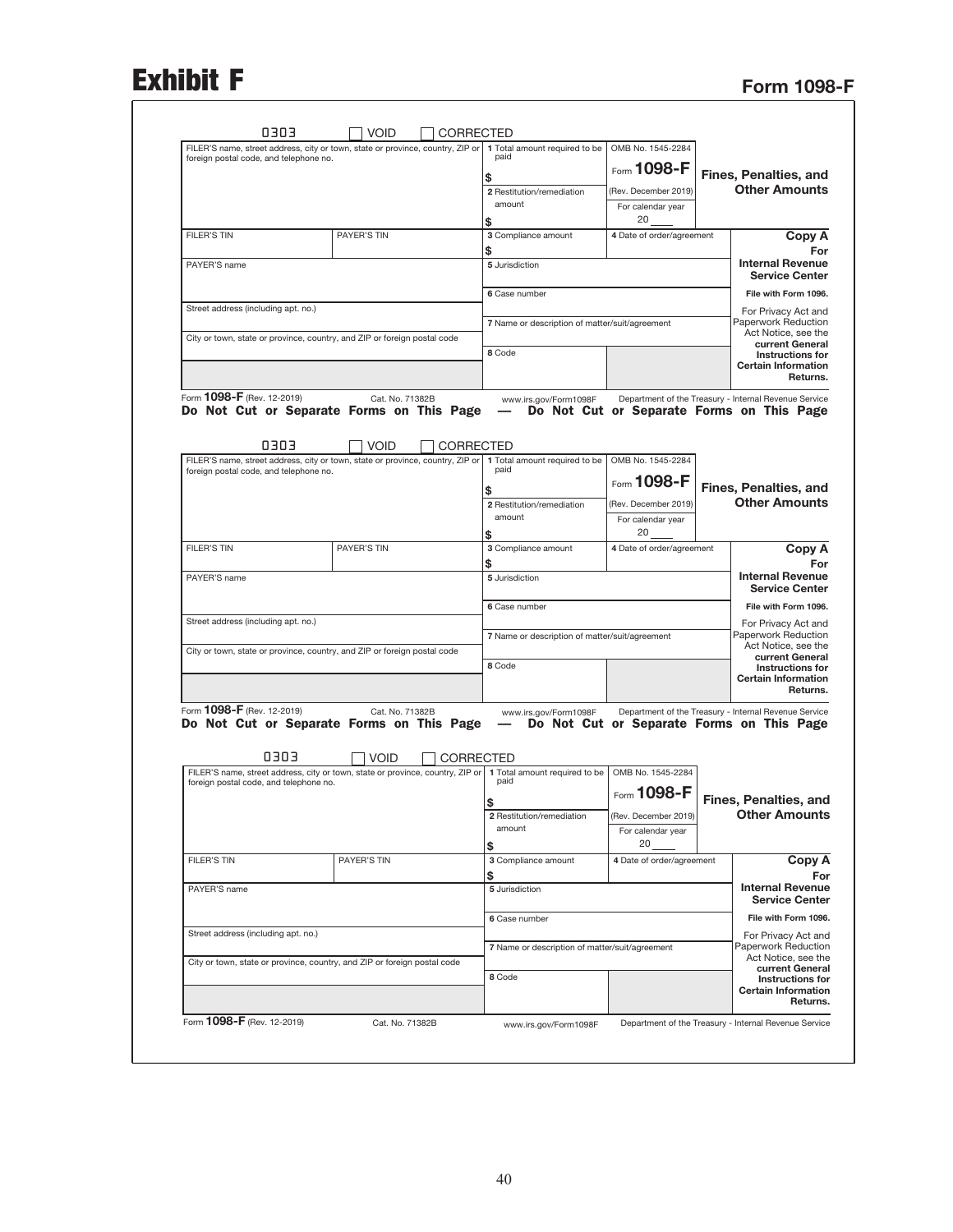# Exhibit F

## Form 1098-F

0303 ☐ VOID ☐ CORRECTED

| FILER'S name, street address, city or town, state or province, country, ZIP or foreign postal code, and telephone no. | | 1 Total amount required to be paid<br>$ | OMB No. 1545-2284<br>Form **1098-F**<br>(Rev. December 2019)<br>For calendar year<br>20 ____ | **Fines, Penalties, and Other Amounts** |
|---|---|---|---|---|
| | | 2 Restitution/remediation amount<br>$ | | |
| FILER'S TIN | PAYER'S TIN | 3 Compliance amount<br>$ | 4 Date of order/agreement | **Copy A For Internal Revenue Service Center** |
| PAYER'S name | | 5 Jurisdiction | | |
| | | 6 Case number | | **File with Form 1096.** |
| Street address (including apt. no.) | | 7 Name or description of matter/suit/agreement | | For Privacy Act and Paperwork Reduction Act Notice, see the **current General Instructions for Certain Information Returns.** |
| City or town, state or province, country, and ZIP or foreign postal code | | 8 Code | | |

Form **1098-F** (Rev. 12-2019) Cat. No. 71382B www.irs.gov/Form1098F Department of the Treasury - Internal Revenue Service

**Do Not Cut or Separate Forms on This Page — Do Not Cut or Separate Forms on This Page**

0303 ☐ VOID ☐ CORRECTED

| FILER'S name, street address, city or town, state or province, country, ZIP or foreign postal code, and telephone no. | | 1 Total amount required to be paid<br>$ | OMB No. 1545-2284<br>Form **1098-F**<br>(Rev. December 2019)<br>For calendar year<br>20 ____ | **Fines, Penalties, and Other Amounts** |
|---|---|---|---|---|
| | | 2 Restitution/remediation amount<br>$ | | |
| FILER'S TIN | PAYER'S TIN | 3 Compliance amount<br>$ | 4 Date of order/agreement | **Copy A For Internal Revenue Service Center** |
| PAYER'S name | | 5 Jurisdiction | | |
| | | 6 Case number | | **File with Form 1096.** |
| Street address (including apt. no.) | | 7 Name or description of matter/suit/agreement | | For Privacy Act and Paperwork Reduction Act Notice, see the **current General Instructions for Certain Information Returns.** |
| City or town, state or province, country, and ZIP or foreign postal code | | 8 Code | | |

Form **1098-F** (Rev. 12-2019) Cat. No. 71382B www.irs.gov/Form1098F Department of the Treasury - Internal Revenue Service

**Do Not Cut or Separate Forms on This Page — Do Not Cut or Separate Forms on This Page**

0303 ☐ VOID ☐ CORRECTED

| FILER'S name, street address, city or town, state or province, country, ZIP or foreign postal code, and telephone no. | | 1 Total amount required to be paid<br>$ | OMB No. 1545-2284<br>Form **1098-F**<br>(Rev. December 2019)<br>For calendar year<br>20 ____ | **Fines, Penalties, and Other Amounts** |
|---|---|---|---|---|
| | | 2 Restitution/remediation amount<br>$ | | |
| FILER'S TIN | PAYER'S TIN | 3 Compliance amount<br>$ | 4 Date of order/agreement | **Copy A For Internal Revenue Service Center** |
| PAYER'S name | | 5 Jurisdiction | | |
| | | 6 Case number | | **File with Form 1096.** |
| Street address (including apt. no.) | | 7 Name or description of matter/suit/agreement | | For Privacy Act and Paperwork Reduction Act Notice, see the **current General Instructions for Certain Information Returns.** |
| City or town, state or province, country, and ZIP or foreign postal code | | 8 Code | | |

Form **1098-F** (Rev. 12-2019) Cat. No. 71382B www.irs.gov/Form1098F Department of the Treasury - Internal Revenue Service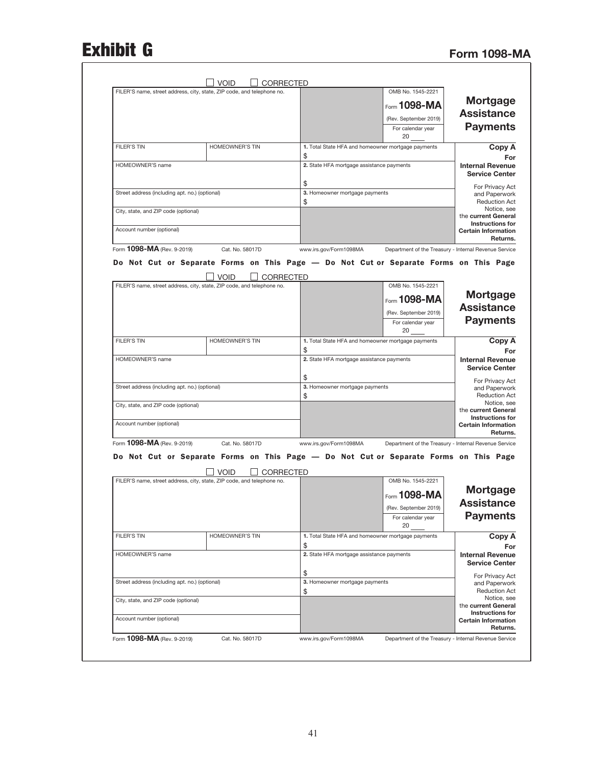# Exhibit G

## Form 1098-MA

☐ VOID ☐ CORRECTED

| FILER'S name, street address, city, state, ZIP code, and telephone no. | | | OMB No. 1545-2221<br>Form **1098-MA**<br>(Rev. September 2019)<br>For calendar year<br>20 ____ | **Mortgage Assistance Payments** |
|---|---|---|---|---|
| FILER'S TIN | HOMEOWNER'S TIN | **1.** Total State HFA and homeowner mortgage payments<br>$ | | **Copy A**<br>**For Internal Revenue Service Center** |
| HOMEOWNER'S name | | **2.** State HFA mortgage assistance payments<br>$ | | For Privacy Act and Paperwork Reduction Act Notice, see the **current General Instructions for Certain Information Returns.** |
| Street address (including apt. no.) (optional) | | **3.** Homeowner mortgage payments<br>$ | | |
| City, state, and ZIP code (optional) | | | | |
| Account number (optional) | | | | |

Form **1098-MA** (Rev. 9-2019) Cat. No. 58017D www.irs.gov/Form1098MA Department of the Treasury - Internal Revenue Service

**Do Not Cut or Separate Forms on This Page — Do Not Cut or Separate Forms on This Page**

☐ VOID ☐ CORRECTED

| FILER'S name, street address, city, state, ZIP code, and telephone no. | | | OMB No. 1545-2221<br>Form **1098-MA**<br>(Rev. September 2019)<br>For calendar year<br>20 ____ | **Mortgage Assistance Payments** |
|---|---|---|---|---|
| FILER'S TIN | HOMEOWNER'S TIN | **1.** Total State HFA and homeowner mortgage payments<br>$ | | **Copy A**<br>**For Internal Revenue Service Center** |
| HOMEOWNER'S name | | **2.** State HFA mortgage assistance payments<br>$ | | For Privacy Act and Paperwork Reduction Act Notice, see the **current General Instructions for Certain Information Returns.** |
| Street address (including apt. no.) (optional) | | **3.** Homeowner mortgage payments<br>$ | | |
| City, state, and ZIP code (optional) | | | | |
| Account number (optional) | | | | |

Form **1098-MA** (Rev. 9-2019) Cat. No. 58017D www.irs.gov/Form1098MA Department of the Treasury - Internal Revenue Service

**Do Not Cut or Separate Forms on This Page — Do Not Cut or Separate Forms on This Page**

☐ VOID ☐ CORRECTED

| FILER'S name, street address, city, state, ZIP code, and telephone no. | | | OMB No. 1545-2221<br>Form **1098-MA**<br>(Rev. September 2019)<br>For calendar year<br>20 ____ | **Mortgage Assistance Payments** |
|---|---|---|---|---|
| FILER'S TIN | HOMEOWNER'S TIN | **1.** Total State HFA and homeowner mortgage payments<br>$ | | **Copy A**<br>**For Internal Revenue Service Center** |
| HOMEOWNER'S name | | **2.** State HFA mortgage assistance payments<br>$ | | For Privacy Act and Paperwork Reduction Act Notice, see the **current General Instructions for Certain Information Returns.** |
| Street address (including apt. no.) (optional) | | **3.** Homeowner mortgage payments<br>$ | | |
| City, state, and ZIP code (optional) | | | | |
| Account number (optional) | | | | |

Form **1098-MA** (Rev. 9-2019) Cat. No. 58017D www.irs.gov/Form1098MA Department of the Treasury - Internal Revenue Service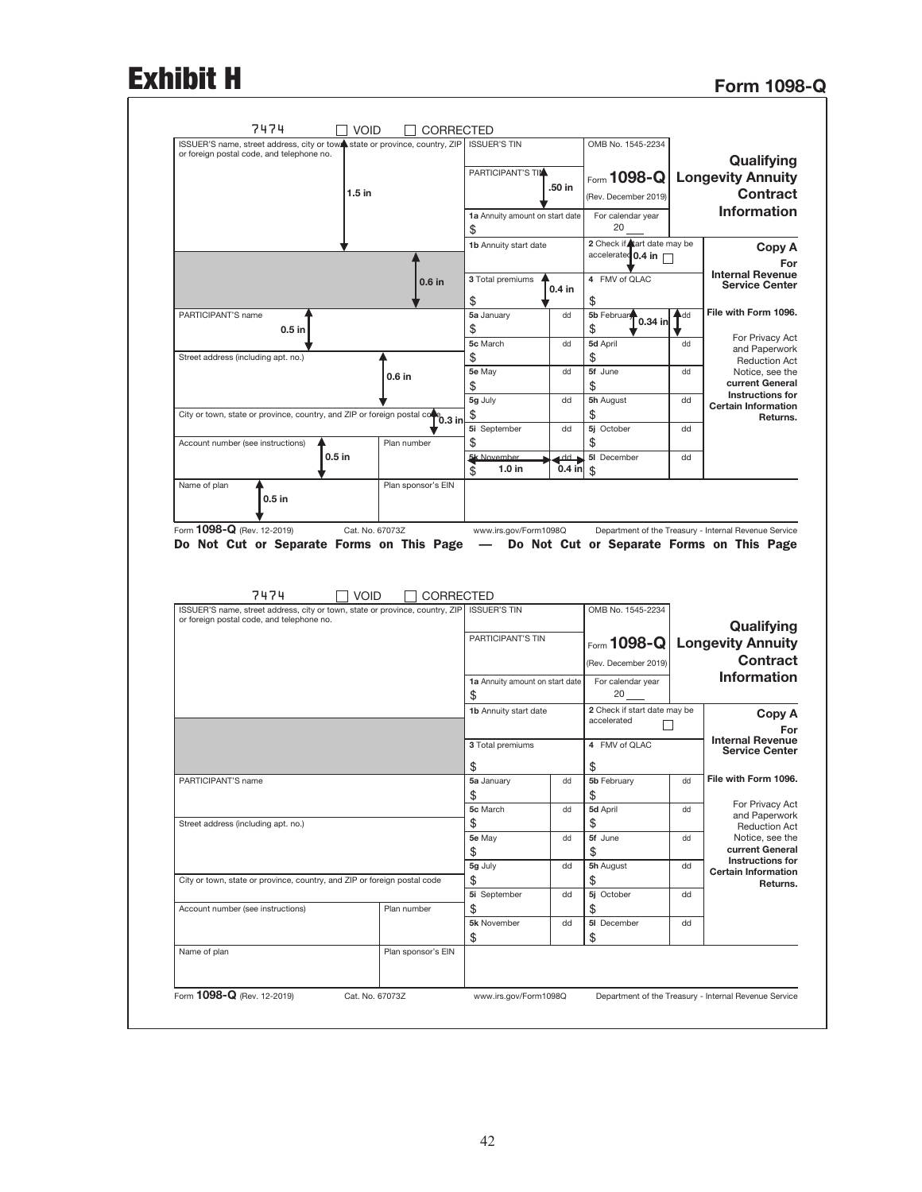# Exhibit H

## Form 1098-Q

7474 ☐ VOID ☐ CORRECTED

| ISSUER'S name, street address, city or town, state or province, country, ZIP or foreign postal code, and telephone no. (1.5 in) | | ISSUER'S TIN | | OMB No. 1545-2234 | | **Qualifying Longevity Annuity Contract Information** |
|---|---|---|---|---|---|---|
| | | PARTICIPANT'S TIN (.50 in) | | Form **1098-Q** (Rev. December 2019) | | |
| | | 1a Annuity amount on start date $ | | For calendar year 20 ___ | | |
| (0.6 in) | | 1b Annuity start date | | 2 Check if start date may be accelerated (0.4 in) ☐ | | **Copy A For Internal Revenue Service Center** |
| | | 3 Total premiums $ (0.4 in) | | 4 FMV of QLAC $ | | |
| PARTICIPANT'S name (0.5 in) | | 5a January $ | dd | 5b February $ (0.34 in) | dd | **File with Form 1096.** |
| | | 5c March $ | dd | 5d April $ | dd | For Privacy Act and Paperwork Reduction Act Notice, see the **current General Instructions for Certain Information Returns.** |
| Street address (including apt. no.) (0.6 in) | | 5e May $ | dd | 5f June $ | dd | |
| | | 5g July $ | dd | 5h August $ | dd | |
| City or town, state or province, country, and ZIP or foreign postal code (0.3 in) | | 5i September $ | dd | 5j October $ | dd | |
| Account number (see instructions) (0.5 in) | Plan number | 5k November $ (1.0 in) | dd (0.4 in) | 5l December $ | dd | |
| Name of plan (0.5 in) | Plan sponsor's EIN | | | | | |

Form **1098-Q** (Rev. 12-2019) Cat. No. 67073Z www.irs.gov/Form1098Q Department of the Treasury - Internal Revenue Service

**Do Not Cut or Separate Forms on This Page — Do Not Cut or Separate Forms on This Page**

7474 ☐ VOID ☐ CORRECTED

| ISSUER'S name, street address, city or town, state or province, country, ZIP or foreign postal code, and telephone no. | | ISSUER'S TIN | | OMB No. 1545-2234 | | **Qualifying Longevity Annuity Contract Information** |
|---|---|---|---|---|---|---|
| | | PARTICIPANT'S TIN | | Form **1098-Q** (Rev. December 2019) | | |
| | | 1a Annuity amount on start date $ | | For calendar year 20 ___ | | |
| | | 1b Annuity start date | | 2 Check if start date may be accelerated ☐ | | **Copy A For Internal Revenue Service Center** |
| | | 3 Total premiums $ | | 4 FMV of QLAC $ | | |
| PARTICIPANT'S name | | 5a January $ | dd | 5b February $ | dd | **File with Form 1096.** |
| | | 5c March $ | dd | 5d April $ | dd | For Privacy Act and Paperwork Reduction Act Notice, see the **current General Instructions for Certain Information Returns.** |
| Street address (including apt. no.) | | 5e May $ | dd | 5f June $ | dd | |
| | | 5g July $ | dd | 5h August $ | dd | |
| City or town, state or province, country, and ZIP or foreign postal code | | 5i September $ | dd | 5j October $ | dd | |
| Account number (see instructions) | Plan number | 5k November $ | dd | 5l December $ | dd | |
| Name of plan | Plan sponsor's EIN | | | | | |

Form **1098-Q** (Rev. 12-2019) Cat. No. 67073Z www.irs.gov/Form1098Q Department of the Treasury - Internal Revenue Service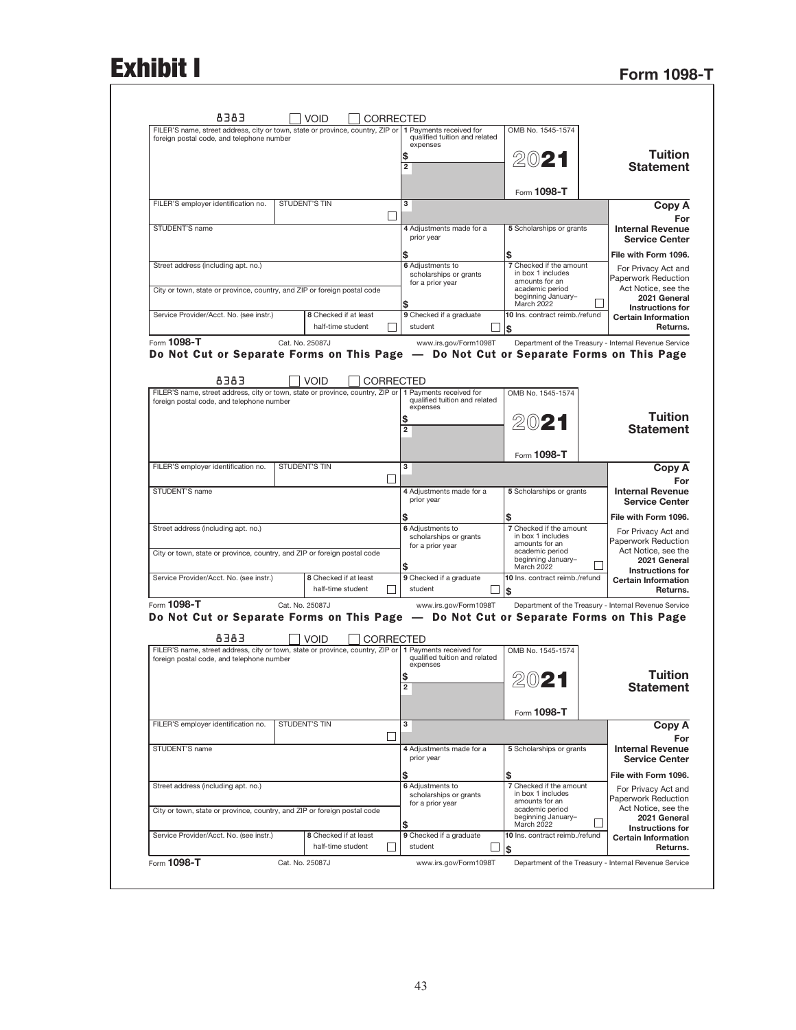# Exhibit I

## Form 1098-T

8383 ☐ VOID ☐ CORRECTED

| FILER'S name, street address, city or town, state or province, country, ZIP or foreign postal code, and telephone number | | 1 Payments received for qualified tuition and related expenses<br>$ | OMB No. 1545-1574<br><br>2021<br><br>Form 1098-T | **Tuition Statement** |
|---|---|---|---|---|
| | | 2 | | |
| FILER'S employer identification no. | STUDENT'S TIN ☐ | 3 | | **Copy A For Internal Revenue Service Center** |
| STUDENT'S name | | 4 Adjustments made for a prior year<br>$ | 5 Scholarships or grants<br>$ | **File with Form 1096.** |
| Street address (including apt. no.) | | 6 Adjustments to scholarships or grants for a prior year<br>$ | 7 Checked if the amount in box 1 includes amounts for an academic period beginning January–March 2022 ☐ | For Privacy Act and Paperwork Reduction Act Notice, see the **2021 General Instructions for Certain Information Returns.** |
| City or town, state or province, country, and ZIP or foreign postal code | | | | |
| Service Provider/Acct. No. (see instr.) | 8 Checked if at least half-time student ☐ | 9 Checked if a graduate student ☐ | 10 Ins. contract reimb./refund<br>$ | |

Form **1098-T** Cat. No. 25087J www.irs.gov/Form1098T Department of the Treasury - Internal Revenue Service

**Do Not Cut or Separate Forms on This Page — Do Not Cut or Separate Forms on This Page**

8383 ☐ VOID ☐ CORRECTED

| FILER'S name, street address, city or town, state or province, country, ZIP or foreign postal code, and telephone number | | 1 Payments received for qualified tuition and related expenses<br>$ | OMB No. 1545-1574<br><br>2021<br><br>Form 1098-T | **Tuition Statement** |
|---|---|---|---|---|
| | | 2 | | |
| FILER'S employer identification no. | STUDENT'S TIN ☐ | 3 | | **Copy A For Internal Revenue Service Center** |
| STUDENT'S name | | 4 Adjustments made for a prior year<br>$ | 5 Scholarships or grants<br>$ | **File with Form 1096.** |
| Street address (including apt. no.) | | 6 Adjustments to scholarships or grants for a prior year<br>$ | 7 Checked if the amount in box 1 includes amounts for an academic period beginning January–March 2022 ☐ | For Privacy Act and Paperwork Reduction Act Notice, see the **2021 General Instructions for Certain Information Returns.** |
| City or town, state or province, country, and ZIP or foreign postal code | | | | |
| Service Provider/Acct. No. (see instr.) | 8 Checked if at least half-time student ☐ | 9 Checked if a graduate student ☐ | 10 Ins. contract reimb./refund<br>$ | |

Form **1098-T** Cat. No. 25087J www.irs.gov/Form1098T Department of the Treasury - Internal Revenue Service

**Do Not Cut or Separate Forms on This Page — Do Not Cut or Separate Forms on This Page**

8383 ☐ VOID ☐ CORRECTED

| FILER'S name, street address, city or town, state or province, country, ZIP or foreign postal code, and telephone number | | 1 Payments received for qualified tuition and related expenses<br>$ | OMB No. 1545-1574<br><br>2021<br><br>Form 1098-T | **Tuition Statement** |
|---|---|---|---|---|
| | | 2 | | |
| FILER'S employer identification no. | STUDENT'S TIN ☐ | 3 | | **Copy A For Internal Revenue Service Center** |
| STUDENT'S name | | 4 Adjustments made for a prior year<br>$ | 5 Scholarships or grants<br>$ | **File with Form 1096.** |
| Street address (including apt. no.) | | 6 Adjustments to scholarships or grants for a prior year<br>$ | 7 Checked if the amount in box 1 includes amounts for an academic period beginning January–March 2022 ☐ | For Privacy Act and Paperwork Reduction Act Notice, see the **2021 General Instructions for Certain Information Returns.** |
| City or town, state or province, country, and ZIP or foreign postal code | | | | |
| Service Provider/Acct. No. (see instr.) | 8 Checked if at least half-time student ☐ | 9 Checked if a graduate student ☐ | 10 Ins. contract reimb./refund<br>$ | |

Form **1098-T** Cat. No. 25087J www.irs.gov/Form1098T Department of the Treasury - Internal Revenue Service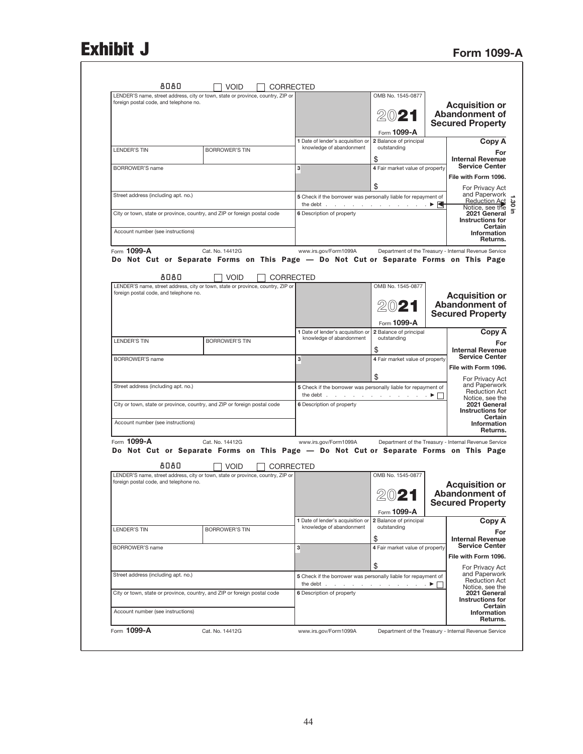# Exhibit J

## Form 1099-A

8080 ☐ VOID ☐ CORRECTED

| LENDER'S name, street address, city or town, state or province, country, ZIP or foreign postal code, and telephone no. | | | OMB No. 1545-0877 2021 Form 1099-A | **Acquisition or Abandonment of Secured Property** |
|---|---|---|---|---|
| LENDER'S TIN | BORROWER'S TIN | 1 Date of lender's acquisition or knowledge of abandonment | 2 Balance of principal outstanding $ | **Copy A For Internal Revenue Service Center** |
| BORROWER'S name | | 3 | 4 Fair market value of property $ | **File with Form 1096.** |
| Street address (including apt. no.) | | 5 Check if the borrower was personally liable for repayment of the debt . . . . . . . . . . ▶ ☐ | | For Privacy Act and Paperwork Reduction Act Notice, see the **2021 General Instructions for Certain Information Returns.** |
| City or town, state or province, country, and ZIP or foreign postal code | | 6 Description of property | | |
| Account number (see instructions) | | | | |

Form **1099-A** Cat. No. 14412G www.irs.gov/Form1099A Department of the Treasury - Internal Revenue Service

1.30 in

**Do Not Cut or Separate Forms on This Page — Do Not Cut or Separate Forms on This Page**

8080 ☐ VOID ☐ CORRECTED

| LENDER'S name, street address, city or town, state or province, country, ZIP or foreign postal code, and telephone no. | | | OMB No. 1545-0877 2021 Form 1099-A | **Acquisition or Abandonment of Secured Property** |
|---|---|---|---|---|
| LENDER'S TIN | BORROWER'S TIN | 1 Date of lender's acquisition or knowledge of abandonment | 2 Balance of principal outstanding $ | **Copy A For Internal Revenue Service Center** |
| BORROWER'S name | | 3 | 4 Fair market value of property $ | **File with Form 1096.** |
| Street address (including apt. no.) | | 5 Check if the borrower was personally liable for repayment of the debt . . . . . . . . . . ▶ ☐ | | For Privacy Act and Paperwork Reduction Act Notice, see the **2021 General Instructions for Certain Information Returns.** |
| City or town, state or province, country, and ZIP or foreign postal code | | 6 Description of property | | |
| Account number (see instructions) | | | | |

Form **1099-A** Cat. No. 14412G www.irs.gov/Form1099A Department of the Treasury - Internal Revenue Service

**Do Not Cut or Separate Forms on This Page — Do Not Cut or Separate Forms on This Page**

8080 ☐ VOID ☐ CORRECTED

| LENDER'S name, street address, city or town, state or province, country, ZIP or foreign postal code, and telephone no. | | | OMB No. 1545-0877 2021 Form 1099-A | **Acquisition or Abandonment of Secured Property** |
|---|---|---|---|---|
| LENDER'S TIN | BORROWER'S TIN | 1 Date of lender's acquisition or knowledge of abandonment | 2 Balance of principal outstanding $ | **Copy A For Internal Revenue Service Center** |
| BORROWER'S name | | 3 | 4 Fair market value of property $ | **File with Form 1096.** |
| Street address (including apt. no.) | | 5 Check if the borrower was personally liable for repayment of the debt . . . . . . . . . . ▶ ☐ | | For Privacy Act and Paperwork Reduction Act Notice, see the **2021 General Instructions for Certain Information Returns.** |
| City or town, state or province, country, and ZIP or foreign postal code | | 6 Description of property | | |
| Account number (see instructions) | | | | |

Form **1099-A** Cat. No. 14412G www.irs.gov/Form1099A Department of the Treasury - Internal Revenue Service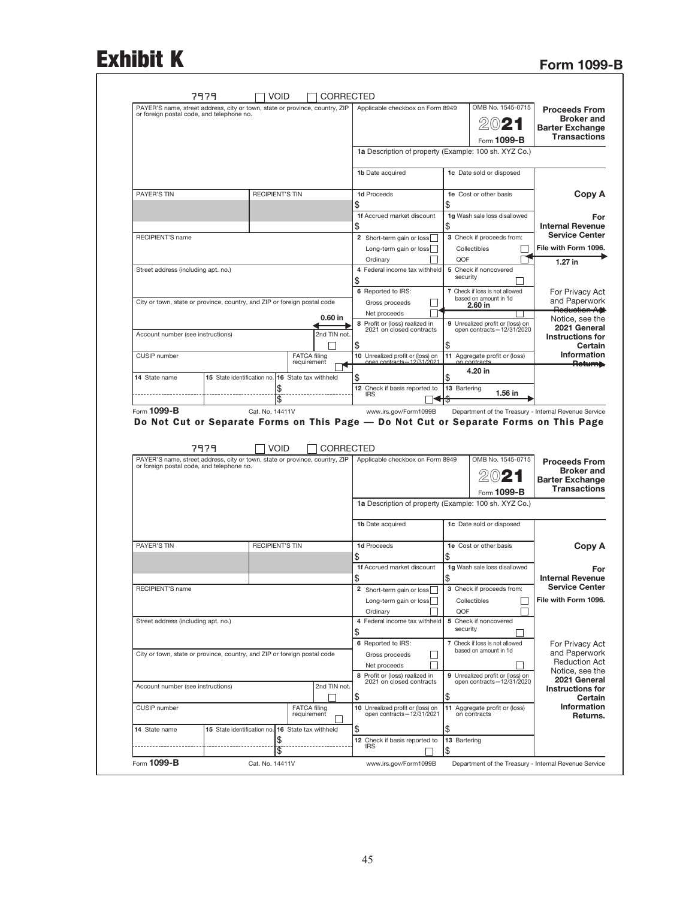# Exhibit K

## Form 1099-B

7979 ☐ VOID ☐ CORRECTED

| PAYER'S name, street address, city or town, state or province, country, ZIP or foreign postal code, and telephone no. | | Applicable checkbox on Form 8949 | OMB No. 1545-0715<br>2021<br>Form **1099-B** | **Proceeds From Broker and Barter Exchange Transactions** |
|---|---|---|---|---|
| | | **1a** Description of property (Example: 100 sh. XYZ Co.) | | |
| | | **1b** Date acquired | **1c** Date sold or disposed | |
| PAYER'S TIN | RECIPIENT'S TIN | **1d** Proceeds<br>$ | **1e** Cost or other basis<br>$ | **Copy A** |
| | | **1f** Accrued market discount<br>$ | **1g** Wash sale loss disallowed<br>$ | **For Internal Revenue Service Center** |
| RECIPIENT'S name | | **2** Short-term gain or loss ☐<br>Long-term gain or loss ☐<br>Ordinary ☐ | **3** Check if proceeds from:<br>Collectibles ☐<br>QOF ☐ | **File with Form 1096.**<br>1.27 in |
| Street address (including apt. no.) | | **4** Federal income tax withheld<br>$ | **5** Check if noncovered security ☐ | |
| City or town, state or province, country, and ZIP or foreign postal code<br>0.60 in | | **6** Reported to IRS:<br>Gross proceeds ☐<br>Net proceeds ☐ | **7** Check if loss is not allowed based on amount in 1d<br>2.60 in ☐ | For Privacy Act and Paperwork Reduction Act Notice, see the **2021 General Instructions for Certain Information Returns.** |
| Account number (see instructions) | 2nd TIN not. ☐ | **8** Profit or (loss) realized in 2021 on closed contracts<br>$ | **9** Unrealized profit or (loss) on open contracts—12/31/2020<br>$ | |
| CUSIP number | FATCA filing requirement ☐ | **10** Unrealized profit or (loss) on open contracts—12/31/2021<br>$ | **11** Aggregate profit or (loss) on contracts<br>4.20 in<br>$ | |
| **14** State name / **15** State identification no. | **16** State tax withheld<br>$<br>$ | **12** Check if basis reported to IRS ☐ | **13** Bartering<br>1.56 in<br>$ | |

Form **1099-B** Cat. No. 14411V www.irs.gov/Form1099B Department of the Treasury - Internal Revenue Service

**Do Not Cut or Separate Forms on This Page — Do Not Cut or Separate Forms on This Page**

7979 ☐ VOID ☐ CORRECTED

| PAYER'S name, street address, city or town, state or province, country, ZIP or foreign postal code, and telephone no. | | Applicable checkbox on Form 8949 | OMB No. 1545-0715<br>2021<br>Form **1099-B** | **Proceeds From Broker and Barter Exchange Transactions** |
|---|---|---|---|---|
| | | **1a** Description of property (Example: 100 sh. XYZ Co.) | | |
| | | **1b** Date acquired | **1c** Date sold or disposed | |
| PAYER'S TIN | RECIPIENT'S TIN | **1d** Proceeds<br>$ | **1e** Cost or other basis<br>$ | **Copy A** |
| | | **1f** Accrued market discount<br>$ | **1g** Wash sale loss disallowed<br>$ | **For Internal Revenue Service Center** |
| RECIPIENT'S name | | **2** Short-term gain or loss ☐<br>Long-term gain or loss ☐<br>Ordinary ☐ | **3** Check if proceeds from:<br>Collectibles ☐<br>QOF ☐ | **File with Form 1096.** |
| Street address (including apt. no.) | | **4** Federal income tax withheld<br>$ | **5** Check if noncovered security ☐ | |
| City or town, state or province, country, and ZIP or foreign postal code | | **6** Reported to IRS:<br>Gross proceeds ☐<br>Net proceeds ☐ | **7** Check if loss is not allowed based on amount in 1d ☐ | For Privacy Act and Paperwork Reduction Act Notice, see the **2021 General Instructions for Certain Information Returns.** |
| Account number (see instructions) | 2nd TIN not. ☐ | **8** Profit or (loss) realized in 2021 on closed contracts<br>$ | **9** Unrealized profit or (loss) on open contracts—12/31/2020<br>$ | |
| CUSIP number | FATCA filing requirement ☐ | **10** Unrealized profit or (loss) on open contracts—12/31/2021<br>$ | **11** Aggregate profit or (loss) on contracts<br>$ | |
| **14** State name / **15** State identification no. | **16** State tax withheld<br>$<br>$ | **12** Check if basis reported to IRS ☐ | **13** Bartering<br>$ | |

Form **1099-B** Cat. No. 14411V www.irs.gov/Form1099B Department of the Treasury - Internal Revenue Service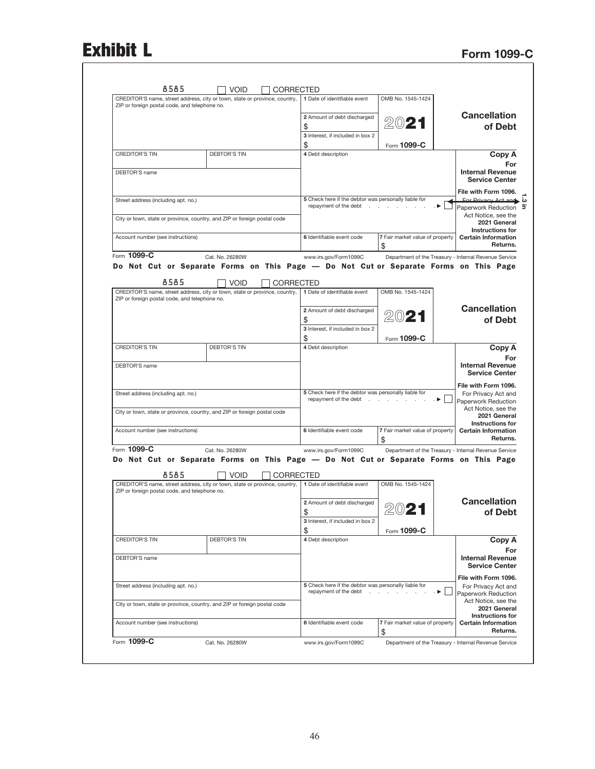# Exhibit L

## Form 1099-C

8585 ☐ VOID ☐ CORRECTED

| CREDITOR'S name, street address, city or town, state or province, country, ZIP or foreign postal code, and telephone no. | | 1 Date of identifiable event | OMB No. 1545-1424 | |
|---|---|---|---|---|
| | | 2 Amount of debt discharged $ | 2021 | **Cancellation of Debt** |
| | | 3 Interest, if included in box 2 $ | Form **1099-C** | |
| CREDITOR'S TIN | DEBTOR'S TIN | 4 Debt description | | **Copy A For Internal Revenue Service Center** |
| DEBTOR'S name | | | | **File with Form 1096.** |
| Street address (including apt. no.) | | 5 Check here if the debtor was personally liable for repayment of the debt . . . . . . . . ▶ ☐ | | For Privacy Act and Paperwork Reduction Act Notice, see the **2021 General Instructions for Certain Information Returns.** |
| City or town, state or province, country, and ZIP or foreign postal code | | | | |
| Account number (see instructions) | | 6 Identifiable event code | 7 Fair market value of property $ | |

Form **1099-C** Cat. No. 26280W www.irs.gov/Form1099C Department of the Treasury - Internal Revenue Service

**Do Not Cut or Separate Forms on This Page — Do Not Cut or Separate Forms on This Page**

8585 ☐ VOID ☐ CORRECTED

| CREDITOR'S name, street address, city or town, state or province, country, ZIP or foreign postal code, and telephone no. | | 1 Date of identifiable event | OMB No. 1545-1424 | |
|---|---|---|---|---|
| | | 2 Amount of debt discharged $ | 2021 | **Cancellation of Debt** |
| | | 3 Interest, if included in box 2 $ | Form **1099-C** | |
| CREDITOR'S TIN | DEBTOR'S TIN | 4 Debt description | | **Copy A For Internal Revenue Service Center** |
| DEBTOR'S name | | | | **File with Form 1096.** |
| Street address (including apt. no.) | | 5 Check here if the debtor was personally liable for repayment of the debt . . . . . . . . ▶ ☐ | | For Privacy Act and Paperwork Reduction Act Notice, see the **2021 General Instructions for Certain Information Returns.** |
| City or town, state or province, country, and ZIP or foreign postal code | | | | |
| Account number (see instructions) | | 6 Identifiable event code | 7 Fair market value of property $ | |

Form **1099-C** Cat. No. 26280W www.irs.gov/Form1099C Department of the Treasury - Internal Revenue Service

**Do Not Cut or Separate Forms on This Page — Do Not Cut or Separate Forms on This Page**

8585 ☐ VOID ☐ CORRECTED

| CREDITOR'S name, street address, city or town, state or province, country, ZIP or foreign postal code, and telephone no. | | 1 Date of identifiable event | OMB No. 1545-1424 | |
|---|---|---|---|---|
| | | 2 Amount of debt discharged $ | 2021 | **Cancellation of Debt** |
| | | 3 Interest, if included in box 2 $ | Form **1099-C** | |
| CREDITOR'S TIN | DEBTOR'S TIN | 4 Debt description | | **Copy A For Internal Revenue Service Center** |
| DEBTOR'S name | | | | **File with Form 1096.** |
| Street address (including apt. no.) | | 5 Check here if the debtor was personally liable for repayment of the debt . . . . . . . . ▶ ☐ | | For Privacy Act and Paperwork Reduction Act Notice, see the **2021 General Instructions for Certain Information Returns.** |
| City or town, state or province, country, and ZIP or foreign postal code | | | | |
| Account number (see instructions) | | 6 Identifiable event code | 7 Fair market value of property $ | |

Form **1099-C** Cat. No. 26280W www.irs.gov/Form1099C Department of the Treasury - Internal Revenue Service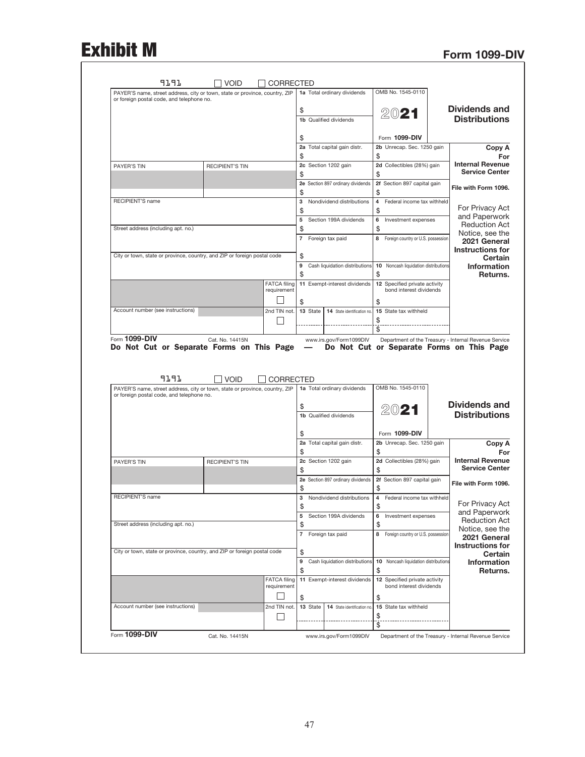# Exhibit M

## Form 1099-DIV

9191 ☐ VOID ☐ CORRECTED

| PAYER'S name, street address, city or town, state or province, country, ZIP or foreign postal code, and telephone no. | | | 1a Total ordinary dividends<br>$ | OMB No. 1545-0110<br>**2021** | **Dividends and Distributions** |
|---|---|---|---|---|---|
| | | | 1b Qualified dividends<br>$ | Form **1099-DIV** | |
| | | | 2a Total capital gain distr.<br>$ | 2b Unrecap. Sec. 1250 gain<br>$ | **Copy A For Internal Revenue Service Center** |
| PAYER'S TIN | RECIPIENT'S TIN | | 2c Section 1202 gain<br>$ | 2d Collectibles (28%) gain<br>$ | |
| | | | 2e Section 897 ordinary dividends<br>$ | 2f Section 897 capital gain<br>$ | **File with Form 1096.** |
| RECIPIENT'S name | | | 3 Nondividend distributions<br>$ | 4 Federal income tax withheld<br>$ | For Privacy Act and Paperwork Reduction Act Notice, see the **2021 General Instructions for Certain Information Returns.** |
| Street address (including apt. no.) | | | 5 Section 199A dividends<br>$ | 6 Investment expenses<br>$ | |
| | | | 7 Foreign tax paid<br>$ | 8 Foreign country or U.S. possession | |
| City or town, state or province, country, and ZIP or foreign postal code | | | 9 Cash liquidation distributions<br>$ | 10 Noncash liquidation distributions<br>$ | |
| | | FATCA filing requirement ☐ | 11 Exempt-interest dividends<br>$ | 12 Specified private activity bond interest dividends<br>$ | |
| Account number (see instructions) | | 2nd TIN not. ☐ | 13 State \| 14 State identification no. | 15 State tax withheld<br>$<br>$ | |

Form **1099-DIV** Cat. No. 14415N www.irs.gov/Form1099DIV Department of the Treasury - Internal Revenue Service

**Do Not Cut or Separate Forms on This Page — Do Not Cut or Separate Forms on This Page**

9191 ☐ VOID ☐ CORRECTED

| PAYER'S name, street address, city or town, state or province, country, ZIP or foreign postal code, and telephone no. | | | 1a Total ordinary dividends<br>$ | OMB No. 1545-0110<br>**2021** | **Dividends and Distributions** |
|---|---|---|---|---|---|
| | | | 1b Qualified dividends<br>$ | Form **1099-DIV** | |
| | | | 2a Total capital gain distr.<br>$ | 2b Unrecap. Sec. 1250 gain<br>$ | **Copy A For Internal Revenue Service Center** |
| PAYER'S TIN | RECIPIENT'S TIN | | 2c Section 1202 gain<br>$ | 2d Collectibles (28%) gain<br>$ | |
| | | | 2e Section 897 ordinary dividends<br>$ | 2f Section 897 capital gain<br>$ | **File with Form 1096.** |
| RECIPIENT'S name | | | 3 Nondividend distributions<br>$ | 4 Federal income tax withheld<br>$ | For Privacy Act and Paperwork Reduction Act Notice, see the **2021 General Instructions for Certain Information Returns.** |
| Street address (including apt. no.) | | | 5 Section 199A dividends<br>$ | 6 Investment expenses<br>$ | |
| | | | 7 Foreign tax paid<br>$ | 8 Foreign country or U.S. possession | |
| City or town, state or province, country, and ZIP or foreign postal code | | | 9 Cash liquidation distributions<br>$ | 10 Noncash liquidation distributions<br>$ | |
| | | FATCA filing requirement ☐ | 11 Exempt-interest dividends<br>$ | 12 Specified private activity bond interest dividends<br>$ | |
| Account number (see instructions) | | 2nd TIN not. ☐ | 13 State \| 14 State identification no. | 15 State tax withheld<br>$<br>$ | |

Form **1099-DIV** Cat. No. 14415N www.irs.gov/Form1099DIV Department of the Treasury - Internal Revenue Service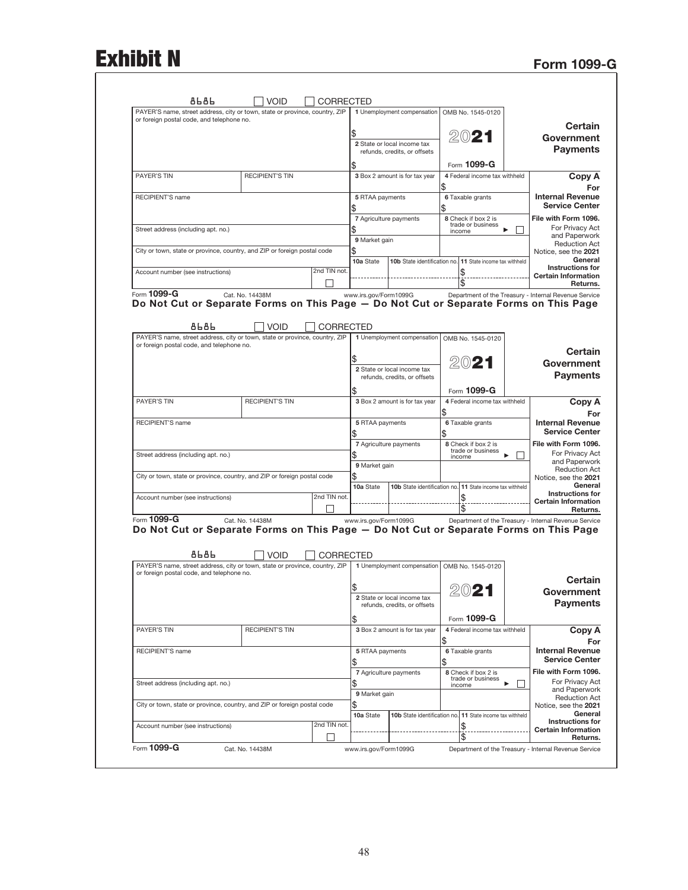# Exhibit N

## Form 1099-G

8686 ☐ VOID ☐ CORRECTED

| PAYER'S name, street address, city or town, state or province, country, ZIP or foreign postal code, and telephone no. | | 1 Unemployment compensation $ | OMB No. 1545-0120 2021 Form 1099-G | Certain Government Payments |
|---|---|---|---|---|
| | | 2 State or local income tax refunds, credits, or offsets $ | | |
| PAYER'S TIN | RECIPIENT'S TIN | 3 Box 2 amount is for tax year | 4 Federal income tax withheld $ | Copy A For Internal Revenue Service Center |
| RECIPIENT'S name | | 5 RTAA payments $ | 6 Taxable grants $ | |
| Street address (including apt. no.) | | 7 Agriculture payments $ | 8 Check if box 2 is trade or business income ► ☐ | File with Form 1096. |
| City or town, state or province, country, and ZIP or foreign postal code | | 9 Market gain $ | | For Privacy Act and Paperwork Reduction Act Notice, see the 2021 General Instructions for Certain Information Returns. |
| Account number (see instructions) | 2nd TIN not. ☐ | 10a State | 10b State identification no. | 11 State income tax withheld $ $ |

Form 1099-G    Cat. No. 14438M    www.irs.gov/Form1099G    Department of the Treasury - Internal Revenue Service

**Do Not Cut or Separate Forms on This Page — Do Not Cut or Separate Forms on This Page**

8686 ☐ VOID ☐ CORRECTED

| PAYER'S name, street address, city or town, state or province, country, ZIP or foreign postal code, and telephone no. | | 1 Unemployment compensation $ | OMB No. 1545-0120 2021 Form 1099-G | Certain Government Payments |
|---|---|---|---|---|
| | | 2 State or local income tax refunds, credits, or offsets $ | | |
| PAYER'S TIN | RECIPIENT'S TIN | 3 Box 2 amount is for tax year | 4 Federal income tax withheld $ | Copy A For Internal Revenue Service Center |
| RECIPIENT'S name | | 5 RTAA payments $ | 6 Taxable grants $ | |
| Street address (including apt. no.) | | 7 Agriculture payments $ | 8 Check if box 2 is trade or business income ► ☐ | File with Form 1096. |
| City or town, state or province, country, and ZIP or foreign postal code | | 9 Market gain $ | | For Privacy Act and Paperwork Reduction Act Notice, see the 2021 General Instructions for Certain Information Returns. |
| Account number (see instructions) | 2nd TIN not. ☐ | 10a State | 10b State identification no. | 11 State income tax withheld $ $ |

Form 1099-G    Cat. No. 14438M    www.irs.gov/Form1099G    Department of the Treasury - Internal Revenue Service

**Do Not Cut or Separate Forms on This Page — Do Not Cut or Separate Forms on This Page**

8686 ☐ VOID ☐ CORRECTED

| PAYER'S name, street address, city or town, state or province, country, ZIP or foreign postal code, and telephone no. | | 1 Unemployment compensation $ | OMB No. 1545-0120 2021 Form 1099-G | Certain Government Payments |
|---|---|---|---|---|
| | | 2 State or local income tax refunds, credits, or offsets $ | | |
| PAYER'S TIN | RECIPIENT'S TIN | 3 Box 2 amount is for tax year | 4 Federal income tax withheld $ | Copy A For Internal Revenue Service Center |
| RECIPIENT'S name | | 5 RTAA payments $ | 6 Taxable grants $ | |
| Street address (including apt. no.) | | 7 Agriculture payments $ | 8 Check if box 2 is trade or business income ► ☐ | File with Form 1096. |
| City or town, state or province, country, and ZIP or foreign postal code | | 9 Market gain $ | | For Privacy Act and Paperwork Reduction Act Notice, see the 2021 General Instructions for Certain Information Returns. |
| Account number (see instructions) | 2nd TIN not. ☐ | 10a State | 10b State identification no. | 11 State income tax withheld $ $ |

Form 1099-G    Cat. No. 14438M    www.irs.gov/Form1099G    Department of the Treasury - Internal Revenue Service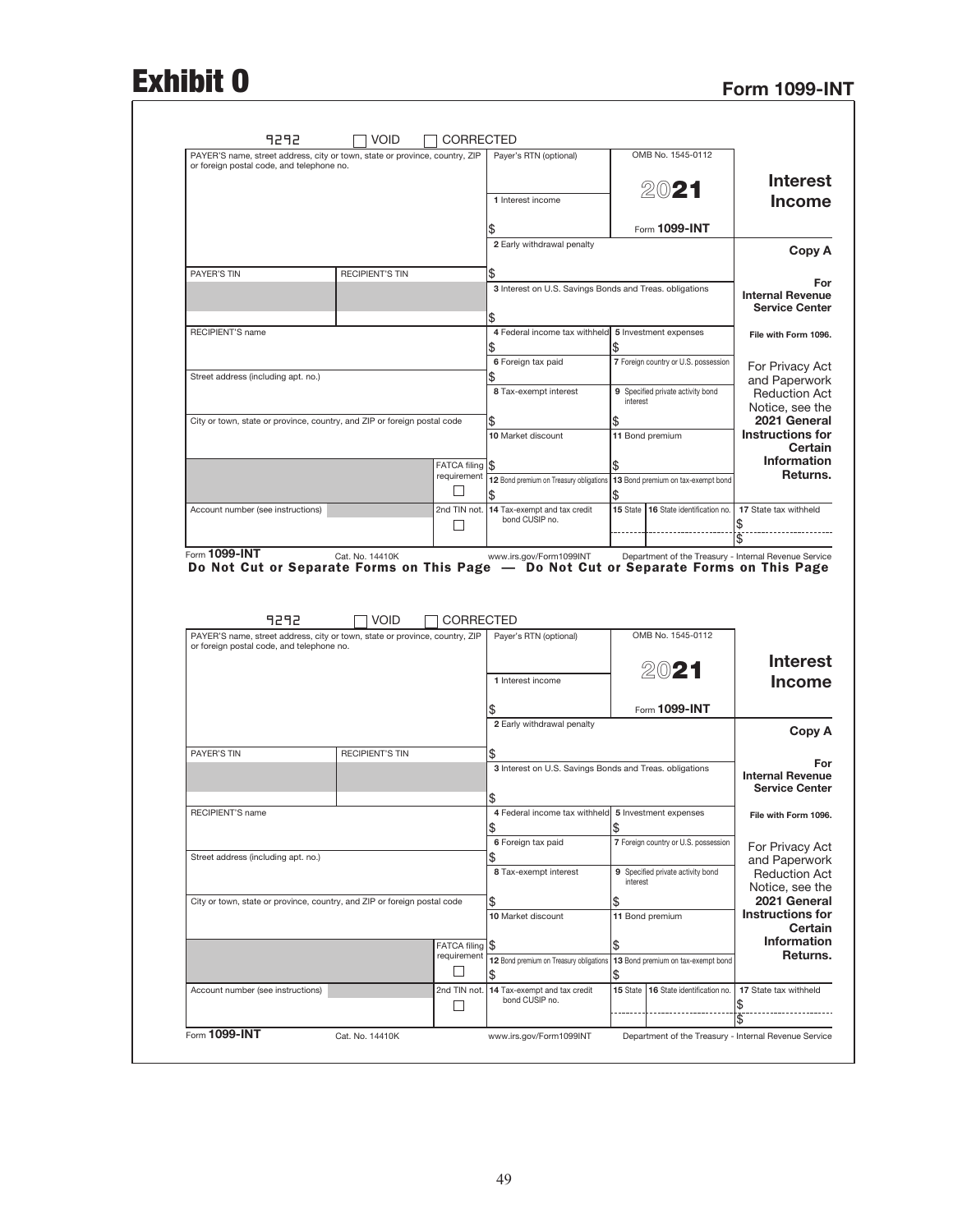# Exhibit O

## Form 1099-INT

9292 ☐ VOID ☐ CORRECTED

| PAYER'S name, street address, city or town, state or province, country, ZIP or foreign postal code, and telephone no. | | Payer's RTN (optional) | OMB No. 1545-0112<br><br>2021<br><br>Form **1099-INT** | **Interest Income** |
|---|---|---|---|---|
| | | **1** Interest income<br>$ | | |
| | | **2** Early withdrawal penalty<br>$ | | **Copy A** |
| PAYER'S TIN | RECIPIENT'S TIN | **3** Interest on U.S. Savings Bonds and Treas. obligations<br>$ | | **For Internal Revenue Service Center** |
| RECIPIENT'S name | | **4** Federal income tax withheld<br>$ | **5** Investment expenses<br>$ | **File with Form 1096.** |
| Street address (including apt. no.) | | **6** Foreign tax paid<br>$ | **7** Foreign country or U.S. possession | For Privacy Act and Paperwork Reduction Act Notice, see the **2021 General Instructions for Certain Information Returns.** |
| City or town, state or province, country, and ZIP or foreign postal code | | **8** Tax-exempt interest<br>$ | **9** Specified private activity bond interest<br>$ | |
| | FATCA filing requirement ☐ | **10** Market discount<br>$ | **11** Bond premium<br>$ | |
| | | **12** Bond premium on Treasury obligations<br>$ | **13** Bond premium on tax-exempt bond<br>$ | |
| Account number (see instructions) | 2nd TIN not. ☐ | **14** Tax-exempt and tax credit bond CUSIP no. | **15** State \| **16** State identification no. | **17** State tax withheld<br>$<br>$ |

Form **1099-INT** Cat. No. 14410K www.irs.gov/Form1099INT Department of the Treasury - Internal Revenue Service

**Do Not Cut or Separate Forms on This Page — Do Not Cut or Separate Forms on This Page**

9292 ☐ VOID ☐ CORRECTED

| PAYER'S name, street address, city or town, state or province, country, ZIP or foreign postal code, and telephone no. | | Payer's RTN (optional) | OMB No. 1545-0112<br><br>2021<br><br>Form **1099-INT** | **Interest Income** |
|---|---|---|---|---|
| | | **1** Interest income<br>$ | | |
| | | **2** Early withdrawal penalty<br>$ | | **Copy A** |
| PAYER'S TIN | RECIPIENT'S TIN | **3** Interest on U.S. Savings Bonds and Treas. obligations<br>$ | | **For Internal Revenue Service Center** |
| RECIPIENT'S name | | **4** Federal income tax withheld<br>$ | **5** Investment expenses<br>$ | **File with Form 1096.** |
| Street address (including apt. no.) | | **6** Foreign tax paid<br>$ | **7** Foreign country or U.S. possession | For Privacy Act and Paperwork Reduction Act Notice, see the **2021 General Instructions for Certain Information Returns.** |
| City or town, state or province, country, and ZIP or foreign postal code | | **8** Tax-exempt interest<br>$ | **9** Specified private activity bond interest<br>$ | |
| | FATCA filing requirement ☐ | **10** Market discount<br>$ | **11** Bond premium<br>$ | |
| | | **12** Bond premium on Treasury obligations<br>$ | **13** Bond premium on tax-exempt bond<br>$ | |
| Account number (see instructions) | 2nd TIN not. ☐ | **14** Tax-exempt and tax credit bond CUSIP no. | **15** State \| **16** State identification no. | **17** State tax withheld<br>$<br>$ |

Form **1099-INT** Cat. No. 14410K www.irs.gov/Form1099INT Department of the Treasury - Internal Revenue Service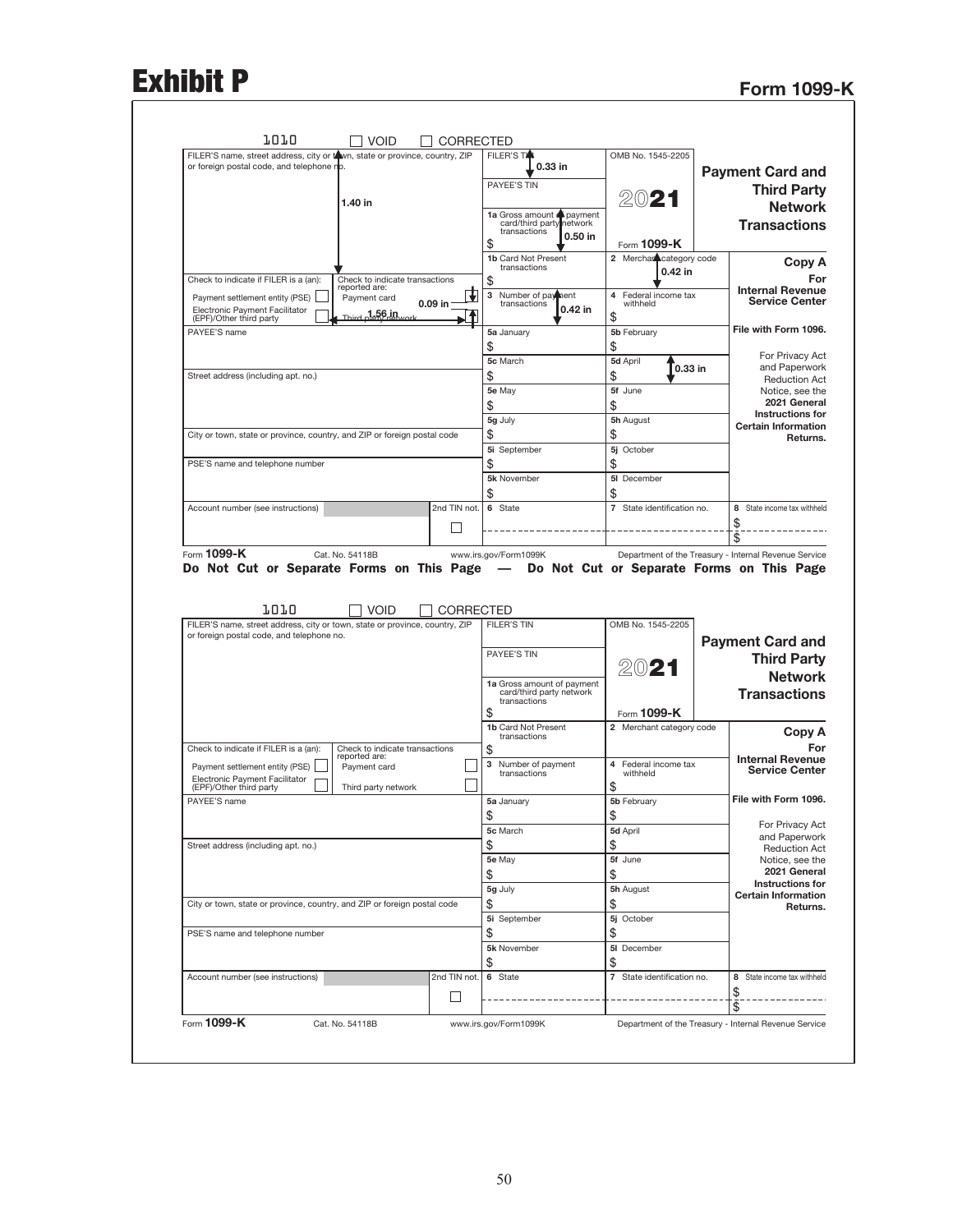# Exhibit P

## Form 1099-K

1010 ☐ VOID ☐ CORRECTED

| FILER'S name, street address, city or town, state or province, country, ZIP or foreign postal code, and telephone no. 1.40 in | | FILER'S TIN 0.33 in | OMB No. 1545-2205 | Payment Card and Third Party Network Transactions |
|---|---|---|---|---|
| | | PAYEE'S TIN | 2021 | |
| | | 1a Gross amount of payment card/third party network transactions 0.50 in $ | Form 1099-K | |
| | | 1b Card Not Present transactions $ | 2 Merchant category code 0.42 in | Copy A For Internal Revenue Service Center |
| Check to indicate if FILER is a (an): Payment settlement entity (PSE) ☐ Electronic Payment Facilitator (EPF)/Other third party ☐ | Check to indicate transactions reported are: Payment card ☐ 0.09 in Third party network ☐ 1.56 in | 3 Number of payment transactions 0.42 in | 4 Federal income tax withheld $ | |
| PAYEE'S name | | 5a January $ | 5b February $ | File with Form 1096. |
| | | 5c March $ | 5d April 0.33 in $ | For Privacy Act and Paperwork Reduction Act Notice, see the 2021 General Instructions for Certain Information Returns. |
| Street address (including apt. no.) | | 5e May $ | 5f June $ | |
| | | 5g July $ | 5h August $ | |
| City or town, state or province, country, and ZIP or foreign postal code | | 5i September $ | 5j October $ | |
| PSE'S name and telephone number | | 5k November $ | 5l December $ | |
| Account number (see instructions) | 2nd TIN not. ☐ | 6 State | 7 State identification no. | 8 State income tax withheld $ $ |

Form **1099-K** Cat. No. 54118B www.irs.gov/Form1099K Department of the Treasury - Internal Revenue Service

**Do Not Cut or Separate Forms on This Page — Do Not Cut or Separate Forms on This Page**

1010 ☐ VOID ☐ CORRECTED

| FILER'S name, street address, city or town, state or province, country, ZIP or foreign postal code, and telephone no. | | FILER'S TIN | OMB No. 1545-2205 | Payment Card and Third Party Network Transactions |
|---|---|---|---|---|
| | | PAYEE'S TIN | 2021 | |
| | | 1a Gross amount of payment card/third party network transactions $ | Form 1099-K | |
| | | 1b Card Not Present transactions $ | 2 Merchant category code | Copy A For Internal Revenue Service Center |
| Check to indicate if FILER is a (an): Payment settlement entity (PSE) ☐ Electronic Payment Facilitator (EPF)/Other third party ☐ | Check to indicate transactions reported are: Payment card ☐ Third party network ☐ | 3 Number of payment transactions | 4 Federal income tax withheld $ | |
| PAYEE'S name | | 5a January $ | 5b February $ | File with Form 1096. |
| | | 5c March $ | 5d April $ | For Privacy Act and Paperwork Reduction Act Notice, see the 2021 General Instructions for Certain Information Returns. |
| Street address (including apt. no.) | | 5e May $ | 5f June $ | |
| | | 5g July $ | 5h August $ | |
| City or town, state or province, country, and ZIP or foreign postal code | | 5i September $ | 5j October $ | |
| PSE'S name and telephone number | | 5k November $ | 5l December $ | |
| Account number (see instructions) | 2nd TIN not. ☐ | 6 State | 7 State identification no. | 8 State income tax withheld $ $ |

Form **1099-K** Cat. No. 54118B www.irs.gov/Form1099K Department of the Treasury - Internal Revenue Service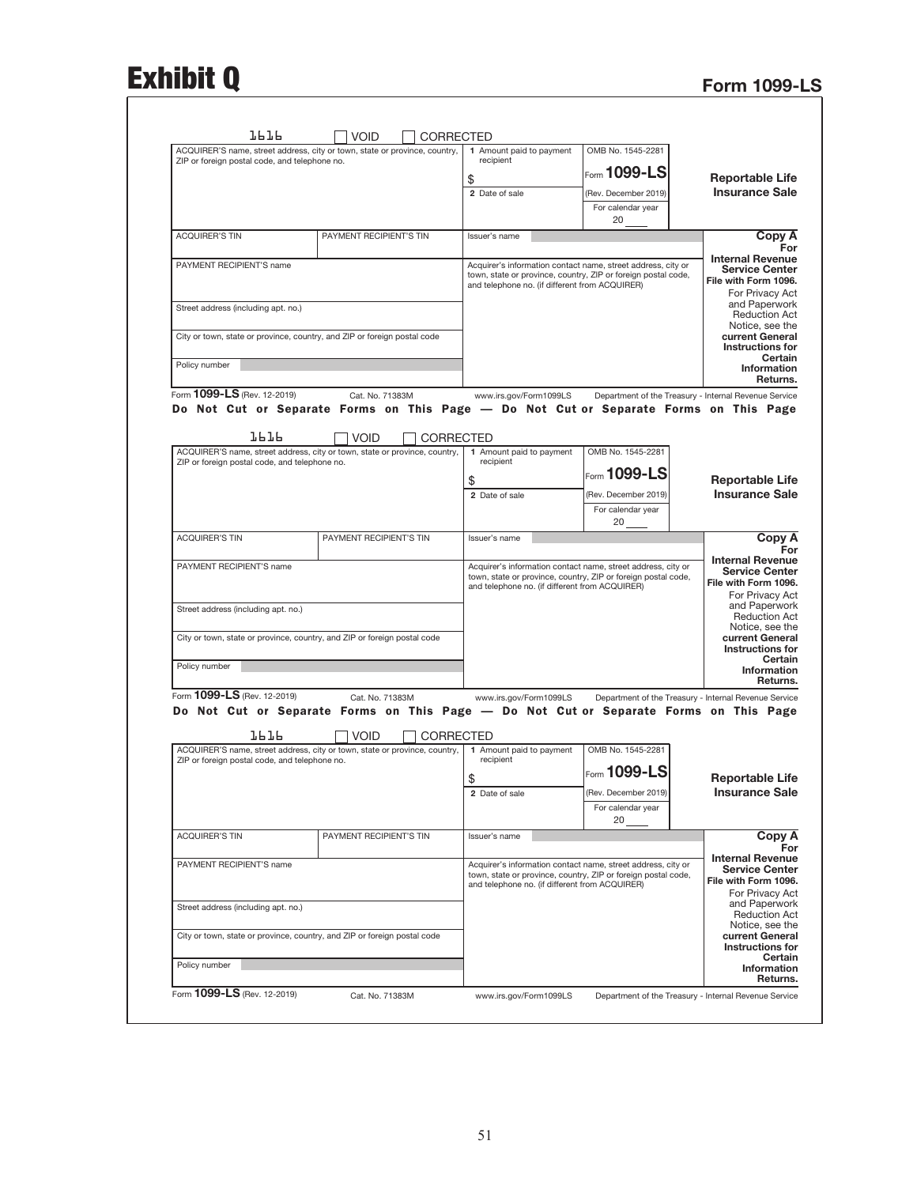# Exhibit Q

## Form 1099-LS

1616 ☐ VOID ☐ CORRECTED

| ACQUIRER'S name, street address, city or town, state or province, country, ZIP or foreign postal code, and telephone no. | | 1 Amount paid to payment recipient<br>$ | OMB No. 1545-2281<br>Form **1099-LS**<br>(Rev. December 2019) | **Reportable Life Insurance Sale** |
|---|---|---|---|---|
| | | 2 Date of sale | For calendar year<br>20 ____ | |
| ACQUIRER'S TIN | PAYMENT RECIPIENT'S TIN | Issuer's name | | **Copy A For Internal Revenue Service Center**<br>**File with Form 1096.**<br>For Privacy Act and Paperwork Reduction Act Notice, see the **current General Instructions for Certain Information Returns.** |
| PAYMENT RECIPIENT'S name | | Acquirer's information contact name, street address, city or town, state or province, country, ZIP or foreign postal code, and telephone no. (if different from ACQUIRER) | | |
| Street address (including apt. no.) | | | | |
| City or town, state or province, country, and ZIP or foreign postal code | | | | |
| Policy number | | | | |

Form **1099-LS** (Rev. 12-2019) Cat. No. 71383M www.irs.gov/Form1099LS Department of the Treasury - Internal Revenue Service

**Do Not Cut or Separate Forms on This Page — Do Not Cut or Separate Forms on This Page**

1616 ☐ VOID ☐ CORRECTED

| ACQUIRER'S name, street address, city or town, state or province, country, ZIP or foreign postal code, and telephone no. | | 1 Amount paid to payment recipient<br>$ | OMB No. 1545-2281<br>Form **1099-LS**<br>(Rev. December 2019) | **Reportable Life Insurance Sale** |
|---|---|---|---|---|
| | | 2 Date of sale | For calendar year<br>20 ____ | |
| ACQUIRER'S TIN | PAYMENT RECIPIENT'S TIN | Issuer's name | | **Copy A For Internal Revenue Service Center**<br>**File with Form 1096.**<br>For Privacy Act and Paperwork Reduction Act Notice, see the **current General Instructions for Certain Information Returns.** |
| PAYMENT RECIPIENT'S name | | Acquirer's information contact name, street address, city or town, state or province, country, ZIP or foreign postal code, and telephone no. (if different from ACQUIRER) | | |
| Street address (including apt. no.) | | | | |
| City or town, state or province, country, and ZIP or foreign postal code | | | | |
| Policy number | | | | |

Form **1099-LS** (Rev. 12-2019) Cat. No. 71383M www.irs.gov/Form1099LS Department of the Treasury - Internal Revenue Service

**Do Not Cut or Separate Forms on This Page — Do Not Cut or Separate Forms on This Page**

1616 ☐ VOID ☐ CORRECTED

| ACQUIRER'S name, street address, city or town, state or province, country, ZIP or foreign postal code, and telephone no. | | 1 Amount paid to payment recipient<br>$ | OMB No. 1545-2281<br>Form **1099-LS**<br>(Rev. December 2019) | **Reportable Life Insurance Sale** |
|---|---|---|---|---|
| | | 2 Date of sale | For calendar year<br>20 ____ | |
| ACQUIRER'S TIN | PAYMENT RECIPIENT'S TIN | Issuer's name | | **Copy A For Internal Revenue Service Center**<br>**File with Form 1096.**<br>For Privacy Act and Paperwork Reduction Act Notice, see the **current General Instructions for Certain Information Returns.** |
| PAYMENT RECIPIENT'S name | | Acquirer's information contact name, street address, city or town, state or province, country, ZIP or foreign postal code, and telephone no. (if different from ACQUIRER) | | |
| Street address (including apt. no.) | | | | |
| City or town, state or province, country, and ZIP or foreign postal code | | | | |
| Policy number | | | | |

Form **1099-LS** (Rev. 12-2019) Cat. No. 71383M www.irs.gov/Form1099LS Department of the Treasury - Internal Revenue Service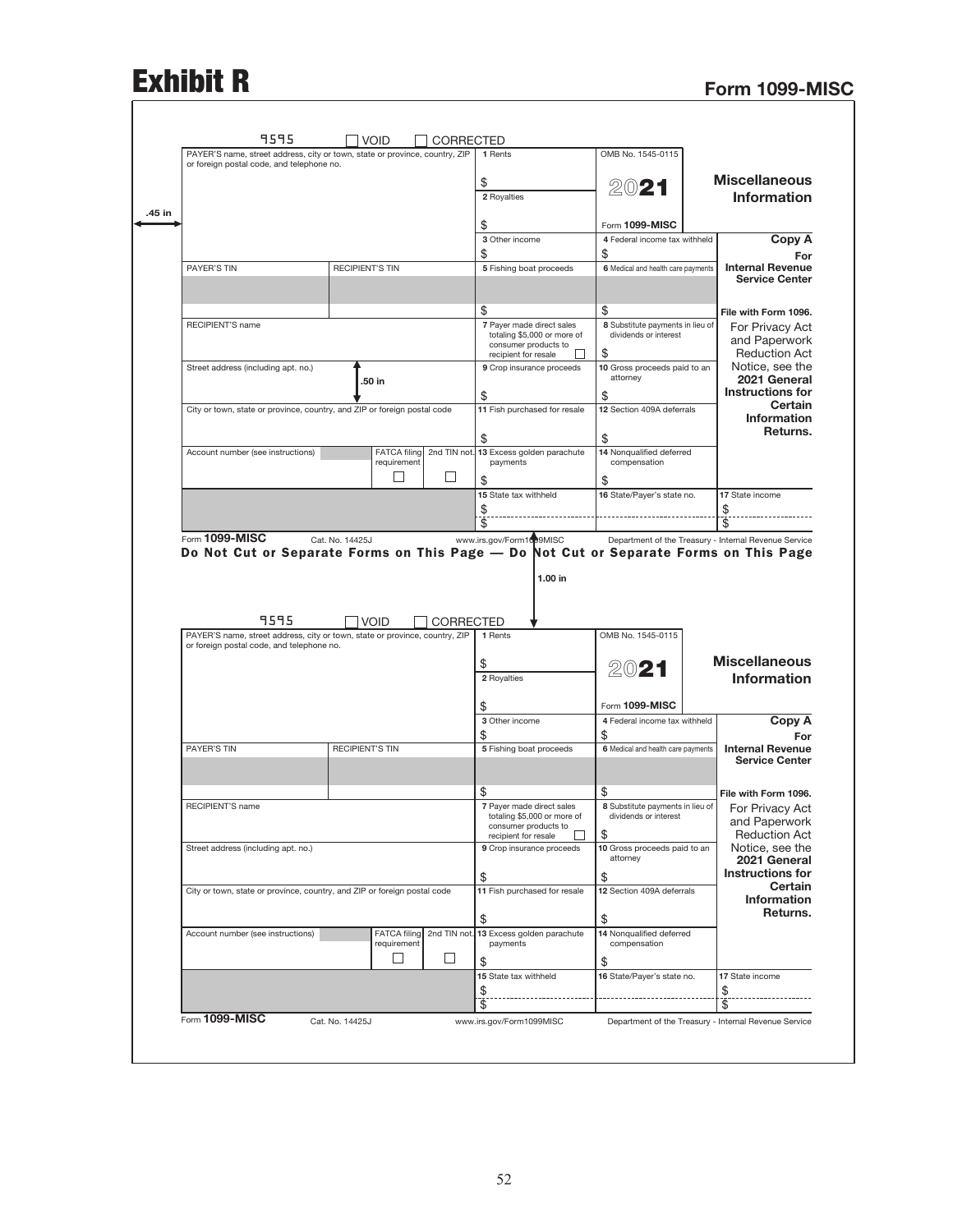# Exhibit R

## Form 1099-MISC

9595 ☐ VOID ☐ CORRECTED

| PAYER'S name, street address, city or town, state or province, country, ZIP or foreign postal code, and telephone no. | | | 1 Rents<br>$ | OMB No. 1545-0115 | Miscellaneous Information |
|---|---|---|---|---|---|
| | | | 2 Royalties<br>$ | 2021<br>Form 1099-MISC | |
| | | | 3 Other income<br>$ | 4 Federal income tax withheld<br>$ | Copy A For Internal Revenue Service Center |
| PAYER'S TIN | RECIPIENT'S TIN | | 5 Fishing boat proceeds<br>$ | 6 Medical and health care payments<br>$ | File with Form 1096. |
| RECIPIENT'S name | | | 7 Payer made direct sales totaling $5,000 or more of consumer products to recipient for resale ☐ | 8 Substitute payments in lieu of dividends or interest<br>$ | For Privacy Act and Paperwork Reduction Act Notice, see the 2021 General Instructions for Certain Information Returns. |
| Street address (including apt. no.) | | | 9 Crop insurance proceeds<br>$ | 10 Gross proceeds paid to an attorney<br>$ | |
| City or town, state or province, country, and ZIP or foreign postal code | | | 11 Fish purchased for resale<br>$ | 12 Section 409A deferrals<br>$ | |
| Account number (see instructions) | FATCA filing requirement ☐ | 2nd TIN not. ☐ | 13 Excess golden parachute payments<br>$ | 14 Nonqualified deferred compensation<br>$ | |
| | | | 15 State tax withheld<br>$<br>$ | 16 State/Payer's state no. | 17 State income<br>$<br>$ |

Form **1099-MISC** Cat. No. 14425J www.irs.gov/Form1099MISC Department of the Treasury - Internal Revenue Service

.45 in

.50 in

1.00 in

**Do Not Cut or Separate Forms on This Page — Do Not Cut or Separate Forms on This Page**

9595 ☐ VOID ☐ CORRECTED

| PAYER'S name, street address, city or town, state or province, country, ZIP or foreign postal code, and telephone no. | | | 1 Rents<br>$ | OMB No. 1545-0115 | Miscellaneous Information |
|---|---|---|---|---|---|
| | | | 2 Royalties<br>$ | 2021<br>Form 1099-MISC | |
| | | | 3 Other income<br>$ | 4 Federal income tax withheld<br>$ | Copy A For Internal Revenue Service Center |
| PAYER'S TIN | RECIPIENT'S TIN | | 5 Fishing boat proceeds<br>$ | 6 Medical and health care payments<br>$ | File with Form 1096. |
| RECIPIENT'S name | | | 7 Payer made direct sales totaling $5,000 or more of consumer products to recipient for resale ☐ | 8 Substitute payments in lieu of dividends or interest<br>$ | For Privacy Act and Paperwork Reduction Act Notice, see the 2021 General Instructions for Certain Information Returns. |
| Street address (including apt. no.) | | | 9 Crop insurance proceeds<br>$ | 10 Gross proceeds paid to an attorney<br>$ | |
| City or town, state or province, country, and ZIP or foreign postal code | | | 11 Fish purchased for resale<br>$ | 12 Section 409A deferrals<br>$ | |
| Account number (see instructions) | FATCA filing requirement ☐ | 2nd TIN not. ☐ | 13 Excess golden parachute payments<br>$ | 14 Nonqualified deferred compensation<br>$ | |
| | | | 15 State tax withheld<br>$<br>$ | 16 State/Payer's state no. | 17 State income<br>$<br>$ |

Form **1099-MISC** Cat. No. 14425J www.irs.gov/Form1099MISC Department of the Treasury - Internal Revenue Service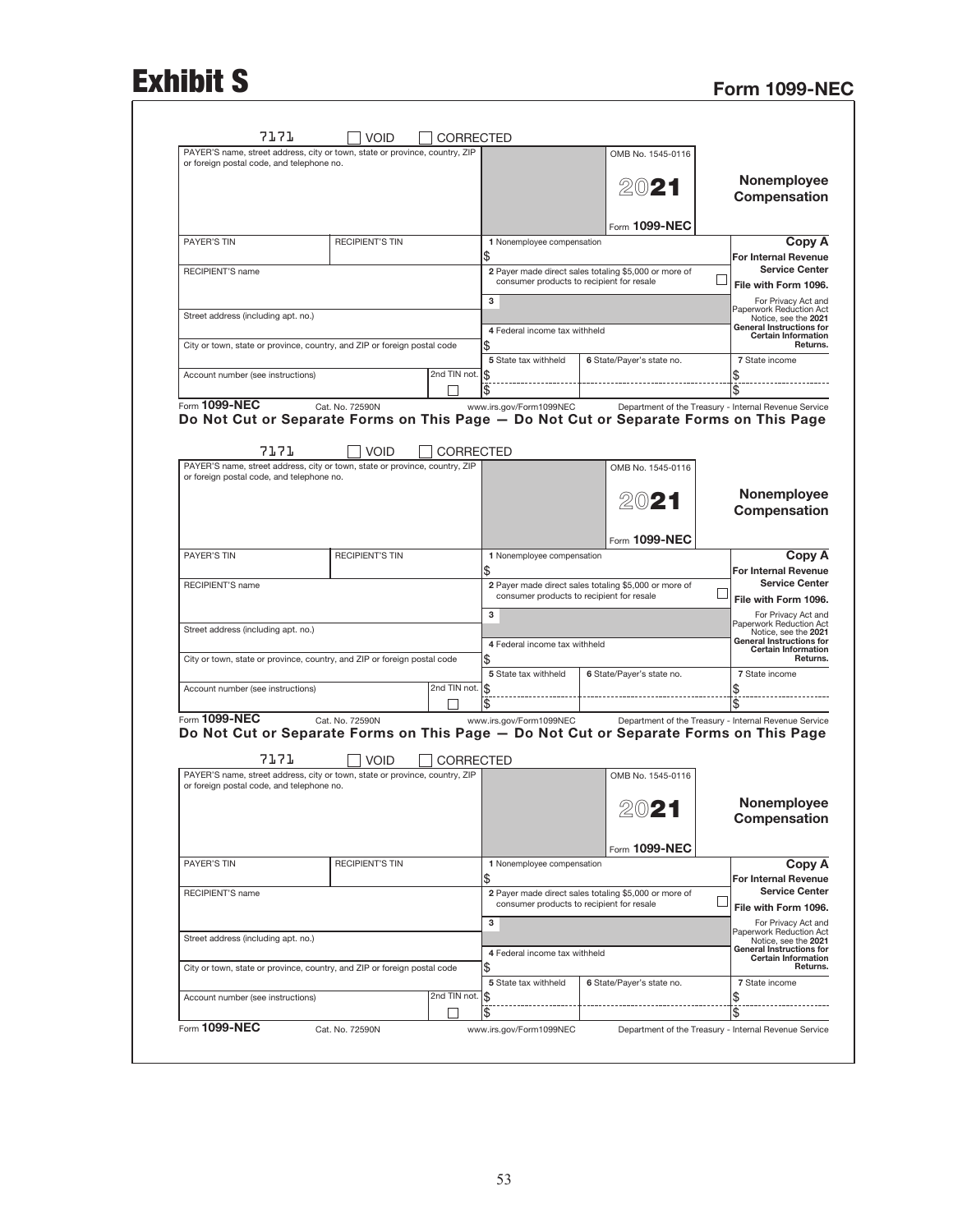# Exhibit S

## Form 1099-NEC

7171 ☐ VOID ☐ CORRECTED

| PAYER'S name, street address, city or town, state or province, country, ZIP or foreign postal code, and telephone no. | | | OMB No. 1545-0116 **2021** Form **1099-NEC** | | **Nonemployee Compensation** |
|---|---|---|---|---|---|
| PAYER'S TIN | RECIPIENT'S TIN | **1** Nonemployee compensation $ | | | **Copy A For Internal Revenue Service Center** |
| RECIPIENT'S name | | **2** Payer made direct sales totaling $5,000 or more of consumer products to recipient for resale ☐ | | | **File with Form 1096.** |
| Street address (including apt. no.) | | **3** | | | For Privacy Act and Paperwork Reduction Act Notice, see the **2021 General Instructions for Certain Information Returns.** |
| City or town, state or province, country, and ZIP or foreign postal code | | **4** Federal income tax withheld $ | | | |
| Account number (see instructions) | 2nd TIN not. ☐ | **5** State tax withheld $ $ | **6** State/Payer's state no. | | **7** State income $ $ |

Form **1099-NEC** Cat. No. 72590N www.irs.gov/Form1099NEC Department of the Treasury - Internal Revenue Service

**Do Not Cut or Separate Forms on This Page — Do Not Cut or Separate Forms on This Page**

7171 ☐ VOID ☐ CORRECTED

| PAYER'S name, street address, city or town, state or province, country, ZIP or foreign postal code, and telephone no. | | | OMB No. 1545-0116 **2021** Form **1099-NEC** | | **Nonemployee Compensation** |
|---|---|---|---|---|---|
| PAYER'S TIN | RECIPIENT'S TIN | **1** Nonemployee compensation $ | | | **Copy A For Internal Revenue Service Center** |
| RECIPIENT'S name | | **2** Payer made direct sales totaling $5,000 or more of consumer products to recipient for resale ☐ | | | **File with Form 1096.** |
| Street address (including apt. no.) | | **3** | | | For Privacy Act and Paperwork Reduction Act Notice, see the **2021 General Instructions for Certain Information Returns.** |
| City or town, state or province, country, and ZIP or foreign postal code | | **4** Federal income tax withheld $ | | | |
| Account number (see instructions) | 2nd TIN not. ☐ | **5** State tax withheld $ $ | **6** State/Payer's state no. | | **7** State income $ $ |

Form **1099-NEC** Cat. No. 72590N www.irs.gov/Form1099NEC Department of the Treasury - Internal Revenue Service

**Do Not Cut or Separate Forms on This Page — Do Not Cut or Separate Forms on This Page**

7171 ☐ VOID ☐ CORRECTED

| PAYER'S name, street address, city or town, state or province, country, ZIP or foreign postal code, and telephone no. | | | OMB No. 1545-0116 **2021** Form **1099-NEC** | | **Nonemployee Compensation** |
|---|---|---|---|---|---|
| PAYER'S TIN | RECIPIENT'S TIN | **1** Nonemployee compensation $ | | | **Copy A For Internal Revenue Service Center** |
| RECIPIENT'S name | | **2** Payer made direct sales totaling $5,000 or more of consumer products to recipient for resale ☐ | | | **File with Form 1096.** |
| Street address (including apt. no.) | | **3** | | | For Privacy Act and Paperwork Reduction Act Notice, see the **2021 General Instructions for Certain Information Returns.** |
| City or town, state or province, country, and ZIP or foreign postal code | | **4** Federal income tax withheld $ | | | |
| Account number (see instructions) | 2nd TIN not. ☐ | **5** State tax withheld $ $ | **6** State/Payer's state no. | | **7** State income $ $ |

Form **1099-NEC** Cat. No. 72590N www.irs.gov/Form1099NEC Department of the Treasury - Internal Revenue Service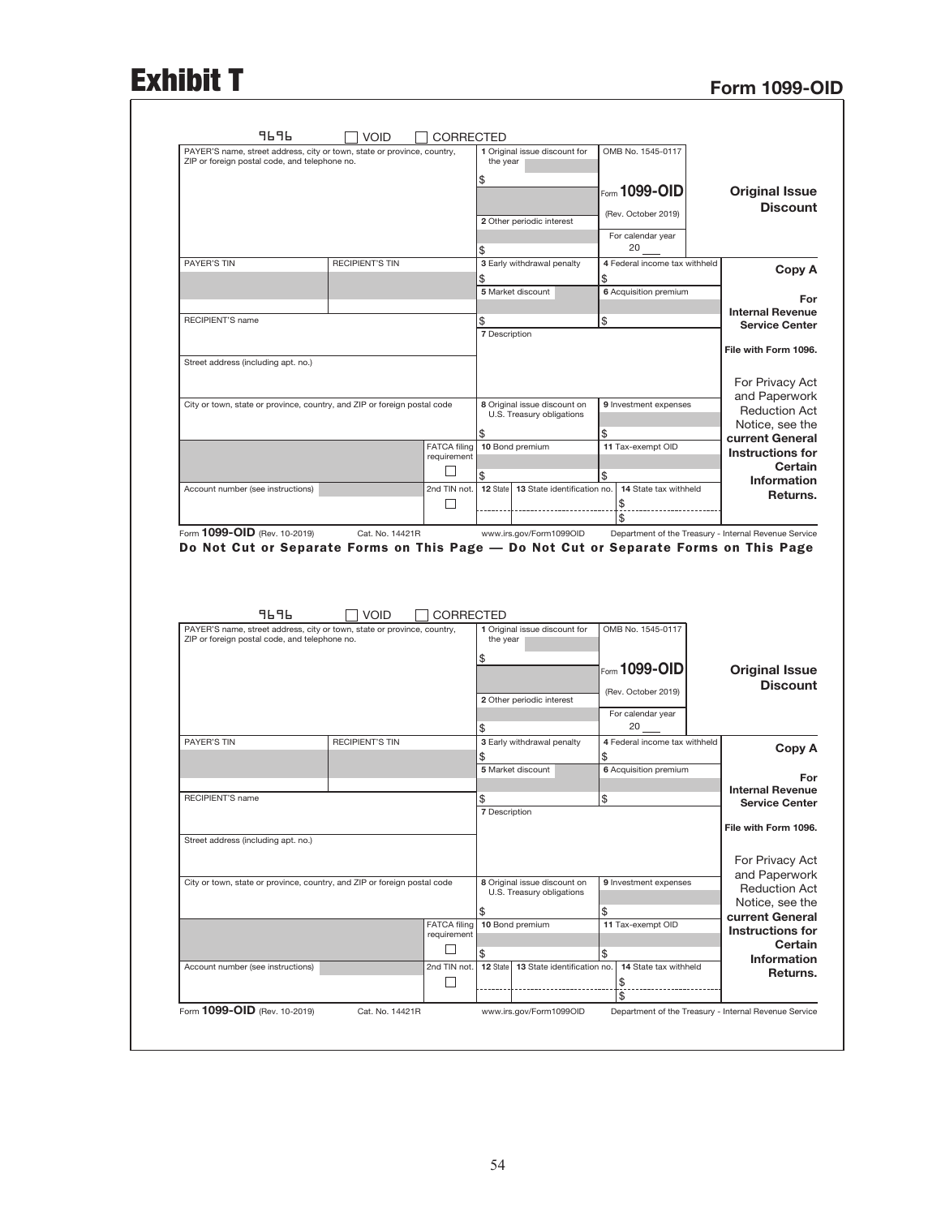# Exhibit T

## Form 1099-OID

9696 ☐ VOID ☐ CORRECTED

| PAYER'S name, street address, city or town, state or province, country, ZIP or foreign postal code, and telephone no. | | | 1 Original issue discount for the year $ | OMB No. 1545-0117 Form **1099-OID** (Rev. October 2019) For calendar year 20 ___ | **Original Issue Discount** |
|---|---|---|---|---|---|
| | | | 2 Other periodic interest $ | | |
| PAYER'S TIN | RECIPIENT'S TIN | | 3 Early withdrawal penalty $ | 4 Federal income tax withheld $ | **Copy A** |
| | | | 5 Market discount $ | 6 Acquisition premium $ | **For Internal Revenue Service Center** |
| RECIPIENT'S name | | | 7 Description | | **File with Form 1096.** |
| Street address (including apt. no.) | | | | | For Privacy Act and Paperwork Reduction Act Notice, see the **current General Instructions for Certain Information Returns.** |
| City or town, state or province, country, and ZIP or foreign postal code | | | 8 Original issue discount on U.S. Treasury obligations $ | 9 Investment expenses $ | |
| | | FATCA filing requirement ☐ | 10 Bond premium $ | 11 Tax-exempt OID $ | |
| Account number (see instructions) | | 2nd TIN not. ☐ | 12 State / 13 State identification no. | 14 State tax withheld $ $ | |

Form **1099-OID** (Rev. 10-2019) Cat. No. 14421R www.irs.gov/Form1099OID Department of the Treasury - Internal Revenue Service

**Do Not Cut or Separate Forms on This Page — Do Not Cut or Separate Forms on This Page**

9696 ☐ VOID ☐ CORRECTED

| PAYER'S name, street address, city or town, state or province, country, ZIP or foreign postal code, and telephone no. | | | 1 Original issue discount for the year $ | OMB No. 1545-0117 Form **1099-OID** (Rev. October 2019) For calendar year 20 ___ | **Original Issue Discount** |
|---|---|---|---|---|---|
| | | | 2 Other periodic interest $ | | |
| PAYER'S TIN | RECIPIENT'S TIN | | 3 Early withdrawal penalty $ | 4 Federal income tax withheld $ | **Copy A** |
| | | | 5 Market discount $ | 6 Acquisition premium $ | **For Internal Revenue Service Center** |
| RECIPIENT'S name | | | 7 Description | | **File with Form 1096.** |
| Street address (including apt. no.) | | | | | For Privacy Act and Paperwork Reduction Act Notice, see the **current General Instructions for Certain Information Returns.** |
| City or town, state or province, country, and ZIP or foreign postal code | | | 8 Original issue discount on U.S. Treasury obligations $ | 9 Investment expenses $ | |
| | | FATCA filing requirement ☐ | 10 Bond premium $ | 11 Tax-exempt OID $ | |
| Account number (see instructions) | | 2nd TIN not. ☐ | 12 State / 13 State identification no. | 14 State tax withheld $ $ | |

Form **1099-OID** (Rev. 10-2019) Cat. No. 14421R www.irs.gov/Form1099OID Department of the Treasury - Internal Revenue Service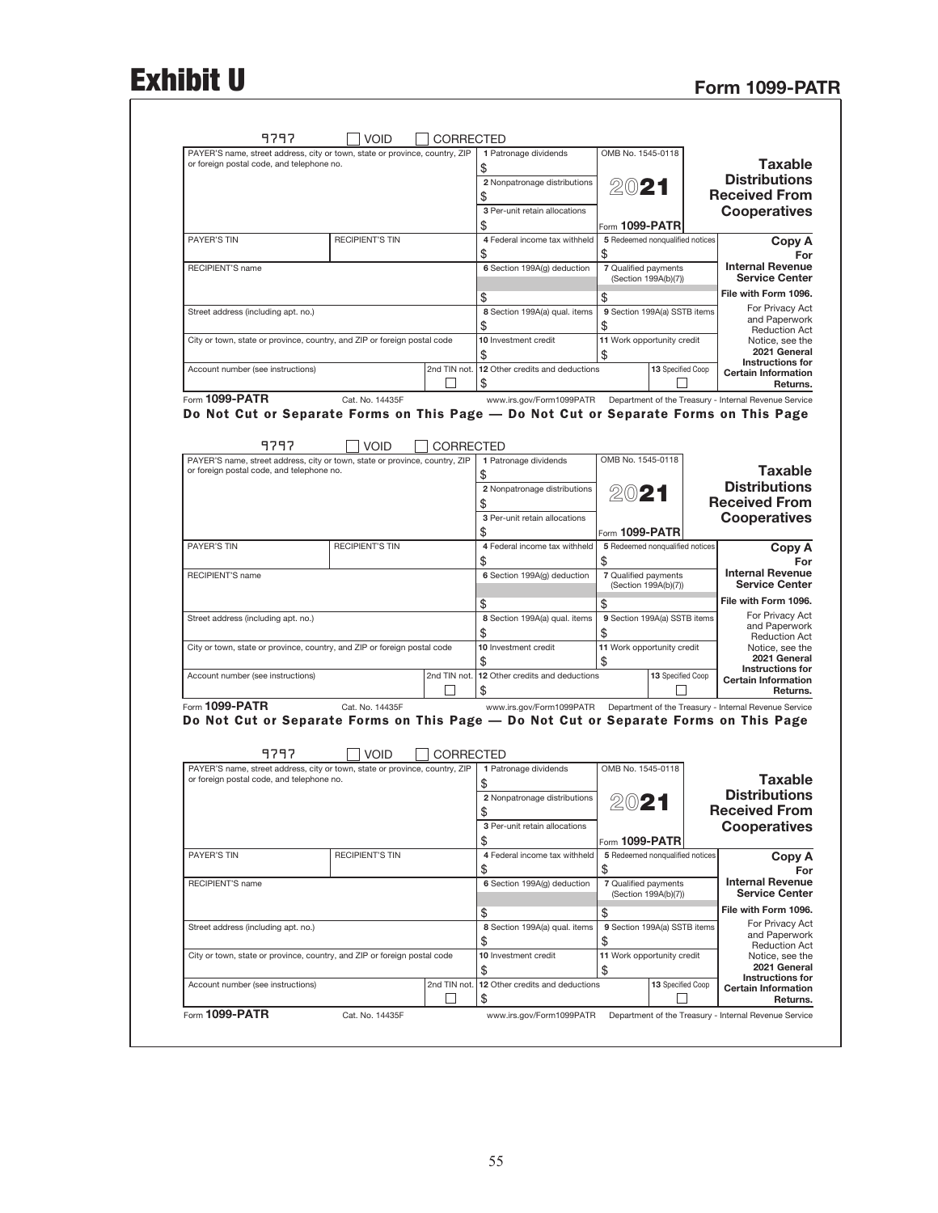# Exhibit U

## Form 1099-PATR

9797 ☐ VOID ☐ CORRECTED

| PAYER'S name, street address, city or town, state or province, country, ZIP or foreign postal code, and telephone no. | | 1 Patronage dividends $ | OMB No. 1545-0118 | **Taxable Distributions Received From Cooperatives** |
|---|---|---|---|---|
| | | 2 Nonpatronage distributions $ | 2021 | |
| | | 3 Per-unit retain allocations $ | Form **1099-PATR** | |
| PAYER'S TIN | RECIPIENT'S TIN | 4 Federal income tax withheld $ | 5 Redeemed nonqualified notices $ | **Copy A For Internal Revenue Service Center** |
| RECIPIENT'S name | | 6 Section 199A(g) deduction $ | 7 Qualified payments (Section 199A(b)(7)) $ | **File with Form 1096.** |
| Street address (including apt. no.) | | 8 Section 199A(a) qual. items $ | 9 Section 199A(a) SSTB items $ | For Privacy Act and Paperwork Reduction Act Notice, see the **2021 General Instructions for Certain Information Returns.** |
| City or town, state or province, country, and ZIP or foreign postal code | | 10 Investment credit $ | 11 Work opportunity credit $ | |
| Account number (see instructions) | 2nd TIN not. ☐ | 12 Other credits and deductions $ | 13 Specified Coop ☐ | |

Form **1099-PATR** Cat. No. 14435F www.irs.gov/Form1099PATR Department of the Treasury - Internal Revenue Service

**Do Not Cut or Separate Forms on This Page — Do Not Cut or Separate Forms on This Page**

9797 ☐ VOID ☐ CORRECTED

| PAYER'S name, street address, city or town, state or province, country, ZIP or foreign postal code, and telephone no. | | 1 Patronage dividends $ | OMB No. 1545-0118 | **Taxable Distributions Received From Cooperatives** |
|---|---|---|---|---|
| | | 2 Nonpatronage distributions $ | 2021 | |
| | | 3 Per-unit retain allocations $ | Form **1099-PATR** | |
| PAYER'S TIN | RECIPIENT'S TIN | 4 Federal income tax withheld $ | 5 Redeemed nonqualified notices $ | **Copy A For Internal Revenue Service Center** |
| RECIPIENT'S name | | 6 Section 199A(g) deduction $ | 7 Qualified payments (Section 199A(b)(7)) $ | **File with Form 1096.** |
| Street address (including apt. no.) | | 8 Section 199A(a) qual. items $ | 9 Section 199A(a) SSTB items $ | For Privacy Act and Paperwork Reduction Act Notice, see the **2021 General Instructions for Certain Information Returns.** |
| City or town, state or province, country, and ZIP or foreign postal code | | 10 Investment credit $ | 11 Work opportunity credit $ | |
| Account number (see instructions) | 2nd TIN not. ☐ | 12 Other credits and deductions $ | 13 Specified Coop ☐ | |

Form **1099-PATR** Cat. No. 14435F www.irs.gov/Form1099PATR Department of the Treasury - Internal Revenue Service

**Do Not Cut or Separate Forms on This Page — Do Not Cut or Separate Forms on This Page**

9797 ☐ VOID ☐ CORRECTED

| PAYER'S name, street address, city or town, state or province, country, ZIP or foreign postal code, and telephone no. | | 1 Patronage dividends $ | OMB No. 1545-0118 | **Taxable Distributions Received From Cooperatives** |
|---|---|---|---|---|
| | | 2 Nonpatronage distributions $ | 2021 | |
| | | 3 Per-unit retain allocations $ | Form **1099-PATR** | |
| PAYER'S TIN | RECIPIENT'S TIN | 4 Federal income tax withheld $ | 5 Redeemed nonqualified notices $ | **Copy A For Internal Revenue Service Center** |
| RECIPIENT'S name | | 6 Section 199A(g) deduction $ | 7 Qualified payments (Section 199A(b)(7)) $ | **File with Form 1096.** |
| Street address (including apt. no.) | | 8 Section 199A(a) qual. items $ | 9 Section 199A(a) SSTB items $ | For Privacy Act and Paperwork Reduction Act Notice, see the **2021 General Instructions for Certain Information Returns.** |
| City or town, state or province, country, and ZIP or foreign postal code | | 10 Investment credit $ | 11 Work opportunity credit $ | |
| Account number (see instructions) | 2nd TIN not. ☐ | 12 Other credits and deductions $ | 13 Specified Coop ☐ | |

Form **1099-PATR** Cat. No. 14435F www.irs.gov/Form1099PATR Department of the Treasury - Internal Revenue Service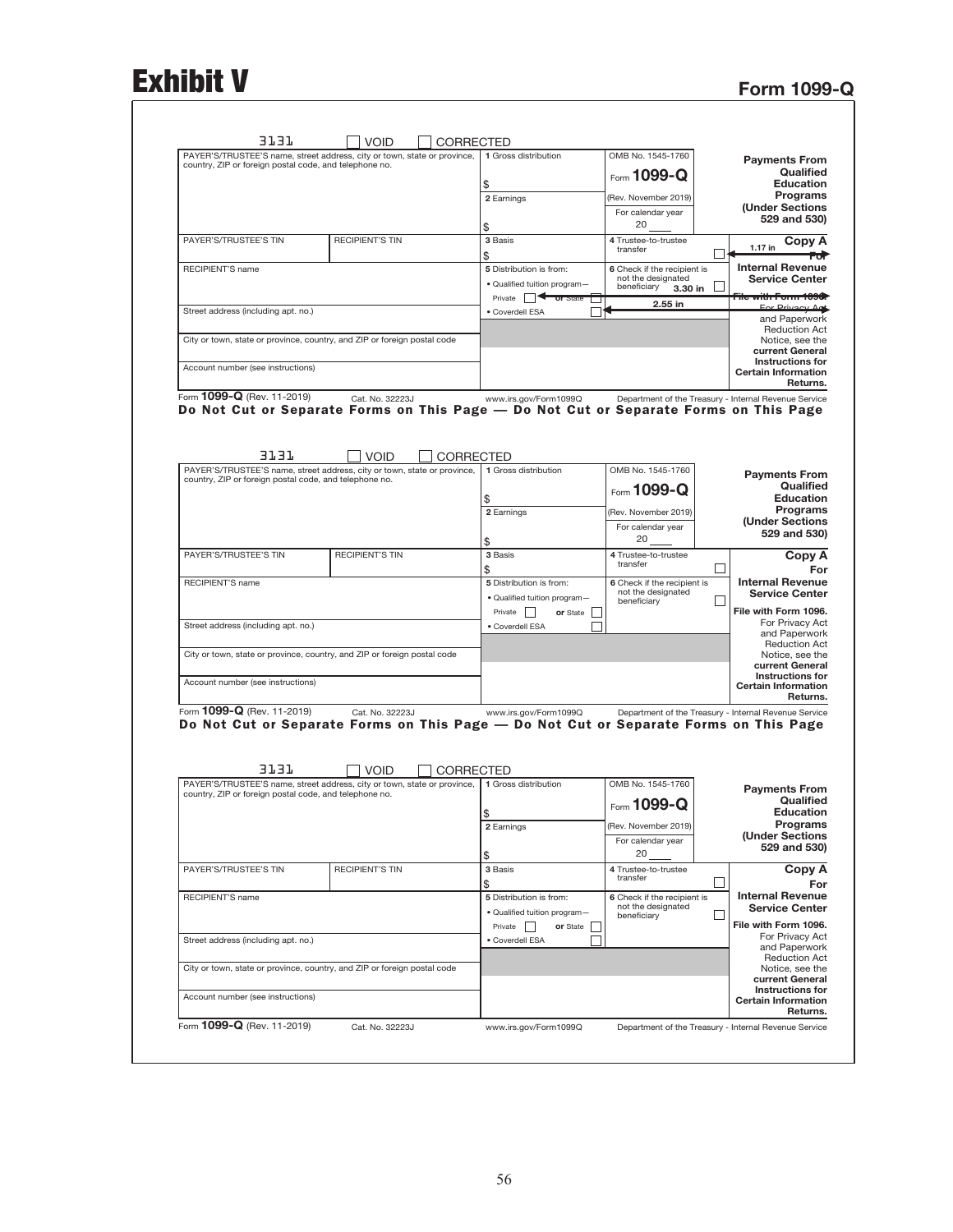# Exhibit V

## Form 1099-Q

3131 ☐ VOID ☐ CORRECTED

| PAYER'S/TRUSTEE'S name, street address, city or town, state or province, country, ZIP or foreign postal code, and telephone no. | | 1 Gross distribution $ | OMB No. 1545-1760 Form **1099-Q** | **Payments From Qualified Education Programs (Under Sections 529 and 530)** |
|---|---|---|---|---|
| | | 2 Earnings $ | (Rev. November 2019) For calendar year 20 ____ | |
| PAYER'S/TRUSTEE'S TIN | RECIPIENT'S TIN | 3 Basis $ | 4 Trustee-to-trustee transfer ☐ | **Copy A** 1.17 in **For** |
| RECIPIENT'S name | | 5 Distribution is from: • Qualified tuition program— Private ☐ or State ☐ | 6 Check if the recipient is not the designated beneficiary ☐ 3.30 in | **Internal Revenue Service Center** File with Form 1096. |
| Street address (including apt. no.) | | • Coverdell ESA ☐ | 2.55 in | For Privacy Act and Paperwork Reduction Act Notice, see the **current General Instructions for Certain Information Returns.** |
| City or town, state or province, country, and ZIP or foreign postal code | | | | |
| Account number (see instructions) | | | | |

Form **1099-Q** (Rev. 11-2019) Cat. No. 32223J www.irs.gov/Form1099Q Department of the Treasury - Internal Revenue Service

**Do Not Cut or Separate Forms on This Page — Do Not Cut or Separate Forms on This Page**

3131 ☐ VOID ☐ CORRECTED

| PAYER'S/TRUSTEE'S name, street address, city or town, state or province, country, ZIP or foreign postal code, and telephone no. | | 1 Gross distribution $ | OMB No. 1545-1760 Form **1099-Q** | **Payments From Qualified Education Programs (Under Sections 529 and 530)** |
|---|---|---|---|---|
| | | 2 Earnings $ | (Rev. November 2019) For calendar year 20 ____ | |
| PAYER'S/TRUSTEE'S TIN | RECIPIENT'S TIN | 3 Basis $ | 4 Trustee-to-trustee transfer ☐ | **Copy A For** |
| RECIPIENT'S name | | 5 Distribution is from: • Qualified tuition program— Private ☐ or State ☐ | 6 Check if the recipient is not the designated beneficiary ☐ | **Internal Revenue Service Center** File with Form 1096. |
| Street address (including apt. no.) | | • Coverdell ESA ☐ | | For Privacy Act and Paperwork Reduction Act Notice, see the **current General Instructions for Certain Information Returns.** |
| City or town, state or province, country, and ZIP or foreign postal code | | | | |
| Account number (see instructions) | | | | |

Form **1099-Q** (Rev. 11-2019) Cat. No. 32223J www.irs.gov/Form1099Q Department of the Treasury - Internal Revenue Service

**Do Not Cut or Separate Forms on This Page — Do Not Cut or Separate Forms on This Page**

3131 ☐ VOID ☐ CORRECTED

| PAYER'S/TRUSTEE'S name, street address, city or town, state or province, country, ZIP or foreign postal code, and telephone no. | | 1 Gross distribution $ | OMB No. 1545-1760 Form **1099-Q** | **Payments From Qualified Education Programs (Under Sections 529 and 530)** |
|---|---|---|---|---|
| | | 2 Earnings $ | (Rev. November 2019) For calendar year 20 ____ | |
| PAYER'S/TRUSTEE'S TIN | RECIPIENT'S TIN | 3 Basis $ | 4 Trustee-to-trustee transfer ☐ | **Copy A For** |
| RECIPIENT'S name | | 5 Distribution is from: • Qualified tuition program— Private ☐ or State ☐ | 6 Check if the recipient is not the designated beneficiary ☐ | **Internal Revenue Service Center** File with Form 1096. |
| Street address (including apt. no.) | | • Coverdell ESA ☐ | | For Privacy Act and Paperwork Reduction Act Notice, see the **current General Instructions for Certain Information Returns.** |
| City or town, state or province, country, and ZIP or foreign postal code | | | | |
| Account number (see instructions) | | | | |

Form **1099-Q** (Rev. 11-2019) Cat. No. 32223J www.irs.gov/Form1099Q Department of the Treasury - Internal Revenue Service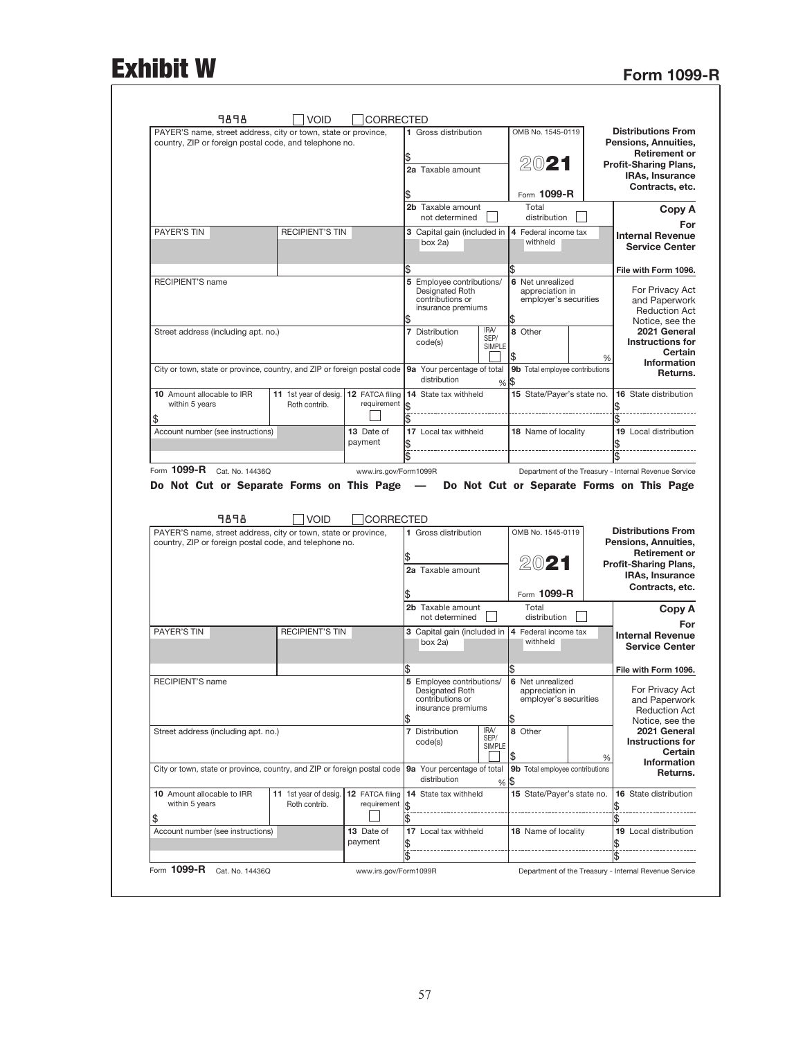# Exhibit W

## Form 1099-R

9898 ☐ VOID ☐ CORRECTED

| PAYER'S name, street address, city or town, state or province, country, ZIP or foreign postal code, and telephone no. | | | 1 Gross distribution $ | OMB No. 1545-0119 | **Distributions From Pensions, Annuities, Retirement or Profit-Sharing Plans, IRAs, Insurance Contracts, etc.** |
|---|---|---|---|---|---|
| | | | 2a Taxable amount $ | 2021 Form **1099-R** | |
| | | | 2b Taxable amount not determined ☐ | Total distribution ☐ | **Copy A For Internal Revenue Service Center** |
| PAYER'S TIN | RECIPIENT'S TIN | | 3 Capital gain (included in box 2a) $ | 4 Federal income tax withheld $ | **File with Form 1096.** |
| RECIPIENT'S name | | | 5 Employee contributions/ Designated Roth contributions or insurance premiums $ | 6 Net unrealized appreciation in employer's securities $ | For Privacy Act and Paperwork Reduction Act Notice, see the **2021 General Instructions for Certain Information Returns.** |
| Street address (including apt. no.) | | | 7 Distribution code(s) ☐ IRA/ SEP/ SIMPLE | 8 Other $ % | |
| City or town, state or province, country, and ZIP or foreign postal code | | | 9a Your percentage of total distribution % | 9b Total employee contributions $ | |
| 10 Amount allocable to IRR within 5 years $ | 11 1st year of desig. Roth contrib. | 12 FATCA filing requirement ☐ | 14 State tax withheld $ $ | 15 State/Payer's state no. | 16 State distribution $ $ |
| Account number (see instructions) | | 13 Date of payment | 17 Local tax withheld $ $ | 18 Name of locality | 19 Local distribution $ $ |

Form **1099-R** Cat. No. 14436Q www.irs.gov/Form1099R Department of the Treasury - Internal Revenue Service

**Do Not Cut or Separate Forms on This Page — Do Not Cut or Separate Forms on This Page**

9898 ☐ VOID ☐ CORRECTED

| PAYER'S name, street address, city or town, state or province, country, ZIP or foreign postal code, and telephone no. | | | 1 Gross distribution $ | OMB No. 1545-0119 | **Distributions From Pensions, Annuities, Retirement or Profit-Sharing Plans, IRAs, Insurance Contracts, etc.** |
|---|---|---|---|---|---|
| | | | 2a Taxable amount $ | 2021 Form **1099-R** | |
| | | | 2b Taxable amount not determined ☐ | Total distribution ☐ | **Copy A For Internal Revenue Service Center** |
| PAYER'S TIN | RECIPIENT'S TIN | | 3 Capital gain (included in box 2a) $ | 4 Federal income tax withheld $ | **File with Form 1096.** |
| RECIPIENT'S name | | | 5 Employee contributions/ Designated Roth contributions or insurance premiums $ | 6 Net unrealized appreciation in employer's securities $ | For Privacy Act and Paperwork Reduction Act Notice, see the **2021 General Instructions for Certain Information Returns.** |
| Street address (including apt. no.) | | | 7 Distribution code(s) ☐ IRA/ SEP/ SIMPLE | 8 Other $ % | |
| City or town, state or province, country, and ZIP or foreign postal code | | | 9a Your percentage of total distribution % | 9b Total employee contributions $ | |
| 10 Amount allocable to IRR within 5 years $ | 11 1st year of desig. Roth contrib. | 12 FATCA filing requirement ☐ | 14 State tax withheld $ $ | 15 State/Payer's state no. | 16 State distribution $ $ |
| Account number (see instructions) | | 13 Date of payment | 17 Local tax withheld $ $ | 18 Name of locality | 19 Local distribution $ $ |

Form **1099-R** Cat. No. 14436Q www.irs.gov/Form1099R Department of the Treasury - Internal Revenue Service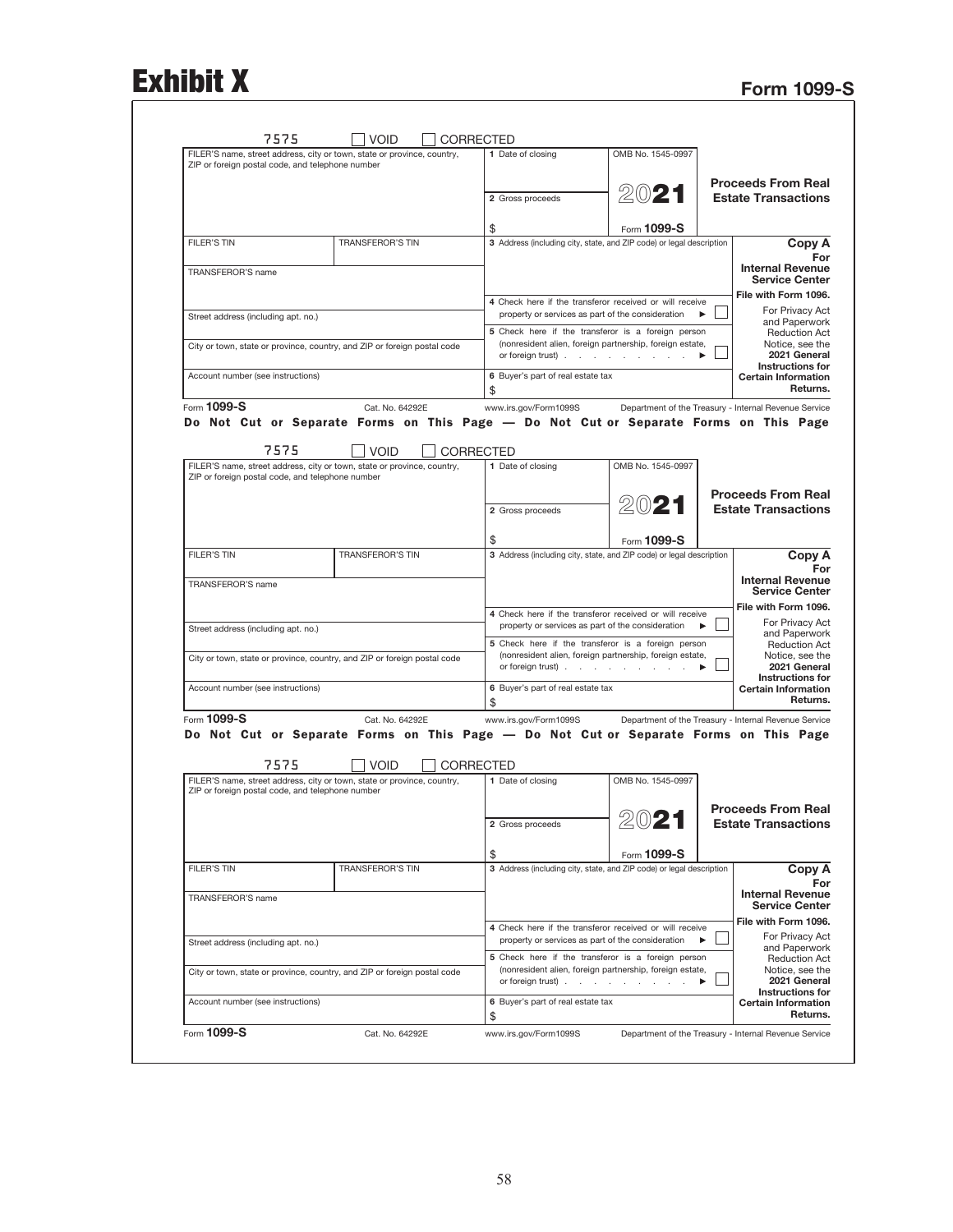# Exhibit X

## Form 1099-S

7575 ☐ VOID ☐ CORRECTED

| FILER'S name, street address, city or town, state or province, country, ZIP or foreign postal code, and telephone number | | 1 Date of closing | OMB No. 1545-0997 | **Proceeds From Real Estate Transactions** |
|---|---|---|---|---|
| | | 2 Gross proceeds<br>$ | **2021**<br>Form **1099-S** | |
| FILER'S TIN | TRANSFEROR'S TIN | 3 Address (including city, state, and ZIP code) or legal description | | **Copy A For Internal Revenue Service Center** |
| TRANSFEROR'S name | | | | **File with Form 1096.** |
| Street address (including apt. no.) | | 4 Check here if the transferor received or will receive property or services as part of the consideration ▶ ☐ | | For Privacy Act and Paperwork Reduction Act Notice, see the **2021 General Instructions for Certain Information Returns.** |
| City or town, state or province, country, and ZIP or foreign postal code | | 5 Check here if the transferor is a foreign person (nonresident alien, foreign partnership, foreign estate, or foreign trust) . . . . . . . . ▶ ☐ | | |
| Account number (see instructions) | | 6 Buyer's part of real estate tax<br>$ | | |

Form **1099-S** Cat. No. 64292E www.irs.gov/Form1099S Department of the Treasury - Internal Revenue Service

**Do Not Cut or Separate Forms on This Page — Do Not Cut or Separate Forms on This Page**

7575 ☐ VOID ☐ CORRECTED

| FILER'S name, street address, city or town, state or province, country, ZIP or foreign postal code, and telephone number | | 1 Date of closing | OMB No. 1545-0997 | **Proceeds From Real Estate Transactions** |
|---|---|---|---|---|
| | | 2 Gross proceeds<br>$ | **2021**<br>Form **1099-S** | |
| FILER'S TIN | TRANSFEROR'S TIN | 3 Address (including city, state, and ZIP code) or legal description | | **Copy A For Internal Revenue Service Center** |
| TRANSFEROR'S name | | | | **File with Form 1096.** |
| Street address (including apt. no.) | | 4 Check here if the transferor received or will receive property or services as part of the consideration ▶ ☐ | | For Privacy Act and Paperwork Reduction Act Notice, see the **2021 General Instructions for Certain Information Returns.** |
| City or town, state or province, country, and ZIP or foreign postal code | | 5 Check here if the transferor is a foreign person (nonresident alien, foreign partnership, foreign estate, or foreign trust) . . . . . . . . ▶ ☐ | | |
| Account number (see instructions) | | 6 Buyer's part of real estate tax<br>$ | | |

Form **1099-S** Cat. No. 64292E www.irs.gov/Form1099S Department of the Treasury - Internal Revenue Service

**Do Not Cut or Separate Forms on This Page — Do Not Cut or Separate Forms on This Page**

7575 ☐ VOID ☐ CORRECTED

| FILER'S name, street address, city or town, state or province, country, ZIP or foreign postal code, and telephone number | | 1 Date of closing | OMB No. 1545-0997 | **Proceeds From Real Estate Transactions** |
|---|---|---|---|---|
| | | 2 Gross proceeds<br>$ | **2021**<br>Form **1099-S** | |
| FILER'S TIN | TRANSFEROR'S TIN | 3 Address (including city, state, and ZIP code) or legal description | | **Copy A For Internal Revenue Service Center** |
| TRANSFEROR'S name | | | | **File with Form 1096.** |
| Street address (including apt. no.) | | 4 Check here if the transferor received or will receive property or services as part of the consideration ▶ ☐ | | For Privacy Act and Paperwork Reduction Act Notice, see the **2021 General Instructions for Certain Information Returns.** |
| City or town, state or province, country, and ZIP or foreign postal code | | 5 Check here if the transferor is a foreign person (nonresident alien, foreign partnership, foreign estate, or foreign trust) . . . . . . . . ▶ ☐ | | |
| Account number (see instructions) | | 6 Buyer's part of real estate tax<br>$ | | |

Form **1099-S** Cat. No. 64292E www.irs.gov/Form1099S Department of the Treasury - Internal Revenue Service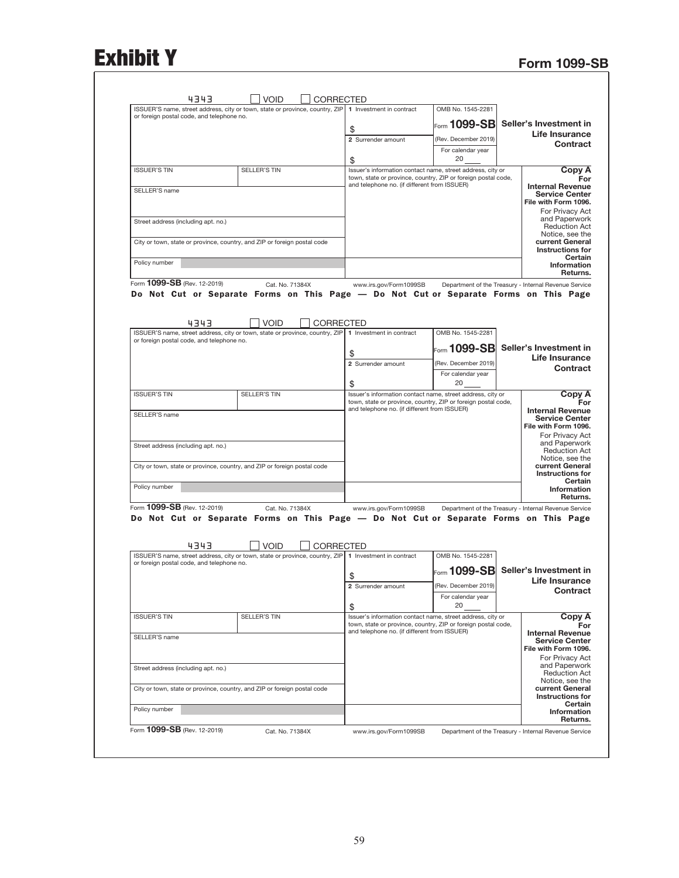# Exhibit Y

## Form 1099-SB

4343 ☐ VOID ☐ CORRECTED

| ISSUER'S name, street address, city or town, state or province, country, ZIP or foreign postal code, and telephone no. | | 1 Investment in contract<br>$ | OMB No. 1545-2281<br>Form **1099-SB**<br>(Rev. December 2019) | **Seller's Investment in Life Insurance Contract** |
|---|---|---|---|---|
| | | 2 Surrender amount<br>$ | For calendar year<br>20 ____ | |
| ISSUER'S TIN | SELLER'S TIN | Issuer's information contact name, street address, city or town, state or province, country, ZIP or foreign postal code, and telephone no. (if different from ISSUER) | | **Copy A For Internal Revenue Service Center**<br>**File with Form 1096.**<br>For Privacy Act and Paperwork Reduction Act Notice, see the **current General Instructions for Certain Information Returns.** |
| SELLER'S name | | | | |
| Street address (including apt. no.) | | | | |
| City or town, state or province, country, and ZIP or foreign postal code | | | | |
| Policy number | | | | |

Form **1099-SB** (Rev. 12-2019) Cat. No. 71384X www.irs.gov/Form1099SB Department of the Treasury - Internal Revenue Service

**Do Not Cut or Separate Forms on This Page — Do Not Cut or Separate Forms on This Page**

4343 ☐ VOID ☐ CORRECTED

| ISSUER'S name, street address, city or town, state or province, country, ZIP or foreign postal code, and telephone no. | | 1 Investment in contract<br>$ | OMB No. 1545-2281<br>Form **1099-SB**<br>(Rev. December 2019) | **Seller's Investment in Life Insurance Contract** |
|---|---|---|---|---|
| | | 2 Surrender amount<br>$ | For calendar year<br>20 ____ | |
| ISSUER'S TIN | SELLER'S TIN | Issuer's information contact name, street address, city or town, state or province, country, ZIP or foreign postal code, and telephone no. (if different from ISSUER) | | **Copy A For Internal Revenue Service Center**<br>**File with Form 1096.**<br>For Privacy Act and Paperwork Reduction Act Notice, see the **current General Instructions for Certain Information Returns.** |
| SELLER'S name | | | | |
| Street address (including apt. no.) | | | | |
| City or town, state or province, country, and ZIP or foreign postal code | | | | |
| Policy number | | | | |

Form **1099-SB** (Rev. 12-2019) Cat. No. 71384X www.irs.gov/Form1099SB Department of the Treasury - Internal Revenue Service

**Do Not Cut or Separate Forms on This Page — Do Not Cut or Separate Forms on This Page**

4343 ☐ VOID ☐ CORRECTED

| ISSUER'S name, street address, city or town, state or province, country, ZIP or foreign postal code, and telephone no. | | 1 Investment in contract<br>$ | OMB No. 1545-2281<br>Form **1099-SB**<br>(Rev. December 2019) | **Seller's Investment in Life Insurance Contract** |
|---|---|---|---|---|
| | | 2 Surrender amount<br>$ | For calendar year<br>20 ____ | |
| ISSUER'S TIN | SELLER'S TIN | Issuer's information contact name, street address, city or town, state or province, country, ZIP or foreign postal code, and telephone no. (if different from ISSUER) | | **Copy A For Internal Revenue Service Center**<br>**File with Form 1096.**<br>For Privacy Act and Paperwork Reduction Act Notice, see the **current General Instructions for Certain Information Returns.** |
| SELLER'S name | | | | |
| Street address (including apt. no.) | | | | |
| City or town, state or province, country, and ZIP or foreign postal code | | | | |
| Policy number | | | | |

Form **1099-SB** (Rev. 12-2019) Cat. No. 71384X www.irs.gov/Form1099SB Department of the Treasury - Internal Revenue Service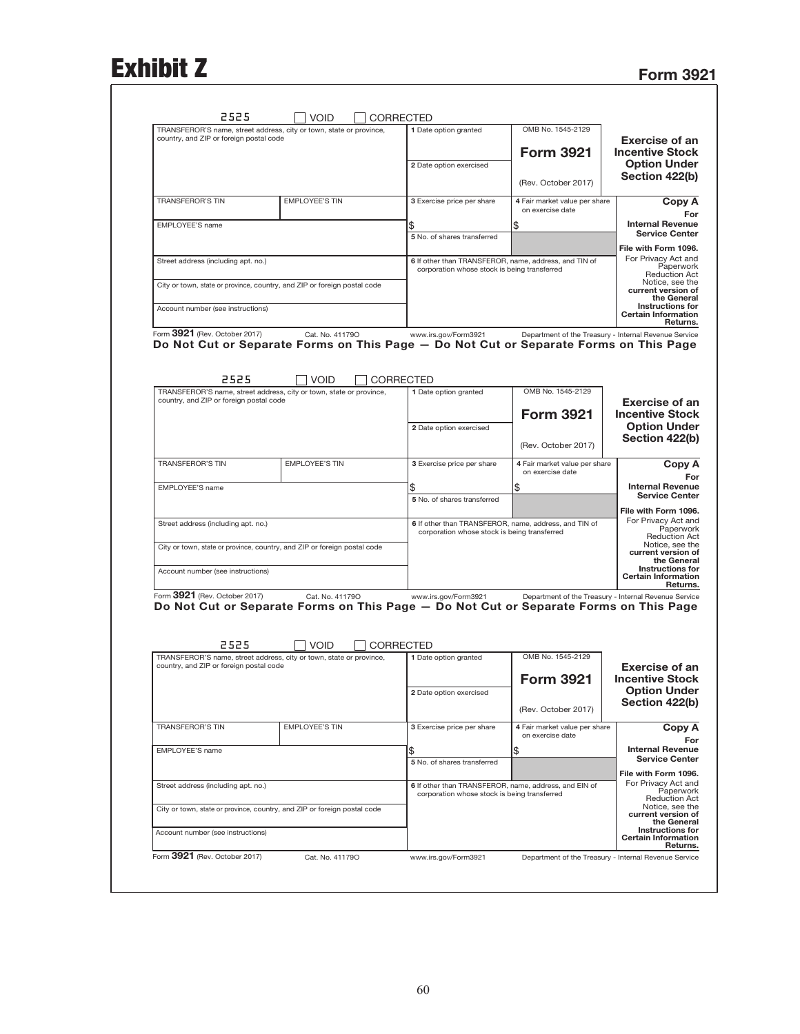# Exhibit Z

## Form 3921

2525 ☐ VOID ☐ CORRECTED

| TRANSFEROR'S name, street address, city or town, state or province, country, and ZIP or foreign postal code | | 1 Date option granted | OMB No. 1545-2129 **Form 3921** | **Exercise of an Incentive Stock Option Under Section 422(b)** |
|---|---|---|---|---|
| | | 2 Date option exercised | (Rev. October 2017) | |
| TRANSFEROR'S TIN | EMPLOYEE'S TIN | 3 Exercise price per share | 4 Fair market value per share on exercise date | **Copy A For Internal Revenue Service Center** |
| EMPLOYEE'S name | | $ | $ | |
| | | 5 No. of shares transferred | | **File with Form 1096.** |
| Street address (including apt. no.) | | 6 If other than TRANSFEROR, name, address, and TIN of corporation whose stock is being transferred | | For Privacy Act and Paperwork Reduction Act Notice, see the **current version of the General Instructions for Certain Information Returns.** |
| City or town, state or province, country, and ZIP or foreign postal code | | | | |
| Account number (see instructions) | | | | |

Form **3921** (Rev. October 2017) Cat. No. 41179O www.irs.gov/Form3921 Department of the Treasury - Internal Revenue Service

**Do Not Cut or Separate Forms on This Page — Do Not Cut or Separate Forms on This Page**

2525 ☐ VOID ☐ CORRECTED

| TRANSFEROR'S name, street address, city or town, state or province, country, and ZIP or foreign postal code | | 1 Date option granted | OMB No. 1545-2129 **Form 3921** | **Exercise of an Incentive Stock Option Under Section 422(b)** |
|---|---|---|---|---|
| | | 2 Date option exercised | (Rev. October 2017) | |
| TRANSFEROR'S TIN | EMPLOYEE'S TIN | 3 Exercise price per share | 4 Fair market value per share on exercise date | **Copy A For Internal Revenue Service Center** |
| EMPLOYEE'S name | | $ | $ | |
| | | 5 No. of shares transferred | | **File with Form 1096.** |
| Street address (including apt. no.) | | 6 If other than TRANSFEROR, name, address, and TIN of corporation whose stock is being transferred | | For Privacy Act and Paperwork Reduction Act Notice, see the **current version of the General Instructions for Certain Information Returns.** |
| City or town, state or province, country, and ZIP or foreign postal code | | | | |
| Account number (see instructions) | | | | |

Form **3921** (Rev. October 2017) Cat. No. 41179O www.irs.gov/Form3921 Department of the Treasury - Internal Revenue Service

**Do Not Cut or Separate Forms on This Page — Do Not Cut or Separate Forms on This Page**

2525 ☐ VOID ☐ CORRECTED

| TRANSFEROR'S name, street address, city or town, state or province, country, and ZIP or foreign postal code | | 1 Date option granted | OMB No. 1545-2129 **Form 3921** | **Exercise of an Incentive Stock Option Under Section 422(b)** |
|---|---|---|---|---|
| | | 2 Date option exercised | (Rev. October 2017) | |
| TRANSFEROR'S TIN | EMPLOYEE'S TIN | 3 Exercise price per share | 4 Fair market value per share on exercise date | **Copy A For Internal Revenue Service Center** |
| EMPLOYEE'S name | | $ | $ | |
| | | 5 No. of shares transferred | | **File with Form 1096.** |
| Street address (including apt. no.) | | 6 If other than TRANSFEROR, name, address, and EIN of corporation whose stock is being transferred | | For Privacy Act and Paperwork Reduction Act Notice, see the **current version of the General Instructions for Certain Information Returns.** |
| City or town, state or province, country, and ZIP or foreign postal code | | | | |
| Account number (see instructions) | | | | |

Form **3921** (Rev. October 2017) Cat. No. 41179O www.irs.gov/Form3921 Department of the Treasury - Internal Revenue Service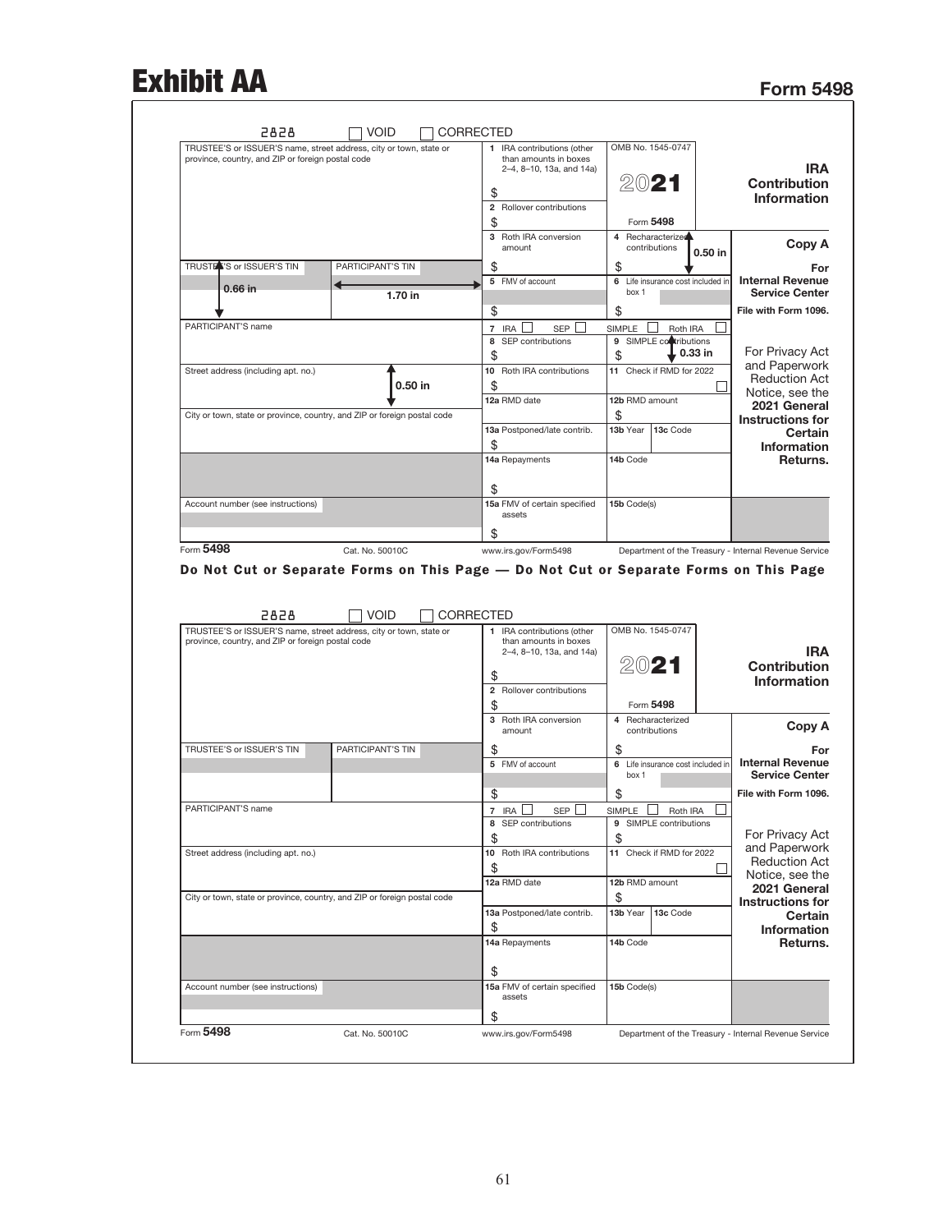# Exhibit AA

## Form 5498

2828 ☐ VOID ☐ CORRECTED

| TRUSTEE'S or ISSUER'S name, street address, city or town, state or province, country, and ZIP or foreign postal code | | 1 IRA contributions (other than amounts in boxes 2–4, 8–10, 13a, and 14a) $ | OMB No. 1545-0747 2021 Form 5498 | **IRA Contribution Information** |
|---|---|---|---|---|
| | | 2 Rollover contributions $ | | |
| | | 3 Roth IRA conversion amount $ | 4 Recharacterized contributions $ 0.50 in | **Copy A** |
| TRUSTEE'S or ISSUER'S TIN 0.66 in | PARTICIPANT'S TIN 1.70 in | 5 FMV of account $ | 6 Life insurance cost included in box 1 $ | **For Internal Revenue Service Center** File with Form 1096. |
| PARTICIPANT'S name | | 7 IRA ☐ SEP ☐ | SIMPLE ☐ Roth IRA ☐ | |
| | | 8 SEP contributions $ | 9 SIMPLE contributions $ 0.33 in | For Privacy Act and Paperwork Reduction Act Notice, see the **2021 General Instructions for Certain Information Returns.** |
| Street address (including apt. no.) 0.50 in | | 10 Roth IRA contributions $ | 11 Check if RMD for 2022 ☐ | |
| | | 12a RMD date | 12b RMD amount $ | |
| City or town, state or province, country, and ZIP or foreign postal code | | 13a Postponed/late contrib. $ | 13b Year 13c Code | |
| | | 14a Repayments $ | 14b Code | |
| Account number (see instructions) | | 15a FMV of certain specified assets $ | 15b Code(s) | |

Form **5498** Cat. No. 50010C www.irs.gov/Form5498 Department of the Treasury - Internal Revenue Service

**Do Not Cut or Separate Forms on This Page — Do Not Cut or Separate Forms on This Page**

2828 ☐ VOID ☐ CORRECTED

| TRUSTEE'S or ISSUER'S name, street address, city or town, state or province, country, and ZIP or foreign postal code | | 1 IRA contributions (other than amounts in boxes 2–4, 8–10, 13a, and 14a) $ | OMB No. 1545-0747 2021 Form 5498 | **IRA Contribution Information** |
|---|---|---|---|---|
| | | 2 Rollover contributions $ | | |
| | | 3 Roth IRA conversion amount $ | 4 Recharacterized contributions $ | **Copy A** |
| TRUSTEE'S or ISSUER'S TIN | PARTICIPANT'S TIN | 5 FMV of account $ | 6 Life insurance cost included in box 1 $ | **For Internal Revenue Service Center** File with Form 1096. |
| PARTICIPANT'S name | | 7 IRA ☐ SEP ☐ | SIMPLE ☐ Roth IRA ☐ | |
| | | 8 SEP contributions $ | 9 SIMPLE contributions $ | For Privacy Act and Paperwork Reduction Act Notice, see the **2021 General Instructions for Certain Information Returns.** |
| Street address (including apt. no.) | | 10 Roth IRA contributions $ | 11 Check if RMD for 2022 ☐ | |
| | | 12a RMD date | 12b RMD amount $ | |
| City or town, state or province, country, and ZIP or foreign postal code | | 13a Postponed/late contrib. $ | 13b Year 13c Code | |
| | | 14a Repayments $ | 14b Code | |
| Account number (see instructions) | | 15a FMV of certain specified assets $ | 15b Code(s) | |

Form **5498** Cat. No. 50010C www.irs.gov/Form5498 Department of the Treasury - Internal Revenue Service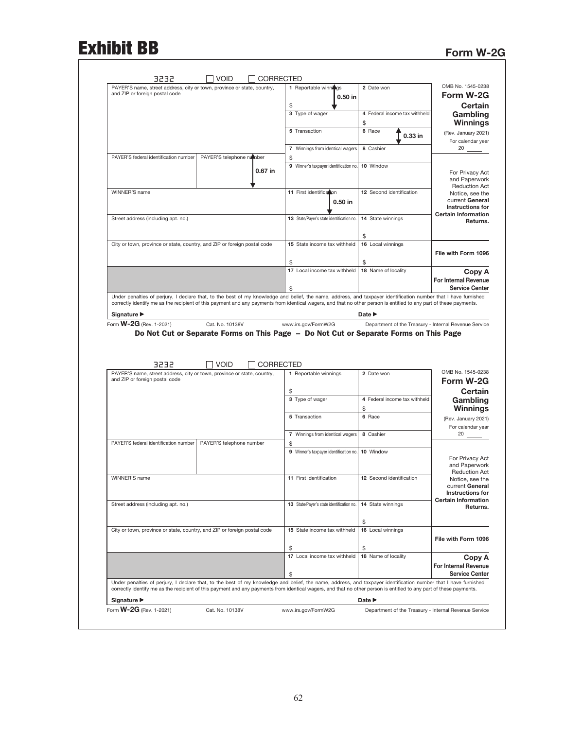# Exhibit BB

## Form W-2G

3232 ☐ VOID ☐ CORRECTED

| PAYER'S name, street address, city or town, province or state, country, and ZIP or foreign postal code | | 1 Reportable winnings 0.50 in $ | 2 Date won | OMB No. 1545-0238 **Form W-2G** **Certain Gambling Winnings** (Rev. January 2021) For calendar year 20 ____ |
|---|---|---|---|---|
| | | 3 Type of wager | 4 Federal income tax withheld $ | |
| | | 5 Transaction | 6 Race 0.33 in | |
| | | 7 Winnings from identical wagers $ | 8 Cashier | |
| PAYER'S federal identification number | PAYER'S telephone number 0.67 in | 9 Winner's taxpayer identification no. | 10 Window | For Privacy Act and Paperwork Reduction Act Notice, see the current **General Instructions for Certain Information Returns.** |
| WINNER'S name | | 11 First identification 0.50 in | 12 Second identification | |
| Street address (including apt. no.) | | 13 State/Payer's state identification no. | 14 State winnings $ | |
| City or town, province or state, country, and ZIP or foreign postal code | | 15 State income tax withheld $ | 16 Local winnings $ | **File with Form 1096** |
| | | 17 Local income tax withheld $ | 18 Name of locality | **Copy A For Internal Revenue Service Center** |

Under penalties of perjury, I declare that, to the best of my knowledge and belief, the name, address, and taxpayer identification number that I have furnished correctly identify me as the recipient of this payment and any payments from identical wagers, and that no other person is entitled to any part of these payments.

**Signature ▶** **Date ▶**

Form **W-2G** (Rev. 1-2021) Cat. No. 10138V www.irs.gov/FormW2G Department of the Treasury - Internal Revenue Service

**Do Not Cut or Separate Forms on This Page – Do Not Cut or Separate Forms on This Page**

3232 ☐ VOID ☐ CORRECTED

| PAYER'S name, street address, city or town, province or state, country, and ZIP or foreign postal code | | 1 Reportable winnings $ | 2 Date won | OMB No. 1545-0238 **Form W-2G** **Certain Gambling Winnings** (Rev. January 2021) For calendar year 20 ____ |
|---|---|---|---|---|
| | | 3 Type of wager | 4 Federal income tax withheld $ | |
| | | 5 Transaction | 6 Race | |
| | | 7 Winnings from identical wagers $ | 8 Cashier | |
| PAYER'S federal identification number | PAYER'S telephone number | 9 Winner's taxpayer identification no. | 10 Window | For Privacy Act and Paperwork Reduction Act Notice, see the current **General Instructions for Certain Information Returns.** |
| WINNER'S name | | 11 First identification | 12 Second identification | |
| Street address (including apt. no.) | | 13 State/Payer's state identification no. | 14 State winnings $ | |
| City or town, province or state, country, and ZIP or foreign postal code | | 15 State income tax withheld $ | 16 Local winnings $ | **File with Form 1096** |
| | | 17 Local income tax withheld $ | 18 Name of locality | **Copy A For Internal Revenue Service Center** |

Under penalties of perjury, I declare that, to the best of my knowledge and belief, the name, address, and taxpayer identification number that I have furnished correctly identify me as the recipient of this payment and any payments from identical wagers, and that no other person is entitled to any part of these payments.

**Signature ▶** **Date ▶**

Form **W-2G** (Rev. 1-2021) Cat. No. 10138V www.irs.gov/FormW2G Department of the Treasury - Internal Revenue Service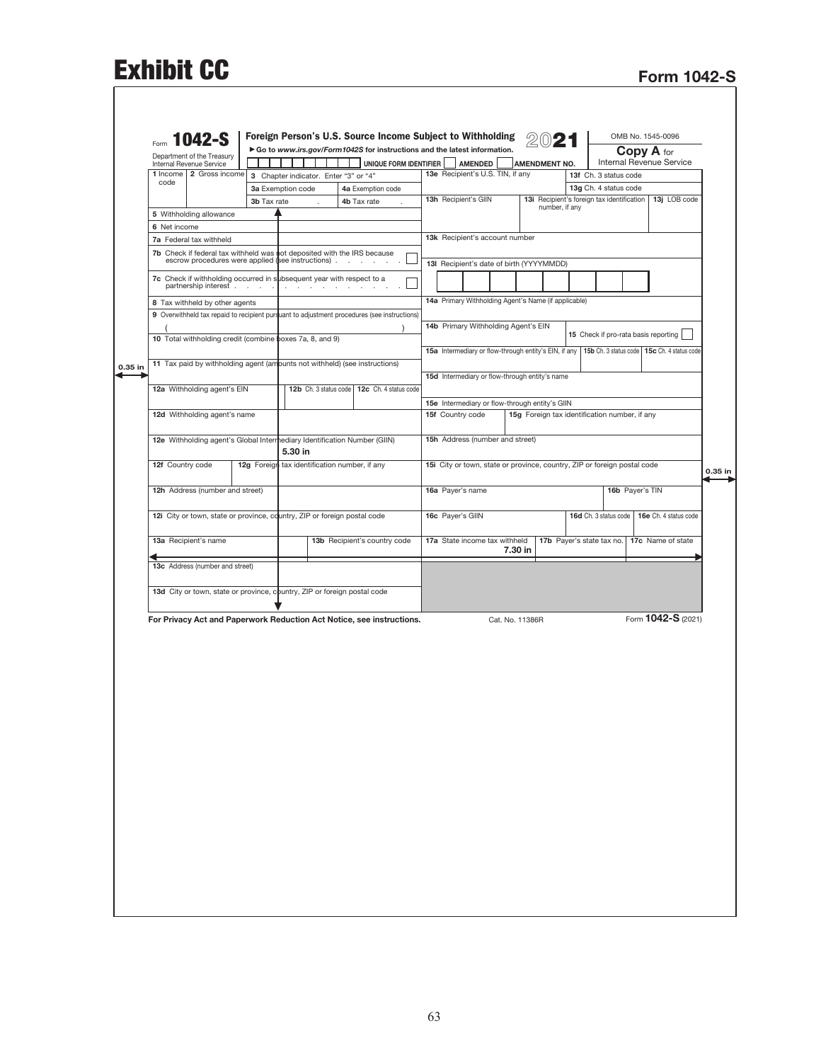# Exhibit CC

## Form 1042-S

Form **1042-S** — Department of the Treasury, Internal Revenue Service

**Foreign Person's U.S. Source Income Subject to Withholding** **2021**

► Go to *www.irs.gov/Form1042S* for instructions and the latest information.

OMB No. 1545-0096

**Copy A** for Internal Revenue Service

UNIQUE FORM IDENTIFIER | AMENDED | AMENDMENT NO.

| | |
|---|---|
| 1 Income code | 13e Recipient's U.S. TIN, if any |
| 2 Gross income | 13f Ch. 3 status code |
| 3 Chapter indicator. Enter "3" or "4" | 13g Ch. 4 status code |
| 3a Exemption code | 13h Recipient's GIIN |
| 4a Exemption code | 13i Recipient's foreign tax identification number, if any |
| 3b Tax rate . | 13j LOB code |
| 4b Tax rate . | 13k Recipient's account number |
| 5 Withholding allowance | 13l Recipient's date of birth (YYYYMMDD) |
| 6 Net income | 14a Primary Withholding Agent's Name (if applicable) |
| 7a Federal tax withheld | 14b Primary Withholding Agent's EIN |
| 7b Check if federal tax withheld was not deposited with the IRS because escrow procedures were applied (see instructions) . . . . . . . ☐ | 15 Check if pro-rata basis reporting ☐ |
| 7c Check if withholding occurred in subsequent year with respect to a partnership interest . . . . . . . . . . . . . . ☐ | 15a Intermediary or flow-through entity's EIN, if any |
| 8 Tax withheld by other agents | 15b Ch. 3 status code |
| 9 Overwithheld tax repaid to recipient pursuant to adjustment procedures (see instructions) ( ) | 15c Ch. 4 status code |
| 10 Total withholding credit (combine boxes 7a, 8, and 9) | 15d Intermediary or flow-through entity's name |
| 11 Tax paid by withholding agent (amounts not withheld) (see instructions) | 15e Intermediary or flow-through entity's GIIN |
| 12a Withholding agent's EIN | 15f Country code |
| 12b Ch. 3 status code | 15g Foreign tax identification number, if any |
| 12c Ch. 4 status code | 15h Address (number and street) |
| 12d Withholding agent's name | 15i City or town, state or province, country, ZIP or foreign postal code |
| 12e Withholding agent's Global Intermediary Identification Number (GIIN) | 16a Payer's name |
| 12f Country code | 16b Payer's TIN |
| 12g Foreign tax identification number, if any | 16c Payer's GIIN |
| 12h Address (number and street) | 16d Ch. 3 status code |
| 12i City or town, state or province, country, ZIP or foreign postal code | 16e Ch. 4 status code |
| 13a Recipient's name | 17a State income tax withheld |
| 13b Recipient's country code | 17b Payer's state tax no. |
| 13c Address (number and street) | 17c Name of state |
| 13d City or town, state or province, country, ZIP or foreign postal code | |

Dimensions: 0.35 in; 5.30 in; 7.30 in; 0.35 in

For Privacy Act and Paperwork Reduction Act Notice, see instructions. Cat. No. 11386R Form **1042-S** (2021)